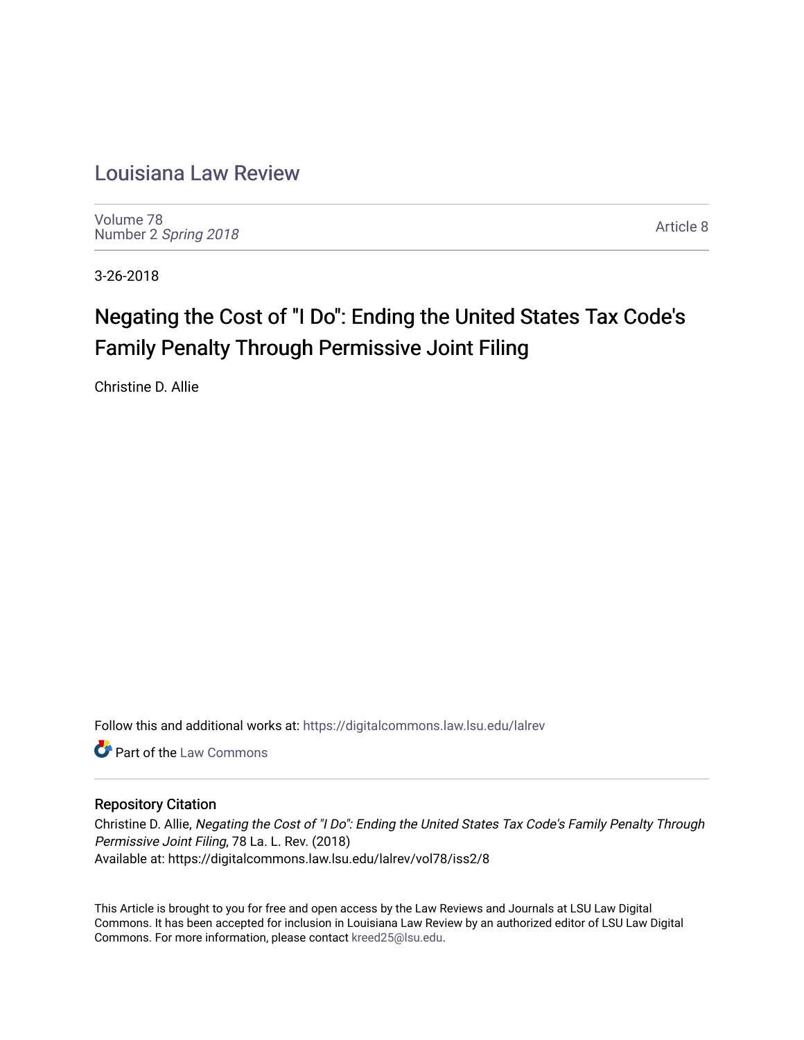# Louisiana Law Review

Volume 78
Number 2 *Spring 2018*

Article 8

3-26-2018

## Negating the Cost of "I Do": Ending the United States Tax Code's Family Penalty Through Permissive Joint Filing

Christine D. Allie

Follow this and additional works at: https://digitalcommons.law.lsu.edu/lalrev

Part of the Law Commons

### Repository Citation

Christine D. Allie, *Negating the Cost of "I Do": Ending the United States Tax Code's Family Penalty Through Permissive Joint Filing*, 78 La. L. Rev. (2018)
Available at: https://digitalcommons.law.lsu.edu/lalrev/vol78/iss2/8

This Article is brought to you for free and open access by the Law Reviews and Journals at LSU Law Digital Commons. It has been accepted for inclusion in Louisiana Law Review by an authorized editor of LSU Law Digital Commons. For more information, please contact kreed25@lsu.edu.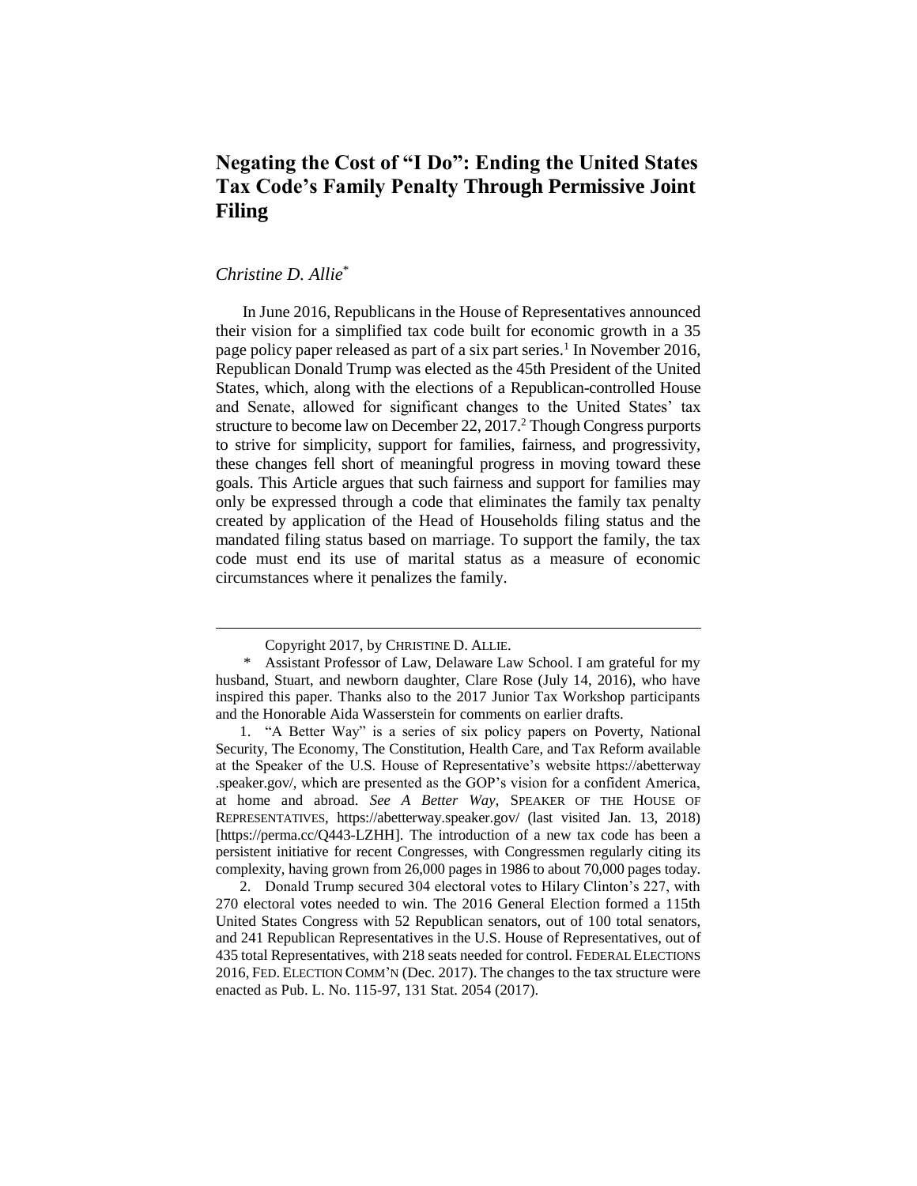# Negating the Cost of "I Do": Ending the United States Tax Code's Family Penalty Through Permissive Joint Filing

*Christine D. Allie*[*]

In June 2016, Republicans in the House of Representatives announced their vision for a simplified tax code built for economic growth in a 35 page policy paper released as part of a six part series.[1] In November 2016, Republican Donald Trump was elected as the 45th President of the United States, which, along with the elections of a Republican-controlled House and Senate, allowed for significant changes to the United States' tax structure to become law on December 22, 2017.[2] Though Congress purports to strive for simplicity, support for families, fairness, and progressivity, these changes fell short of meaningful progress in moving toward these goals. This Article argues that such fairness and support for families may only be expressed through a code that eliminates the family tax penalty created by application of the Head of Households filing status and the mandated filing status based on marriage. To support the family, the tax code must end its use of marital status as a measure of economic circumstances where it penalizes the family.

---

Copyright 2017, by CHRISTINE D. ALLIE.

\* Assistant Professor of Law, Delaware Law School. I am grateful for my husband, Stuart, and newborn daughter, Clare Rose (July 14, 2016), who have inspired this paper. Thanks also to the 2017 Junior Tax Workshop participants and the Honorable Aida Wasserstein for comments on earlier drafts.

1. "A Better Way" is a series of six policy papers on Poverty, National Security, The Economy, The Constitution, Health Care, and Tax Reform available at the Speaker of the U.S. House of Representative's website https://abetterway.speaker.gov/, which are presented as the GOP's vision for a confident America, at home and abroad. *See A Better Way*, SPEAKER OF THE HOUSE OF REPRESENTATIVES, https://abetterway.speaker.gov/ (last visited Jan. 13, 2018) [https://perma.cc/Q443-LZHH]. The introduction of a new tax code has been a persistent initiative for recent Congresses, with Congressmen regularly citing its complexity, having grown from 26,000 pages in 1986 to about 70,000 pages today.

2. Donald Trump secured 304 electoral votes to Hilary Clinton's 227, with 270 electoral votes needed to win. The 2016 General Election formed a 115th United States Congress with 52 Republican senators, out of 100 total senators, and 241 Republican Representatives in the U.S. House of Representatives, out of 435 total Representatives, with 218 seats needed for control. FEDERAL ELECTIONS 2016, FED. ELECTION COMM'N (Dec. 2017). The changes to the tax structure were enacted as Pub. L. No. 115-97, 131 Stat. 2054 (2017).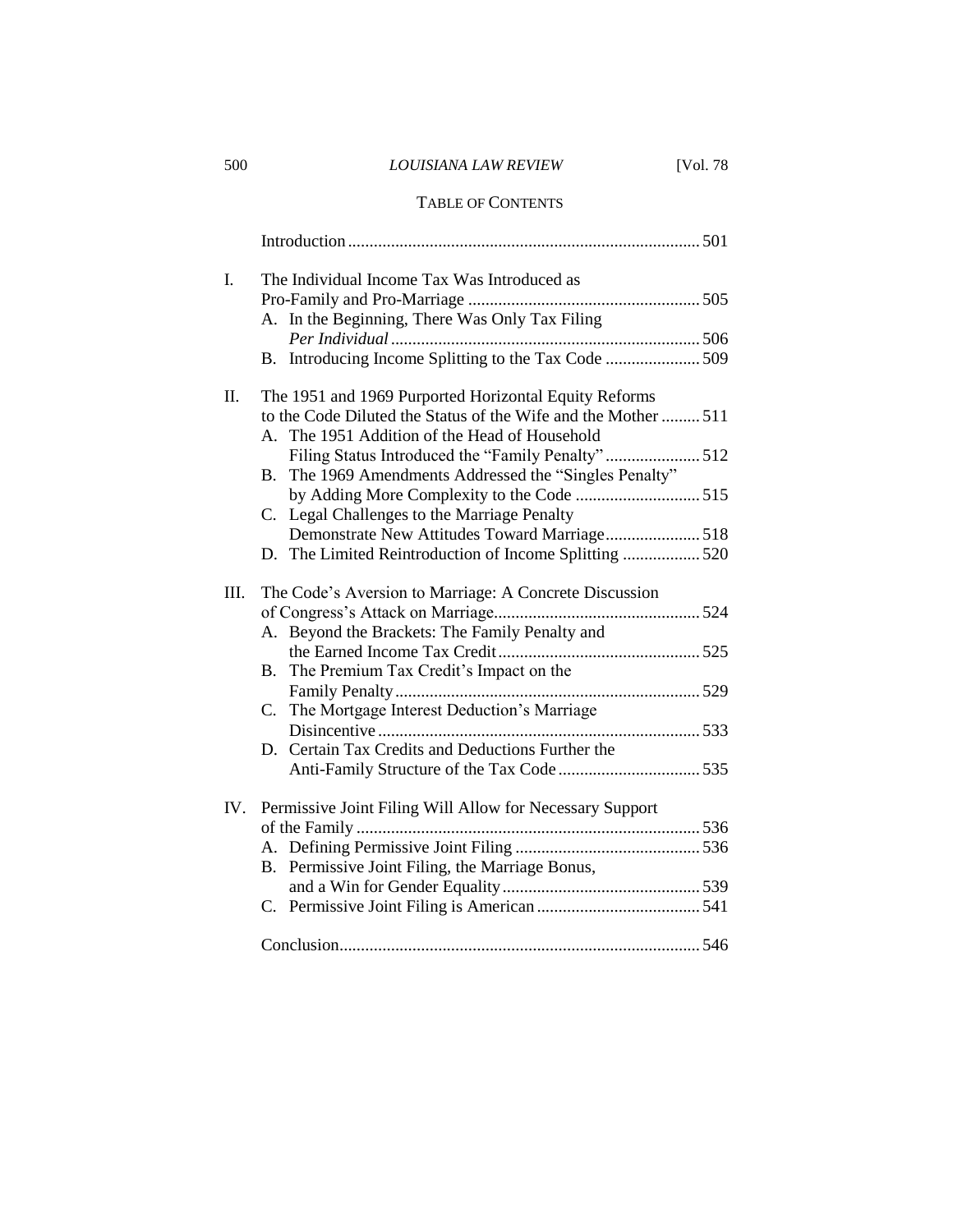TABLE OF CONTENTS

Introduction ........ 501

I. The Individual Income Tax Was Introduced as Pro-Family and Pro-Marriage ........ 505
   - A. In the Beginning, There Was Only Tax Filing *Per Individual* ........ 506
   - B. Introducing Income Splitting to the Tax Code ........ 509

II. The 1951 and 1969 Purported Horizontal Equity Reforms to the Code Diluted the Status of the Wife and the Mother ........ 511
   - A. The 1951 Addition of the Head of Household Filing Status Introduced the "Family Penalty" ........ 512
   - B. The 1969 Amendments Addressed the "Singles Penalty" by Adding More Complexity to the Code ........ 515
   - C. Legal Challenges to the Marriage Penalty Demonstrate New Attitudes Toward Marriage ........ 518
   - D. The Limited Reintroduction of Income Splitting ........ 520

III. The Code's Aversion to Marriage: A Concrete Discussion of Congress's Attack on Marriage ........ 524
   - A. Beyond the Brackets: The Family Penalty and the Earned Income Tax Credit ........ 525
   - B. The Premium Tax Credit's Impact on the Family Penalty ........ 529
   - C. The Mortgage Interest Deduction's Marriage Disincentive ........ 533
   - D. Certain Tax Credits and Deductions Further the Anti-Family Structure of the Tax Code ........ 535

IV. Permissive Joint Filing Will Allow for Necessary Support of the Family ........ 536
   - A. Defining Permissive Joint Filing ........ 536
   - B. Permissive Joint Filing, the Marriage Bonus, and a Win for Gender Equality ........ 539
   - C. Permissive Joint Filing is American ........ 541

Conclusion ........ 546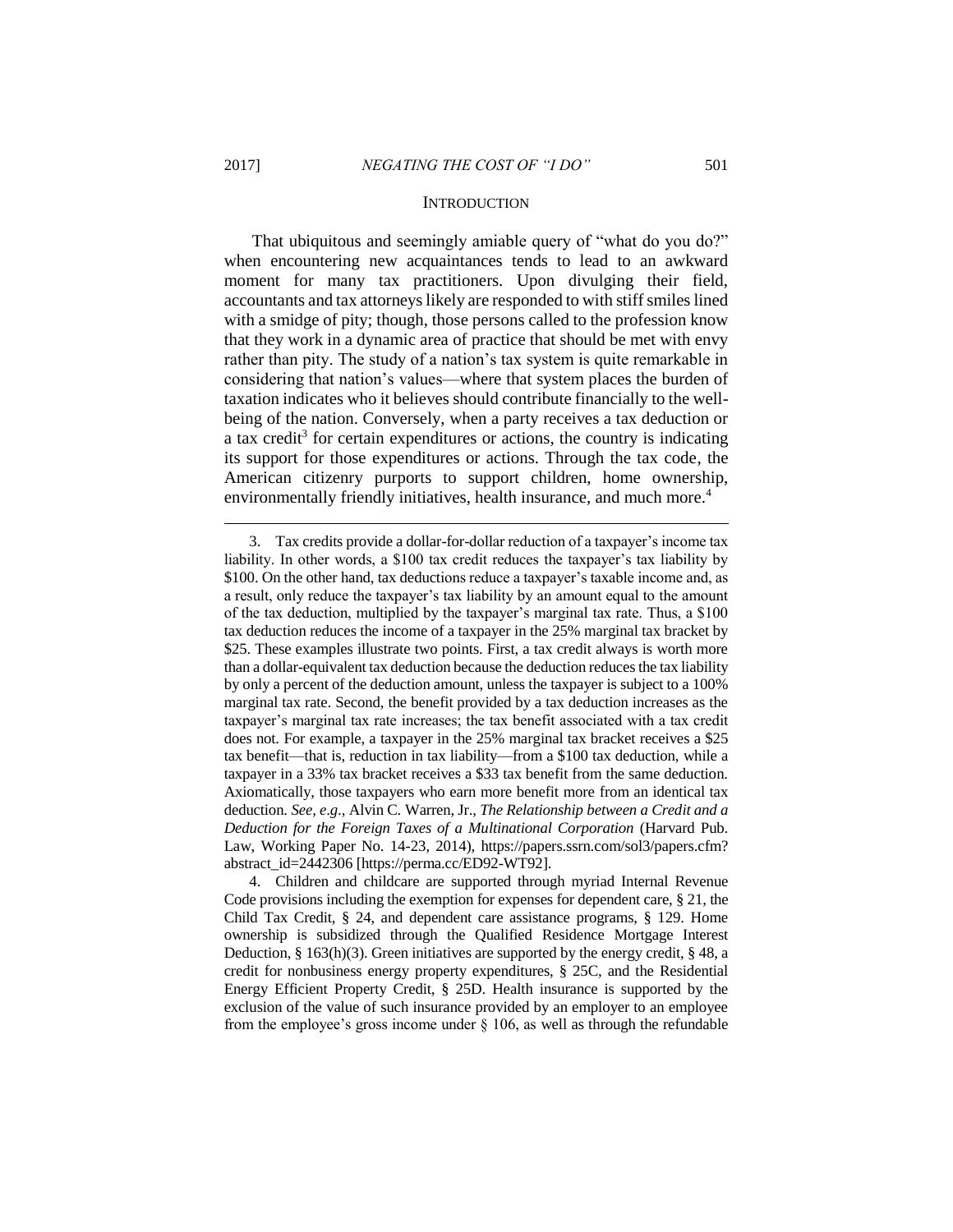## INTRODUCTION

That ubiquitous and seemingly amiable query of "what do you do?" when encountering new acquaintances tends to lead to an awkward moment for many tax practitioners. Upon divulging their field, accountants and tax attorneys likely are responded to with stiff smiles lined with a smidge of pity; though, those persons called to the profession know that they work in a dynamic area of practice that should be met with envy rather than pity. The study of a nation's tax system is quite remarkable in considering that nation's values—where that system places the burden of taxation indicates who it believes should contribute financially to the well-being of the nation. Conversely, when a party receives a tax deduction or a tax credit[3] for certain expenditures or actions, the country is indicating its support for those expenditures or actions. Through the tax code, the American citizenry purports to support children, home ownership, environmentally friendly initiatives, health insurance, and much more.[4]

---

3. Tax credits provide a dollar-for-dollar reduction of a taxpayer's income tax liability. In other words, a $100 tax credit reduces the taxpayer's tax liability by $100. On the other hand, tax deductions reduce a taxpayer's taxable income and, as a result, only reduce the taxpayer's tax liability by an amount equal to the amount of the tax deduction, multiplied by the taxpayer's marginal tax rate. Thus, a $100 tax deduction reduces the income of a taxpayer in the 25% marginal tax bracket by $25. These examples illustrate two points. First, a tax credit always is worth more than a dollar-equivalent tax deduction because the deduction reduces the tax liability by only a percent of the deduction amount, unless the taxpayer is subject to a 100% marginal tax rate. Second, the benefit provided by a tax deduction increases as the taxpayer's marginal tax rate increases; the tax benefit associated with a tax credit does not. For example, a taxpayer in the 25% marginal tax bracket receives a $25 tax benefit—that is, reduction in tax liability—from a $100 tax deduction, while a taxpayer in a 33% tax bracket receives a $33 tax benefit from the same deduction. Axiomatically, those taxpayers who earn more benefit more from an identical tax deduction. *See, e.g*., Alvin C. Warren, Jr., *The Relationship between a Credit and a Deduction for the Foreign Taxes of a Multinational Corporation* (Harvard Pub. Law, Working Paper No. 14-23, 2014), https://papers.ssrn.com/sol3/papers.cfm?abstract_id=2442306 [https://perma.cc/ED92-WT92].

4. Children and childcare are supported through myriad Internal Revenue Code provisions including the exemption for expenses for dependent care, § 21, the Child Tax Credit, § 24, and dependent care assistance programs, § 129. Home ownership is subsidized through the Qualified Residence Mortgage Interest Deduction, § 163(h)(3). Green initiatives are supported by the energy credit, § 48, a credit for nonbusiness energy property expenditures, § 25C, and the Residential Energy Efficient Property Credit, § 25D. Health insurance is supported by the exclusion of the value of such insurance provided by an employer to an employee from the employee's gross income under § 106, as well as through the refundable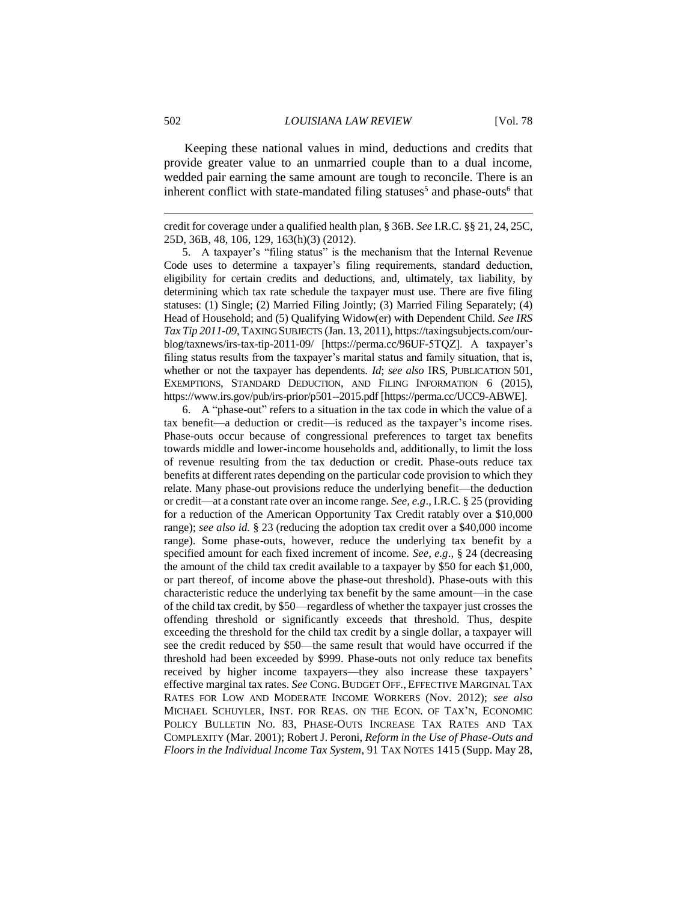Keeping these national values in mind, deductions and credits that provide greater value to an unmarried couple than to a dual income, wedded pair earning the same amount are tough to reconcile. There is an inherent conflict with state-mandated filing statuses[5] and phase-outs[6] that

---

credit for coverage under a qualified health plan, § 36B. *See* I.R.C. §§ 21, 24, 25C, 25D, 36B, 48, 106, 129, 163(h)(3) (2012).

5. A taxpayer's "filing status" is the mechanism that the Internal Revenue Code uses to determine a taxpayer's filing requirements, standard deduction, eligibility for certain credits and deductions, and, ultimately, tax liability, by determining which tax rate schedule the taxpayer must use. There are five filing statuses: (1) Single; (2) Married Filing Jointly; (3) Married Filing Separately; (4) Head of Household; and (5) Qualifying Widow(er) with Dependent Child. *See IRS Tax Tip 2011-09*, TAXING SUBJECTS (Jan. 13, 2011), https://taxingsubjects.com/our-blog/taxnews/irs-tax-tip-2011-09/ [https://perma.cc/96UF-5TQZ]. A taxpayer's filing status results from the taxpayer's marital status and family situation, that is, whether or not the taxpayer has dependents. *Id*; *see also* IRS, PUBLICATION 501, EXEMPTIONS, STANDARD DEDUCTION, AND FILING INFORMATION 6 (2015), https://www.irs.gov/pub/irs-prior/p501--2015.pdf [https://perma.cc/UCC9-ABWE].

6. A "phase-out" refers to a situation in the tax code in which the value of a tax benefit—a deduction or credit—is reduced as the taxpayer's income rises. Phase-outs occur because of congressional preferences to target tax benefits towards middle and lower-income households and, additionally, to limit the loss of revenue resulting from the tax deduction or credit. Phase-outs reduce tax benefits at different rates depending on the particular code provision to which they relate. Many phase-out provisions reduce the underlying benefit—the deduction or credit—at a constant rate over an income range. *See, e.g*., I.R.C. § 25 (providing for a reduction of the American Opportunity Tax Credit ratably over a $10,000 range); *see also id.* § 23 (reducing the adoption tax credit over a $40,000 income range). Some phase-outs, however, reduce the underlying tax benefit by a specified amount for each fixed increment of income. *See, e.g*., § 24 (decreasing the amount of the child tax credit available to a taxpayer by $50 for each $1,000, or part thereof, of income above the phase-out threshold). Phase-outs with this characteristic reduce the underlying tax benefit by the same amount—in the case of the child tax credit, by $50—regardless of whether the taxpayer just crosses the offending threshold or significantly exceeds that threshold. Thus, despite exceeding the threshold for the child tax credit by a single dollar, a taxpayer will see the credit reduced by $50—the same result that would have occurred if the threshold had been exceeded by $999. Phase-outs not only reduce tax benefits received by higher income taxpayers—they also increase these taxpayers' effective marginal tax rates. *See* CONG. BUDGET OFF., EFFECTIVE MARGINAL TAX RATES FOR LOW AND MODERATE INCOME WORKERS (Nov. 2012); *see also* MICHAEL SCHUYLER, INST. FOR REAS. ON THE ECON. OF TAX'N, ECONOMIC POLICY BULLETIN NO. 83, PHASE-OUTS INCREASE TAX RATES AND TAX COMPLEXITY (Mar. 2001); Robert J. Peroni, *Reform in the Use of Phase-Outs and Floors in the Individual Income Tax System*, 91 TAX NOTES 1415 (Supp. May 28,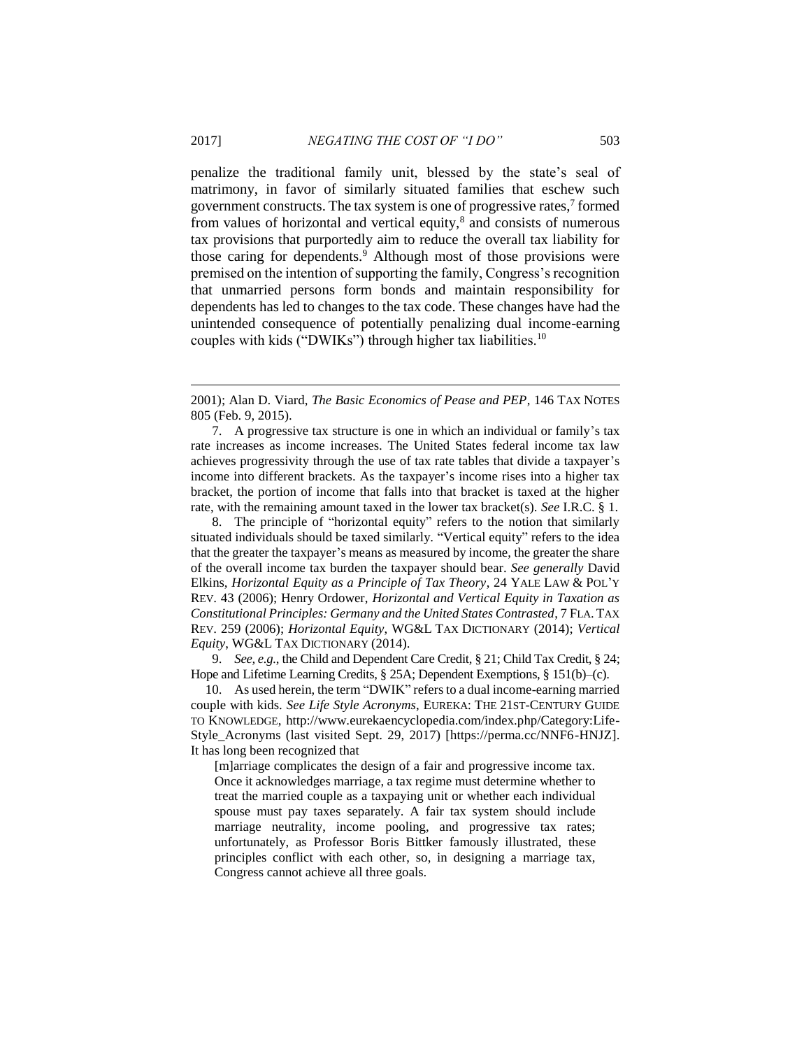penalize the traditional family unit, blessed by the state's seal of matrimony, in favor of similarly situated families that eschew such government constructs. The tax system is one of progressive rates,[7] formed from values of horizontal and vertical equity,[8] and consists of numerous tax provisions that purportedly aim to reduce the overall tax liability for those caring for dependents.[9] Although most of those provisions were premised on the intention of supporting the family, Congress's recognition that unmarried persons form bonds and maintain responsibility for dependents has led to changes to the tax code. These changes have had the unintended consequence of potentially penalizing dual income-earning couples with kids ("DWIKs") through higher tax liabilities.[10]

---

2001); Alan D. Viard, *The Basic Economics of Pease and PEP*, 146 TAX NOTES 805 (Feb. 9, 2015).

7. A progressive tax structure is one in which an individual or family's tax rate increases as income increases. The United States federal income tax law achieves progressivity through the use of tax rate tables that divide a taxpayer's income into different brackets. As the taxpayer's income rises into a higher tax bracket, the portion of income that falls into that bracket is taxed at the higher rate, with the remaining amount taxed in the lower tax bracket(s). *See* I.R.C. § 1.

8. The principle of "horizontal equity" refers to the notion that similarly situated individuals should be taxed similarly. "Vertical equity" refers to the idea that the greater the taxpayer's means as measured by income, the greater the share of the overall income tax burden the taxpayer should bear. *See generally* David Elkins, *Horizontal Equity as a Principle of Tax Theory*, 24 YALE LAW & POL'Y REV. 43 (2006); Henry Ordower, *Horizontal and Vertical Equity in Taxation as Constitutional Principles: Germany and the United States Contrasted*, 7 FLA. TAX REV. 259 (2006); *Horizontal Equity*, WG&L TAX DICTIONARY (2014); *Vertical Equity*, WG&L TAX DICTIONARY (2014).

9. *See, e.g.*, the Child and Dependent Care Credit, § 21; Child Tax Credit, § 24; Hope and Lifetime Learning Credits, § 25A; Dependent Exemptions, § 151(b)–(c).

10. As used herein, the term "DWIK" refers to a dual income-earning married couple with kids. *See Life Style Acronyms*, EUREKA: THE 21ST-CENTURY GUIDE TO KNOWLEDGE, http://www.eurekaencyclopedia.com/index.php/Category:Life-Style_Acronyms (last visited Sept. 29, 2017) [https://perma.cc/NNF6-HNJZ]. It has long been recognized that

> [m]arriage complicates the design of a fair and progressive income tax. Once it acknowledges marriage, a tax regime must determine whether to treat the married couple as a taxpaying unit or whether each individual spouse must pay taxes separately. A fair tax system should include marriage neutrality, income pooling, and progressive tax rates; unfortunately, as Professor Boris Bittker famously illustrated, these principles conflict with each other, so, in designing a marriage tax, Congress cannot achieve all three goals.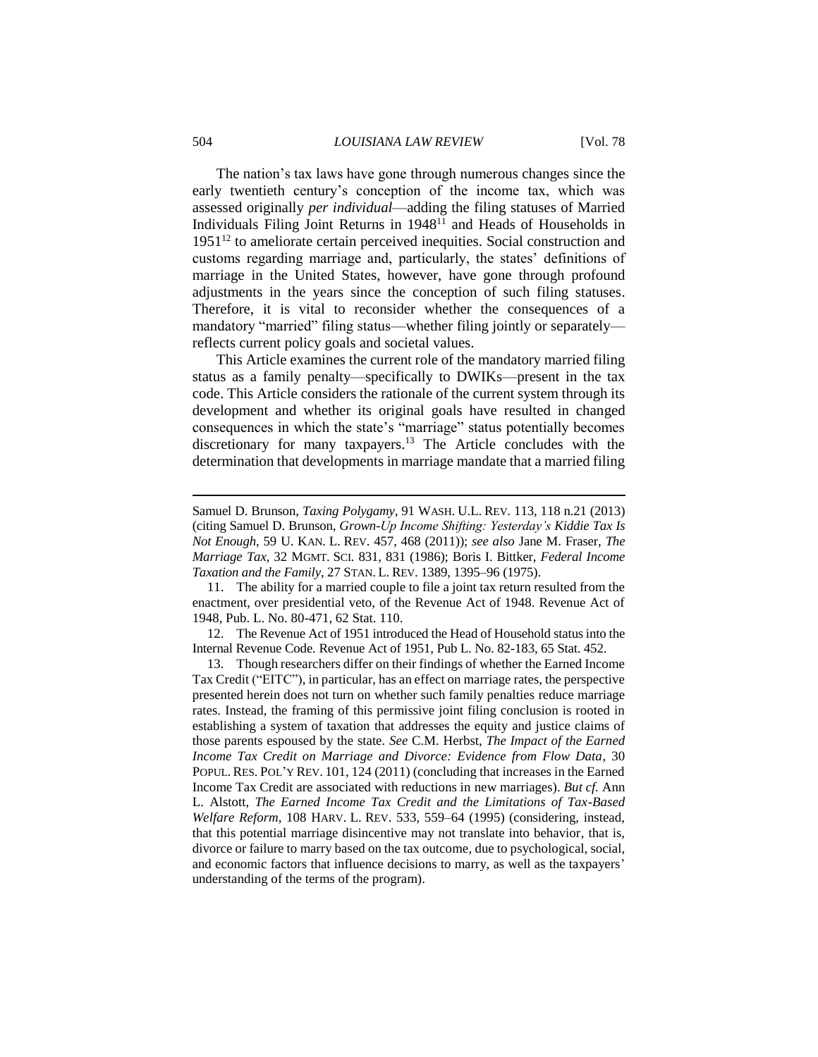The nation's tax laws have gone through numerous changes since the early twentieth century's conception of the income tax, which was assessed originally *per individual*—adding the filing statuses of Married Individuals Filing Joint Returns in 1948[11] and Heads of Households in 1951[12] to ameliorate certain perceived inequities. Social construction and customs regarding marriage and, particularly, the states' definitions of marriage in the United States, however, have gone through profound adjustments in the years since the conception of such filing statuses. Therefore, it is vital to reconsider whether the consequences of a mandatory "married" filing status—whether filing jointly or separately—reflects current policy goals and societal values.

This Article examines the current role of the mandatory married filing status as a family penalty—specifically to DWIKs—present in the tax code. This Article considers the rationale of the current system through its development and whether its original goals have resulted in changed consequences in which the state's "marriage" status potentially becomes discretionary for many taxpayers.[13] The Article concludes with the determination that developments in marriage mandate that a married filing

---

Samuel D. Brunson, *Taxing Polygamy*, 91 WASH. U.L. REV. 113, 118 n.21 (2013) (citing Samuel D. Brunson, *Grown-Up Income Shifting: Yesterday's Kiddie Tax Is Not Enough*, 59 U. KAN. L. REV. 457, 468 (2011)); *see also* Jane M. Fraser, *The Marriage Tax*, 32 MGMT. SCI. 831, 831 (1986); Boris I. Bittker, *Federal Income Taxation and the Family*, 27 STAN. L. REV. 1389, 1395–96 (1975).

11. The ability for a married couple to file a joint tax return resulted from the enactment, over presidential veto, of the Revenue Act of 1948. Revenue Act of 1948, Pub. L. No. 80-471, 62 Stat. 110.

12. The Revenue Act of 1951 introduced the Head of Household status into the Internal Revenue Code. Revenue Act of 1951, Pub L. No. 82-183, 65 Stat. 452.

13. Though researchers differ on their findings of whether the Earned Income Tax Credit ("EITC"), in particular, has an effect on marriage rates, the perspective presented herein does not turn on whether such family penalties reduce marriage rates. Instead, the framing of this permissive joint filing conclusion is rooted in establishing a system of taxation that addresses the equity and justice claims of those parents espoused by the state. *See* C.M. Herbst, *The Impact of the Earned Income Tax Credit on Marriage and Divorce: Evidence from Flow Data*, 30 POPUL. RES. POL'Y REV. 101, 124 (2011) (concluding that increases in the Earned Income Tax Credit are associated with reductions in new marriages). *But cf.* Ann L. Alstott, *The Earned Income Tax Credit and the Limitations of Tax-Based Welfare Reform*, 108 HARV. L. REV. 533, 559–64 (1995) (considering, instead, that this potential marriage disincentive may not translate into behavior, that is, divorce or failure to marry based on the tax outcome, due to psychological, social, and economic factors that influence decisions to marry, as well as the taxpayers' understanding of the terms of the program).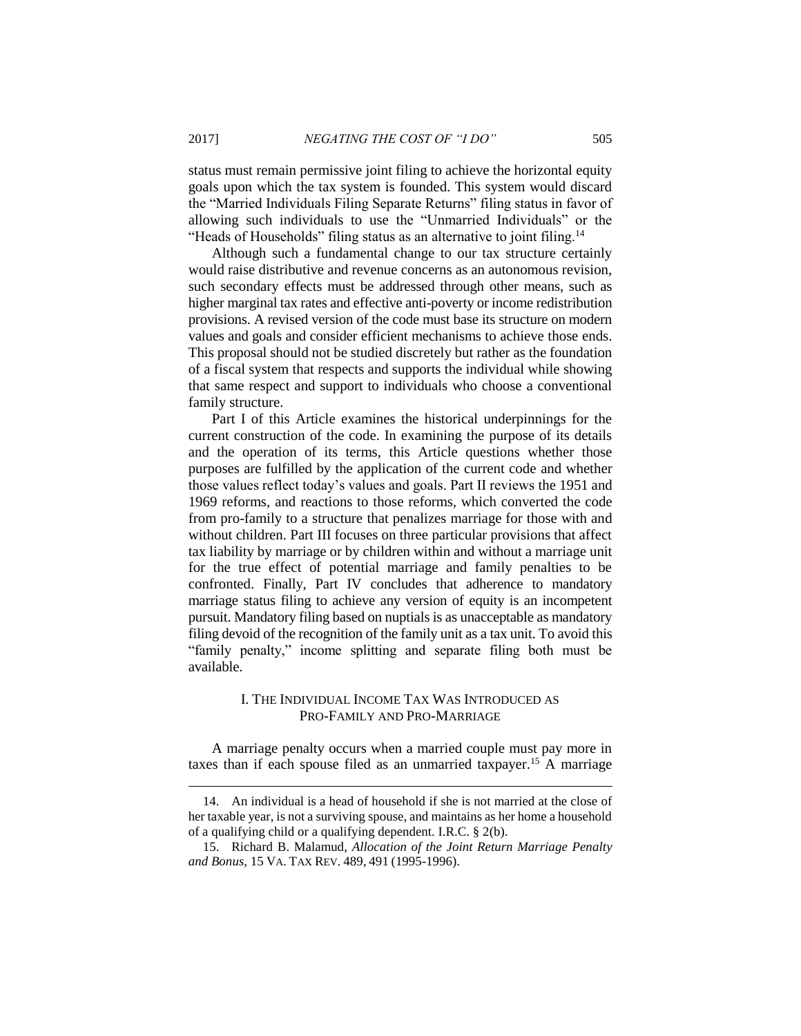status must remain permissive joint filing to achieve the horizontal equity goals upon which the tax system is founded. This system would discard the "Married Individuals Filing Separate Returns" filing status in favor of allowing such individuals to use the "Unmarried Individuals" or the "Heads of Households" filing status as an alternative to joint filing.[14]

Although such a fundamental change to our tax structure certainly would raise distributive and revenue concerns as an autonomous revision, such secondary effects must be addressed through other means, such as higher marginal tax rates and effective anti-poverty or income redistribution provisions. A revised version of the code must base its structure on modern values and goals and consider efficient mechanisms to achieve those ends. This proposal should not be studied discretely but rather as the foundation of a fiscal system that respects and supports the individual while showing that same respect and support to individuals who choose a conventional family structure.

Part I of this Article examines the historical underpinnings for the current construction of the code. In examining the purpose of its details and the operation of its terms, this Article questions whether those purposes are fulfilled by the application of the current code and whether those values reflect today's values and goals. Part II reviews the 1951 and 1969 reforms, and reactions to those reforms, which converted the code from pro-family to a structure that penalizes marriage for those with and without children. Part III focuses on three particular provisions that affect tax liability by marriage or by children within and without a marriage unit for the true effect of potential marriage and family penalties to be confronted. Finally, Part IV concludes that adherence to mandatory marriage status filing to achieve any version of equity is an incompetent pursuit. Mandatory filing based on nuptials is as unacceptable as mandatory filing devoid of the recognition of the family unit as a tax unit. To avoid this "family penalty," income splitting and separate filing both must be available.

## I. The Individual Income Tax Was Introduced as Pro-Family and Pro-Marriage

A marriage penalty occurs when a married couple must pay more in taxes than if each spouse filed as an unmarried taxpayer.[15] A marriage

---

14. An individual is a head of household if she is not married at the close of her taxable year, is not a surviving spouse, and maintains as her home a household of a qualifying child or a qualifying dependent. I.R.C. § 2(b).

15. Richard B. Malamud, *Allocation of the Joint Return Marriage Penalty and Bonus*, 15 VA. TAX REV. 489, 491 (1995-1996).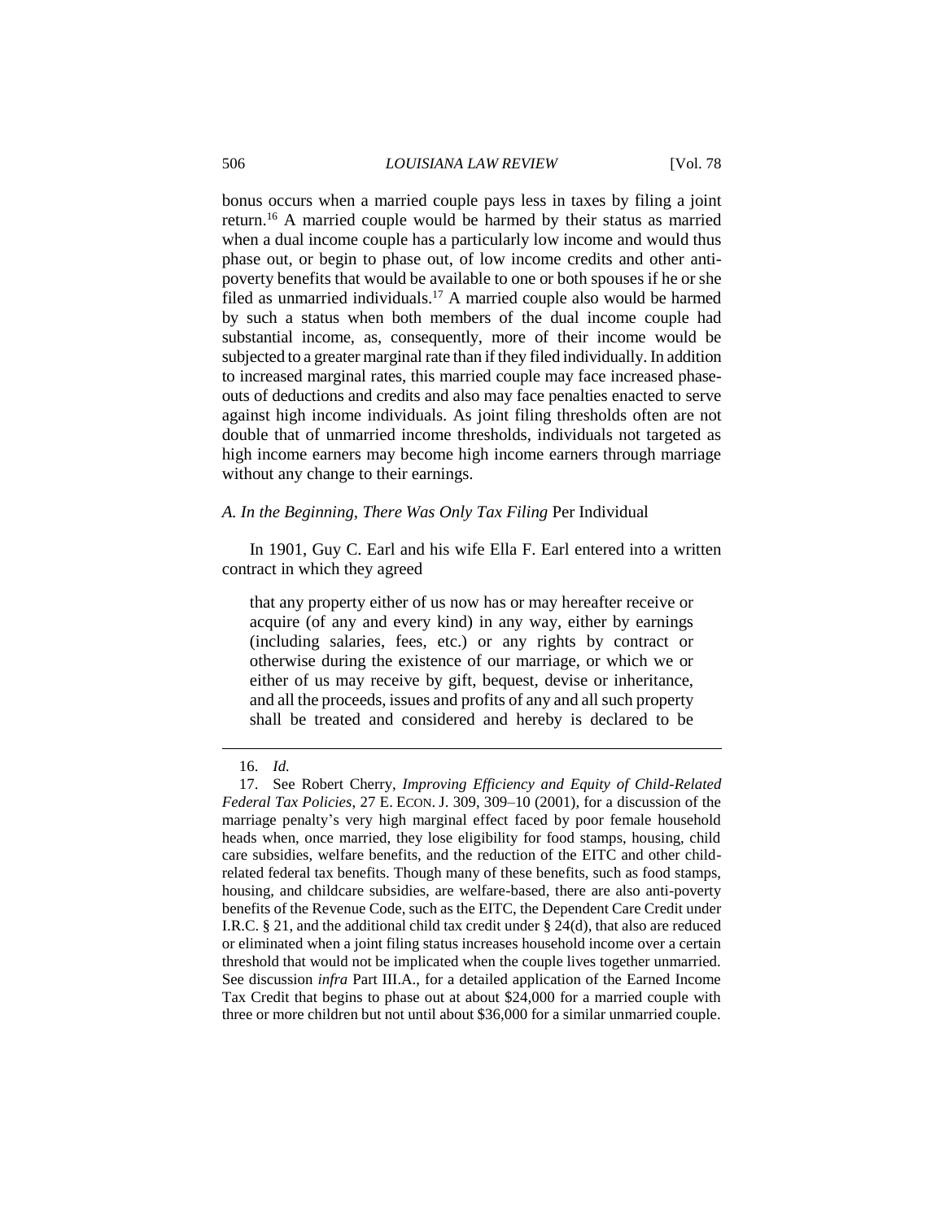bonus occurs when a married couple pays less in taxes by filing a joint return.[16] A married couple would be harmed by their status as married when a dual income couple has a particularly low income and would thus phase out, or begin to phase out, of low income credits and other anti-poverty benefits that would be available to one or both spouses if he or she filed as unmarried individuals.[17] A married couple also would be harmed by such a status when both members of the dual income couple had substantial income, as, consequently, more of their income would be subjected to a greater marginal rate than if they filed individually. In addition to increased marginal rates, this married couple may face increased phase-outs of deductions and credits and also may face penalties enacted to serve against high income individuals. As joint filing thresholds often are not double that of unmarried income thresholds, individuals not targeted as high income earners may become high income earners through marriage without any change to their earnings.

### *A. In the Beginning, There Was Only Tax Filing* Per Individual

In 1901, Guy C. Earl and his wife Ella F. Earl entered into a written contract in which they agreed

> that any property either of us now has or may hereafter receive or acquire (of any and every kind) in any way, either by earnings (including salaries, fees, etc.) or any rights by contract or otherwise during the existence of our marriage, or which we or either of us may receive by gift, bequest, devise or inheritance, and all the proceeds, issues and profits of any and all such property shall be treated and considered and hereby is declared to be

---

16. *Id.*

17. See Robert Cherry, *Improving Efficiency and Equity of Child-Related Federal Tax Policies*, 27 E. ECON. J. 309, 309–10 (2001), for a discussion of the marriage penalty's very high marginal effect faced by poor female household heads when, once married, they lose eligibility for food stamps, housing, child care subsidies, welfare benefits, and the reduction of the EITC and other child-related federal tax benefits. Though many of these benefits, such as food stamps, housing, and childcare subsidies, are welfare-based, there are also anti-poverty benefits of the Revenue Code, such as the EITC, the Dependent Care Credit under I.R.C. § 21, and the additional child tax credit under § 24(d), that also are reduced or eliminated when a joint filing status increases household income over a certain threshold that would not be implicated when the couple lives together unmarried. See discussion *infra* Part III.A., for a detailed application of the Earned Income Tax Credit that begins to phase out at about $24,000 for a married couple with three or more children but not until about $36,000 for a similar unmarried couple.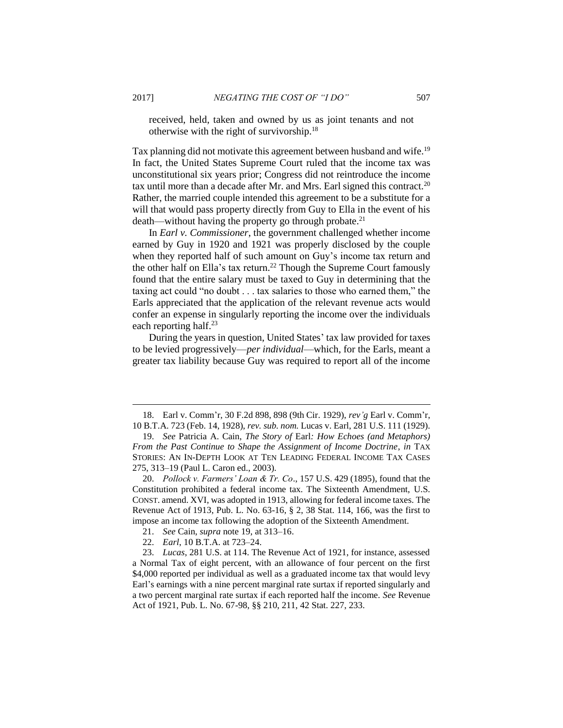received, held, taken and owned by us as joint tenants and not otherwise with the right of survivorship.[18]

Tax planning did not motivate this agreement between husband and wife.[19] In fact, the United States Supreme Court ruled that the income tax was unconstitutional six years prior; Congress did not reintroduce the income tax until more than a decade after Mr. and Mrs. Earl signed this contract.[20] Rather, the married couple intended this agreement to be a substitute for a will that would pass property directly from Guy to Ella in the event of his death—without having the property go through probate.[21]

In *Earl v. Commissioner*, the government challenged whether income earned by Guy in 1920 and 1921 was properly disclosed by the couple when they reported half of such amount on Guy's income tax return and the other half on Ella's tax return.[22] Though the Supreme Court famously found that the entire salary must be taxed to Guy in determining that the taxing act could "no doubt . . . tax salaries to those who earned them," the Earls appreciated that the application of the relevant revenue acts would confer an expense in singularly reporting the income over the individuals each reporting half.[23]

During the years in question, United States' tax law provided for taxes to be levied progressively—*per individual*—which, for the Earls, meant a greater tax liability because Guy was required to report all of the income

---

18. Earl v. Comm'r, 30 F.2d 898, 898 (9th Cir. 1929), *rev'g* Earl v. Comm'r, 10 B.T.A. 723 (Feb. 14, 1928), *rev. sub. nom.* Lucas v. Earl, 281 U.S. 111 (1929).

19. *See* Patricia A. Cain, *The Story of* Earl*: How Echoes (and Metaphors) From the Past Continue to Shape the Assignment of Income Doctrine*, *in* TAX STORIES: AN IN-DEPTH LOOK AT TEN LEADING FEDERAL INCOME TAX CASES 275, 313–19 (Paul L. Caron ed., 2003).

20. *Pollock v. Farmers' Loan & Tr. Co*., 157 U.S. 429 (1895), found that the Constitution prohibited a federal income tax. The Sixteenth Amendment, U.S. CONST. amend. XVI, was adopted in 1913, allowing for federal income taxes. The Revenue Act of 1913, Pub. L. No. 63-16, § 2, 38 Stat. 114, 166, was the first to impose an income tax following the adoption of the Sixteenth Amendment.

21. *See* Cain, *supra* note 19, at 313–16.

22. *Earl*, 10 B.T.A. at 723–24.

23. *Lucas*, 281 U.S. at 114. The Revenue Act of 1921, for instance, assessed a Normal Tax of eight percent, with an allowance of four percent on the first $4,000 reported per individual as well as a graduated income tax that would levy Earl's earnings with a nine percent marginal rate surtax if reported singularly and a two percent marginal rate surtax if each reported half the income. *See* Revenue Act of 1921, Pub. L. No. 67-98, §§ 210, 211, 42 Stat. 227, 233.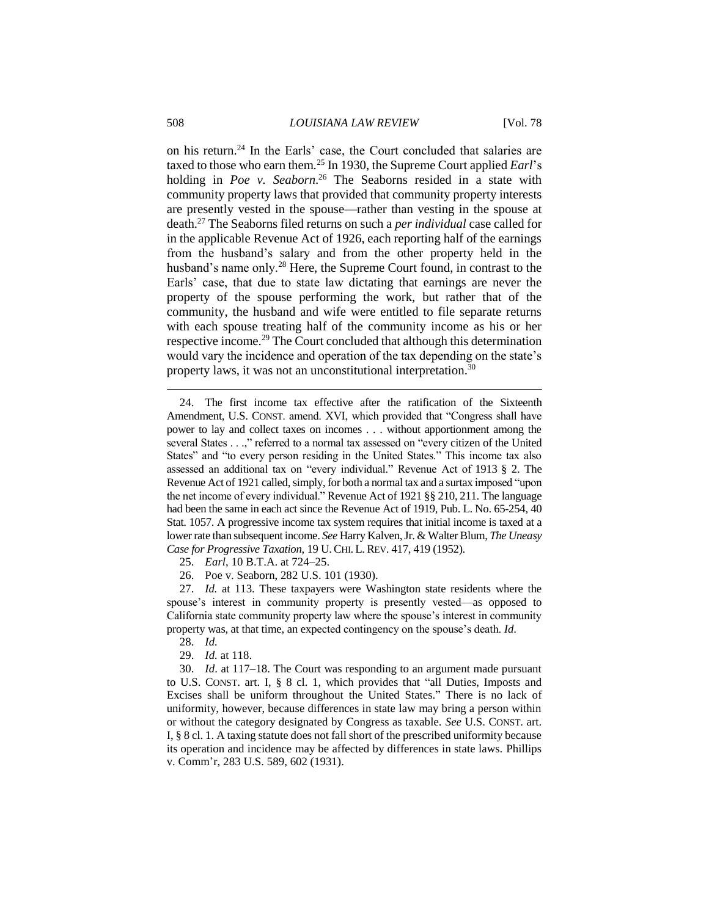on his return.[24] In the Earls' case, the Court concluded that salaries are taxed to those who earn them.[25] In 1930, the Supreme Court applied *Earl*'s holding in *Poe v. Seaborn*.[26] The Seaborns resided in a state with community property laws that provided that community property interests are presently vested in the spouse—rather than vesting in the spouse at death.[27] The Seaborns filed returns on such a *per individual* case called for in the applicable Revenue Act of 1926, each reporting half of the earnings from the husband's salary and from the other property held in the husband's name only.[28] Here, the Supreme Court found, in contrast to the Earls' case, that due to state law dictating that earnings are never the property of the spouse performing the work, but rather that of the community, the husband and wife were entitled to file separate returns with each spouse treating half of the community income as his or her respective income.[29] The Court concluded that although this determination would vary the incidence and operation of the tax depending on the state's property laws, it was not an unconstitutional interpretation.[30]

---

24. The first income tax effective after the ratification of the Sixteenth Amendment, U.S. CONST. amend. XVI, which provided that "Congress shall have power to lay and collect taxes on incomes . . . without apportionment among the several States . . .," referred to a normal tax assessed on "every citizen of the United States" and "to every person residing in the United States." This income tax also assessed an additional tax on "every individual." Revenue Act of 1913 § 2. The Revenue Act of 1921 called, simply, for both a normal tax and a surtax imposed "upon the net income of every individual." Revenue Act of 1921 §§ 210, 211. The language had been the same in each act since the Revenue Act of 1919, Pub. L. No. 65-254, 40 Stat. 1057. A progressive income tax system requires that initial income is taxed at a lower rate than subsequent income. *See* Harry Kalven, Jr. & Walter Blum, *The Uneasy Case for Progressive Taxation*, 19 U. CHI. L. REV. 417, 419 (1952).

25. *Earl*, 10 B.T.A. at 724–25.

26. Poe v. Seaborn, 282 U.S. 101 (1930).

27. *Id.* at 113. These taxpayers were Washington state residents where the spouse's interest in community property is presently vested—as opposed to California state community property law where the spouse's interest in community property was, at that time, an expected contingency on the spouse's death. *Id*.

28. *Id.*

29. *Id.* at 118.

30. *Id*. at 117–18. The Court was responding to an argument made pursuant to U.S. CONST. art. I, § 8 cl. 1, which provides that "all Duties, Imposts and Excises shall be uniform throughout the United States." There is no lack of uniformity, however, because differences in state law may bring a person within or without the category designated by Congress as taxable. *See* U.S. CONST. art. I, § 8 cl. 1. A taxing statute does not fall short of the prescribed uniformity because its operation and incidence may be affected by differences in state laws. Phillips v. Comm'r, 283 U.S. 589, 602 (1931).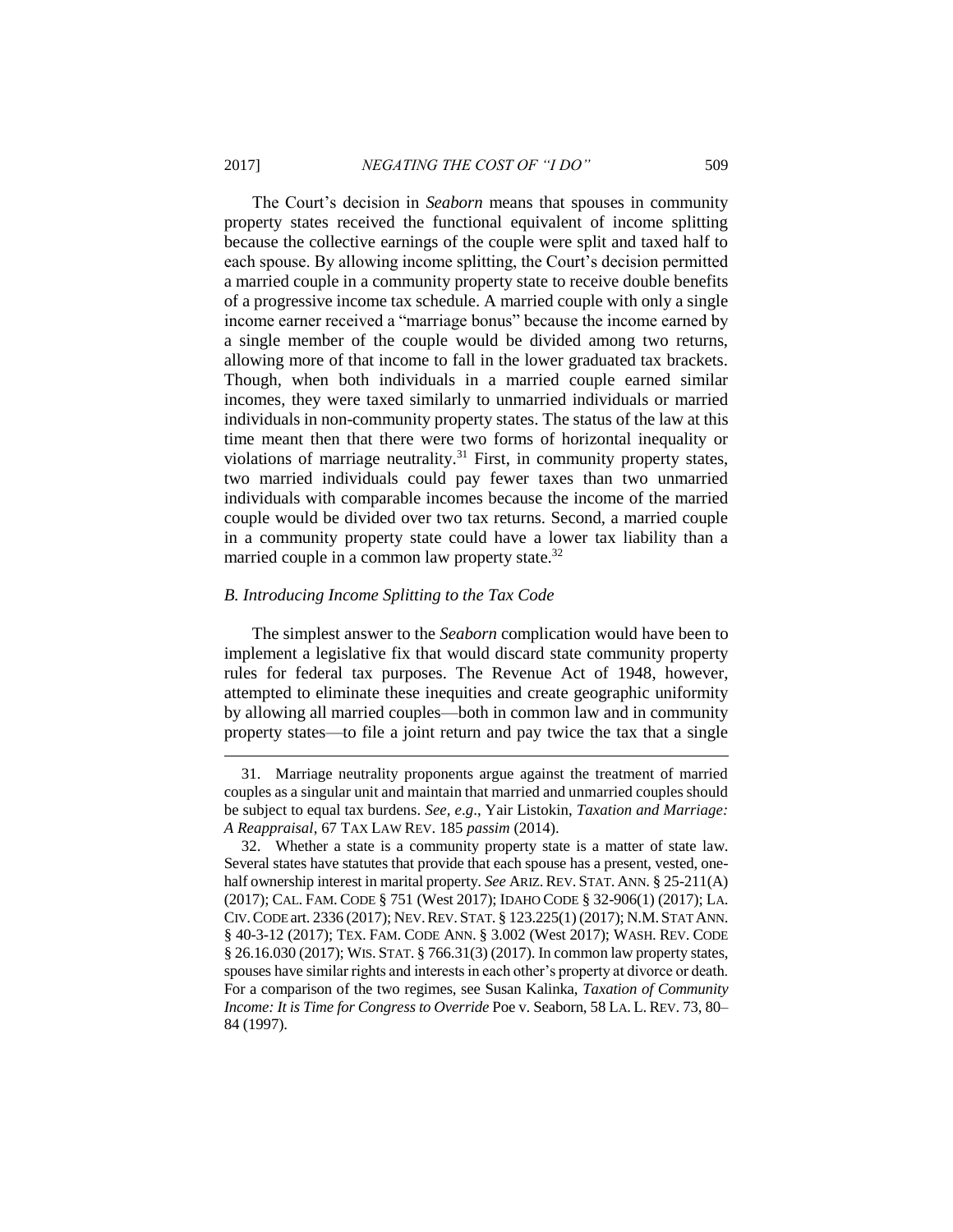The Court's decision in *Seaborn* means that spouses in community property states received the functional equivalent of income splitting because the collective earnings of the couple were split and taxed half to each spouse. By allowing income splitting, the Court's decision permitted a married couple in a community property state to receive double benefits of a progressive income tax schedule. A married couple with only a single income earner received a "marriage bonus" because the income earned by a single member of the couple would be divided among two returns, allowing more of that income to fall in the lower graduated tax brackets. Though, when both individuals in a married couple earned similar incomes, they were taxed similarly to unmarried individuals or married individuals in non-community property states. The status of the law at this time meant then that there were two forms of horizontal inequality or violations of marriage neutrality.[31] First, in community property states, two married individuals could pay fewer taxes than two unmarried individuals with comparable incomes because the income of the married couple would be divided over two tax returns. Second, a married couple in a community property state could have a lower tax liability than a married couple in a common law property state.[32]

### *B. Introducing Income Splitting to the Tax Code*

The simplest answer to the *Seaborn* complication would have been to implement a legislative fix that would discard state community property rules for federal tax purposes. The Revenue Act of 1948, however, attempted to eliminate these inequities and create geographic uniformity by allowing all married couples—both in common law and in community property states—to file a joint return and pay twice the tax that a single

---

31. Marriage neutrality proponents argue against the treatment of married couples as a singular unit and maintain that married and unmarried couples should be subject to equal tax burdens. *See, e.g.*, Yair Listokin, *Taxation and Marriage: A Reappraisal*, 67 TAX LAW REV. 185 *passim* (2014).

32. Whether a state is a community property state is a matter of state law. Several states have statutes that provide that each spouse has a present, vested, one-half ownership interest in marital property. *See* ARIZ. REV. STAT. ANN. § 25-211(A) (2017); CAL. FAM. CODE § 751 (West 2017); IDAHO CODE § 32-906(1) (2017); LA. CIV. CODE art. 2336 (2017); NEV. REV. STAT. § 123.225(1) (2017); N.M. STAT ANN. § 40-3-12 (2017); TEX. FAM. CODE ANN. § 3.002 (West 2017); WASH. REV. CODE § 26.16.030 (2017); WIS. STAT. § 766.31(3) (2017). In common law property states, spouses have similar rights and interests in each other's property at divorce or death. For a comparison of the two regimes, see Susan Kalinka, *Taxation of Community Income: It is Time for Congress to Override* Poe v. Seaborn, 58 LA. L. REV. 73, 80–84 (1997).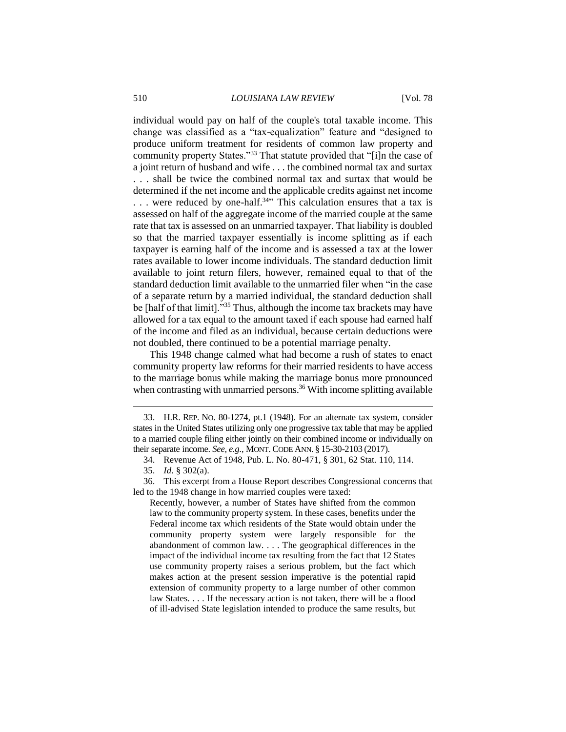individual would pay on half of the couple's total taxable income. This change was classified as a "tax-equalization" feature and "designed to produce uniform treatment for residents of common law property and community property States."[33] That statute provided that "[i]n the case of a joint return of husband and wife . . . the combined normal tax and surtax . . . shall be twice the combined normal tax and surtax that would be determined if the net income and the applicable credits against net income . . . were reduced by one-half.[34]" This calculation ensures that a tax is assessed on half of the aggregate income of the married couple at the same rate that tax is assessed on an unmarried taxpayer. That liability is doubled so that the married taxpayer essentially is income splitting as if each taxpayer is earning half of the income and is assessed a tax at the lower rates available to lower income individuals. The standard deduction limit available to joint return filers, however, remained equal to that of the standard deduction limit available to the unmarried filer when "in the case of a separate return by a married individual, the standard deduction shall be [half of that limit]."[35] Thus, although the income tax brackets may have allowed for a tax equal to the amount taxed if each spouse had earned half of the income and filed as an individual, because certain deductions were not doubled, there continued to be a potential marriage penalty.

This 1948 change calmed what had become a rush of states to enact community property law reforms for their married residents to have access to the marriage bonus while making the marriage bonus more pronounced when contrasting with unmarried persons.[36] With income splitting available

---

33. H.R. REP. NO. 80-1274, pt.1 (1948). For an alternate tax system, consider states in the United States utilizing only one progressive tax table that may be applied to a married couple filing either jointly on their combined income or individually on their separate income. *See, e.g.*, MONT. CODE ANN. § 15-30-2103 (2017).

34. Revenue Act of 1948, Pub. L. No. 80-471, § 301, 62 Stat. 110, 114.

35. *Id*. § 302(a).

36. This excerpt from a House Report describes Congressional concerns that led to the 1948 change in how married couples were taxed:

> Recently, however, a number of States have shifted from the common law to the community property system. In these cases, benefits under the Federal income tax which residents of the State would obtain under the community property system were largely responsible for the abandonment of common law. . . . The geographical differences in the impact of the individual income tax resulting from the fact that 12 States use community property raises a serious problem, but the fact which makes action at the present session imperative is the potential rapid extension of community property to a large number of other common law States. . . . If the necessary action is not taken, there will be a flood of ill-advised State legislation intended to produce the same results, but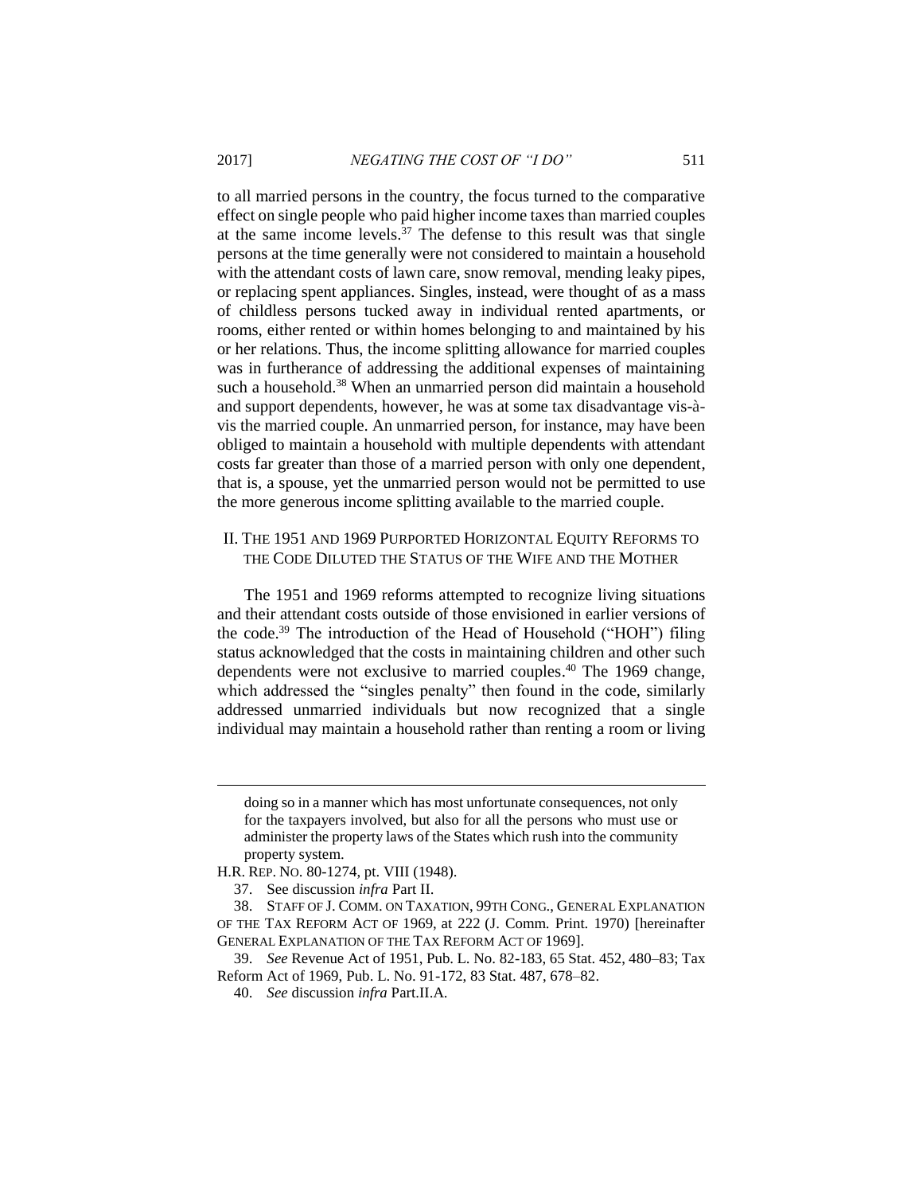to all married persons in the country, the focus turned to the comparative effect on single people who paid higher income taxes than married couples at the same income levels.[37] The defense to this result was that single persons at the time generally were not considered to maintain a household with the attendant costs of lawn care, snow removal, mending leaky pipes, or replacing spent appliances. Singles, instead, were thought of as a mass of childless persons tucked away in individual rented apartments, or rooms, either rented or within homes belonging to and maintained by his or her relations. Thus, the income splitting allowance for married couples was in furtherance of addressing the additional expenses of maintaining such a household.[38] When an unmarried person did maintain a household and support dependents, however, he was at some tax disadvantage vis-à-vis the married couple. An unmarried person, for instance, may have been obliged to maintain a household with multiple dependents with attendant costs far greater than those of a married person with only one dependent, that is, a spouse, yet the unmarried person would not be permitted to use the more generous income splitting available to the married couple.

## II. The 1951 and 1969 Purported Horizontal Equity Reforms to the Code Diluted the Status of the Wife and the Mother

The 1951 and 1969 reforms attempted to recognize living situations and their attendant costs outside of those envisioned in earlier versions of the code.[39] The introduction of the Head of Household ("HOH") filing status acknowledged that the costs in maintaining children and other such dependents were not exclusive to married couples.[40] The 1969 change, which addressed the "singles penalty" then found in the code, similarly addressed unmarried individuals but now recognized that a single individual may maintain a household rather than renting a room or living

---

> doing so in a manner which has most unfortunate consequences, not only for the taxpayers involved, but also for all the persons who must use or administer the property laws of the States which rush into the community property system.

H.R. Rep. No. 80-1274, pt. VIII (1948).

37. See discussion *infra* Part II.

38. Staff of J. Comm. on Taxation, 99th Cong., General Explanation of the Tax Reform Act of 1969, at 222 (J. Comm. Print. 1970) [hereinafter General Explanation of the Tax Reform Act of 1969].

39. *See* Revenue Act of 1951, Pub. L. No. 82-183, 65 Stat. 452, 480–83; Tax Reform Act of 1969, Pub. L. No. 91-172, 83 Stat. 487, 678–82.

40. *See* discussion *infra* Part.II.A.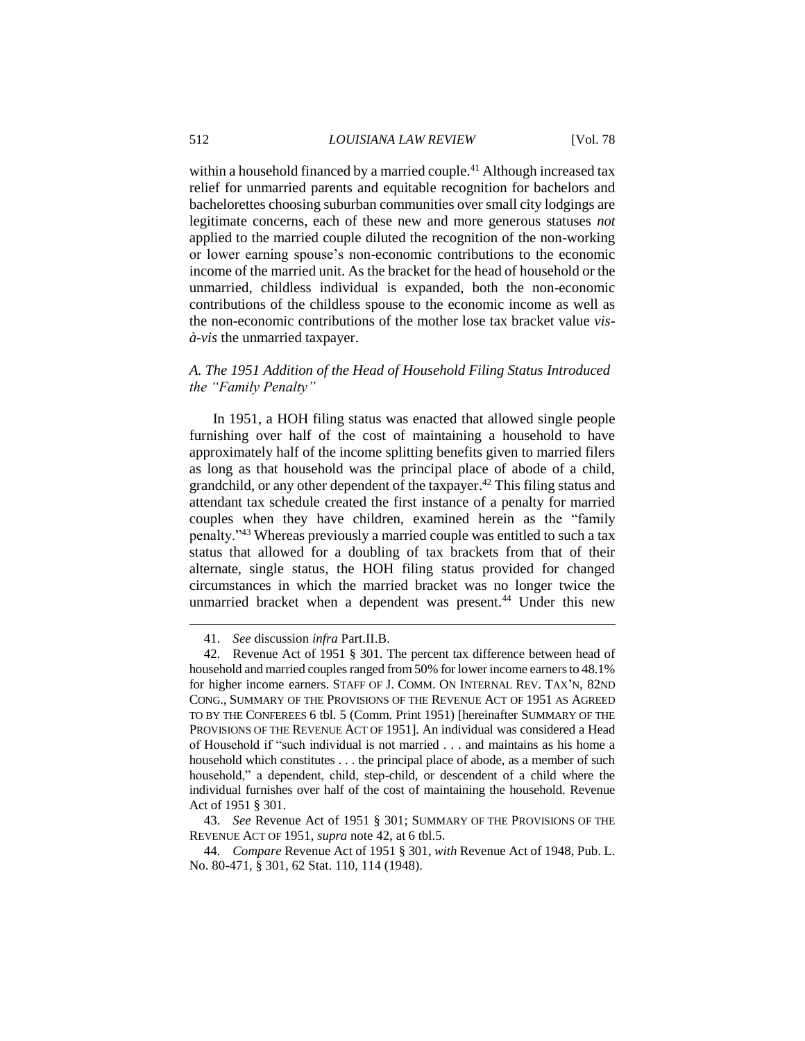within a household financed by a married couple.[41] Although increased tax relief for unmarried parents and equitable recognition for bachelors and bachelorettes choosing suburban communities over small city lodgings are legitimate concerns, each of these new and more generous statuses *not* applied to the married couple diluted the recognition of the non-working or lower earning spouse's non-economic contributions to the economic income of the married unit. As the bracket for the head of household or the unmarried, childless individual is expanded, both the non-economic contributions of the childless spouse to the economic income as well as the non-economic contributions of the mother lose tax bracket value *vis-à-vis* the unmarried taxpayer.

### *A. The 1951 Addition of the Head of Household Filing Status Introduced the "Family Penalty"*

In 1951, a HOH filing status was enacted that allowed single people furnishing over half of the cost of maintaining a household to have approximately half of the income splitting benefits given to married filers as long as that household was the principal place of abode of a child, grandchild, or any other dependent of the taxpayer.[42] This filing status and attendant tax schedule created the first instance of a penalty for married couples when they have children, examined herein as the "family penalty."[43] Whereas previously a married couple was entitled to such a tax status that allowed for a doubling of tax brackets from that of their alternate, single status, the HOH filing status provided for changed circumstances in which the married bracket was no longer twice the unmarried bracket when a dependent was present.[44] Under this new

---

41. *See* discussion *infra* Part.II.B.

42. Revenue Act of 1951 § 301. The percent tax difference between head of household and married couples ranged from 50% for lower income earners to 48.1% for higher income earners. STAFF OF J. COMM. ON INTERNAL REV. TAX'N, 82ND CONG., SUMMARY OF THE PROVISIONS OF THE REVENUE ACT OF 1951 AS AGREED TO BY THE CONFEREES 6 tbl. 5 (Comm. Print 1951) [hereinafter SUMMARY OF THE PROVISIONS OF THE REVENUE ACT OF 1951]. An individual was considered a Head of Household if "such individual is not married . . . and maintains as his home a household which constitutes . . . the principal place of abode, as a member of such household," a dependent, child, step-child, or descendent of a child where the individual furnishes over half of the cost of maintaining the household. Revenue Act of 1951 § 301.

43. *See* Revenue Act of 1951 § 301; SUMMARY OF THE PROVISIONS OF THE REVENUE ACT OF 1951, *supra* note 42, at 6 tbl.5.

44. *Compare* Revenue Act of 1951 § 301, *with* Revenue Act of 1948, Pub. L. No. 80-471, § 301, 62 Stat. 110, 114 (1948).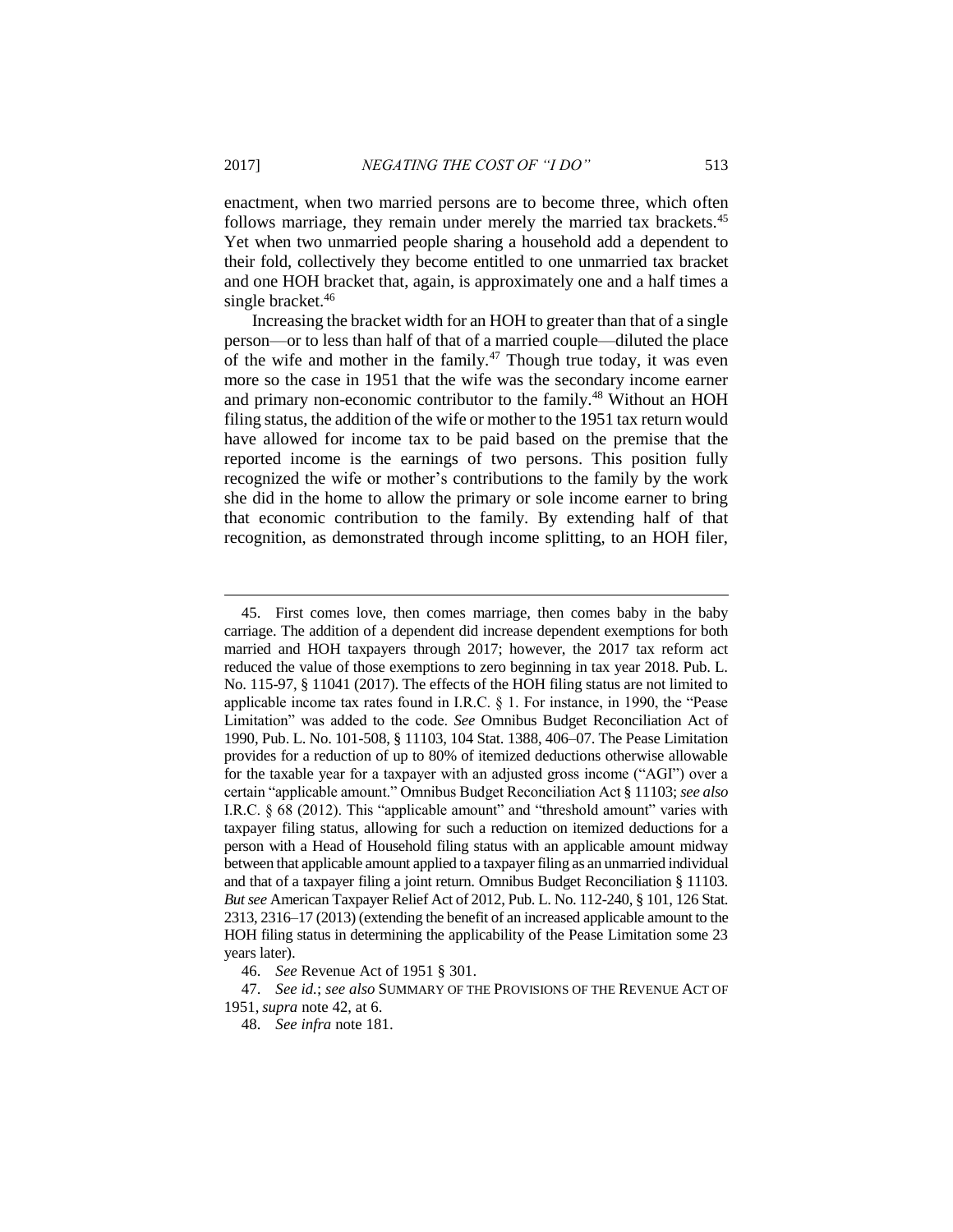enactment, when two married persons are to become three, which often follows marriage, they remain under merely the married tax brackets.[45] Yet when two unmarried people sharing a household add a dependent to their fold, collectively they become entitled to one unmarried tax bracket and one HOH bracket that, again, is approximately one and a half times a single bracket.[46]

Increasing the bracket width for an HOH to greater than that of a single person—or to less than half of that of a married couple—diluted the place of the wife and mother in the family.[47] Though true today, it was even more so the case in 1951 that the wife was the secondary income earner and primary non-economic contributor to the family.[48] Without an HOH filing status, the addition of the wife or mother to the 1951 tax return would have allowed for income tax to be paid based on the premise that the reported income is the earnings of two persons. This position fully recognized the wife or mother's contributions to the family by the work she did in the home to allow the primary or sole income earner to bring that economic contribution to the family. By extending half of that recognition, as demonstrated through income splitting, to an HOH filer,

---

45. First comes love, then comes marriage, then comes baby in the baby carriage. The addition of a dependent did increase dependent exemptions for both married and HOH taxpayers through 2017; however, the 2017 tax reform act reduced the value of those exemptions to zero beginning in tax year 2018. Pub. L. No. 115-97, § 11041 (2017). The effects of the HOH filing status are not limited to applicable income tax rates found in I.R.C. § 1. For instance, in 1990, the "Pease Limitation" was added to the code. *See* Omnibus Budget Reconciliation Act of 1990, Pub. L. No. 101-508, § 11103, 104 Stat. 1388, 406–07. The Pease Limitation provides for a reduction of up to 80% of itemized deductions otherwise allowable for the taxable year for a taxpayer with an adjusted gross income ("AGI") over a certain "applicable amount." Omnibus Budget Reconciliation Act § 11103; *see also* I.R.C. § 68 (2012). This "applicable amount" and "threshold amount" varies with taxpayer filing status, allowing for such a reduction on itemized deductions for a person with a Head of Household filing status with an applicable amount midway between that applicable amount applied to a taxpayer filing as an unmarried individual and that of a taxpayer filing a joint return. Omnibus Budget Reconciliation § 11103. *But see* American Taxpayer Relief Act of 2012, Pub. L. No. 112-240, § 101, 126 Stat. 2313, 2316–17 (2013) (extending the benefit of an increased applicable amount to the HOH filing status in determining the applicability of the Pease Limitation some 23 years later).

46. *See* Revenue Act of 1951 § 301.

47. *See id.*; *see also* SUMMARY OF THE PROVISIONS OF THE REVENUE ACT OF 1951, *supra* note 42, at 6.

48. *See infra* note 181.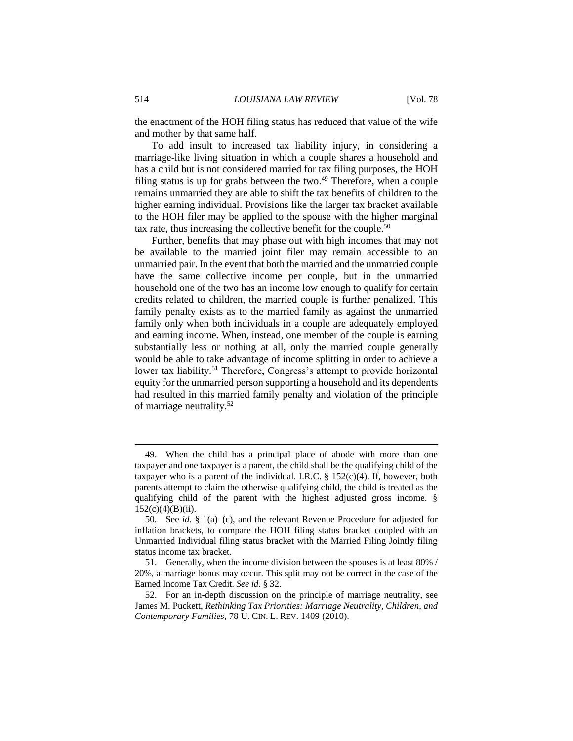the enactment of the HOH filing status has reduced that value of the wife and mother by that same half.

To add insult to increased tax liability injury, in considering a marriage-like living situation in which a couple shares a household and has a child but is not considered married for tax filing purposes, the HOH filing status is up for grabs between the two.[49] Therefore, when a couple remains unmarried they are able to shift the tax benefits of children to the higher earning individual. Provisions like the larger tax bracket available to the HOH filer may be applied to the spouse with the higher marginal tax rate, thus increasing the collective benefit for the couple.[50]

Further, benefits that may phase out with high incomes that may not be available to the married joint filer may remain accessible to an unmarried pair. In the event that both the married and the unmarried couple have the same collective income per couple, but in the unmarried household one of the two has an income low enough to qualify for certain credits related to children, the married couple is further penalized. This family penalty exists as to the married family as against the unmarried family only when both individuals in a couple are adequately employed and earning income. When, instead, one member of the couple is earning substantially less or nothing at all, only the married couple generally would be able to take advantage of income splitting in order to achieve a lower tax liability.[51] Therefore, Congress's attempt to provide horizontal equity for the unmarried person supporting a household and its dependents had resulted in this married family penalty and violation of the principle of marriage neutrality.[52]

---

49. When the child has a principal place of abode with more than one taxpayer and one taxpayer is a parent, the child shall be the qualifying child of the taxpayer who is a parent of the individual. I.R.C. § 152(c)(4). If, however, both parents attempt to claim the otherwise qualifying child, the child is treated as the qualifying child of the parent with the highest adjusted gross income. § 152(c)(4)(B)(ii).

50. See *id.* § 1(a)–(c), and the relevant Revenue Procedure for adjusted for inflation brackets, to compare the HOH filing status bracket coupled with an Unmarried Individual filing status bracket with the Married Filing Jointly filing status income tax bracket.

51. Generally, when the income division between the spouses is at least 80% / 20%, a marriage bonus may occur. This split may not be correct in the case of the Earned Income Tax Credit. *See id.* § 32.

52. For an in-depth discussion on the principle of marriage neutrality, see James M. Puckett, *Rethinking Tax Priorities: Marriage Neutrality, Children, and Contemporary Families*, 78 U. CIN. L. REV. 1409 (2010).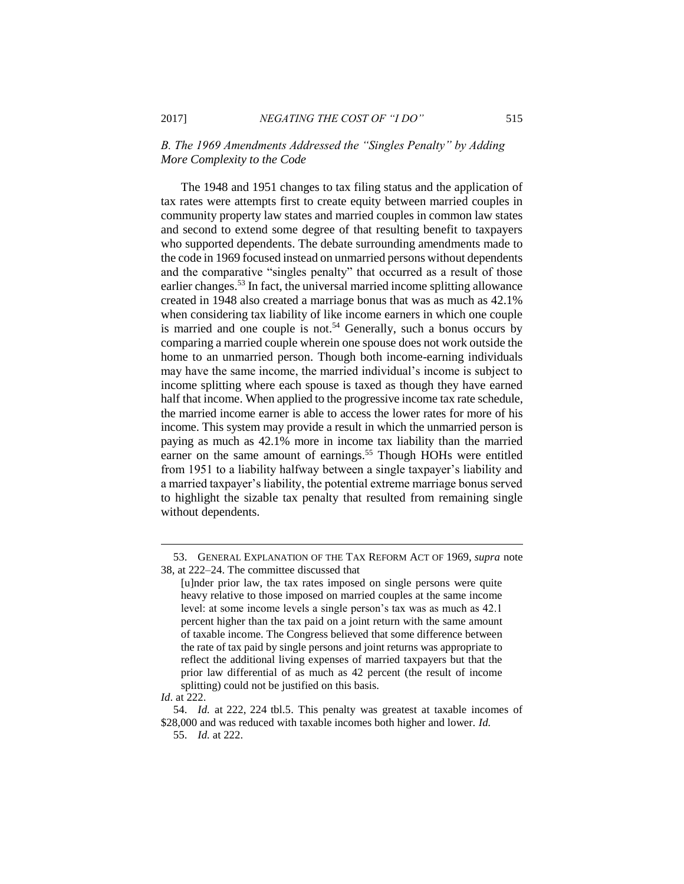### *B. The 1969 Amendments Addressed the "Singles Penalty" by Adding More Complexity to the Code*

The 1948 and 1951 changes to tax filing status and the application of tax rates were attempts first to create equity between married couples in community property law states and married couples in common law states and second to extend some degree of that resulting benefit to taxpayers who supported dependents. The debate surrounding amendments made to the code in 1969 focused instead on unmarried persons without dependents and the comparative "singles penalty" that occurred as a result of those earlier changes.[53] In fact, the universal married income splitting allowance created in 1948 also created a marriage bonus that was as much as 42.1% when considering tax liability of like income earners in which one couple is married and one couple is not.[54] Generally, such a bonus occurs by comparing a married couple wherein one spouse does not work outside the home to an unmarried person. Though both income-earning individuals may have the same income, the married individual's income is subject to income splitting where each spouse is taxed as though they have earned half that income. When applied to the progressive income tax rate schedule, the married income earner is able to access the lower rates for more of his income. This system may provide a result in which the unmarried person is paying as much as 42.1% more in income tax liability than the married earner on the same amount of earnings.[55] Though HOHs were entitled from 1951 to a liability halfway between a single taxpayer's liability and a married taxpayer's liability, the potential extreme marriage bonus served to highlight the sizable tax penalty that resulted from remaining single without dependents.

---

53. GENERAL EXPLANATION OF THE TAX REFORM ACT OF 1969, *supra* note 38, at 222–24. The committee discussed that

> [u]nder prior law, the tax rates imposed on single persons were quite heavy relative to those imposed on married couples at the same income level: at some income levels a single person's tax was as much as 42.1 percent higher than the tax paid on a joint return with the same amount of taxable income. The Congress believed that some difference between the rate of tax paid by single persons and joint returns was appropriate to reflect the additional living expenses of married taxpayers but that the prior law differential of as much as 42 percent (the result of income splitting) could not be justified on this basis.

*Id*. at 222.

54. *Id.* at 222, 224 tbl.5. This penalty was greatest at taxable incomes of \$28,000 and was reduced with taxable incomes both higher and lower. *Id.*

55. *Id.* at 222.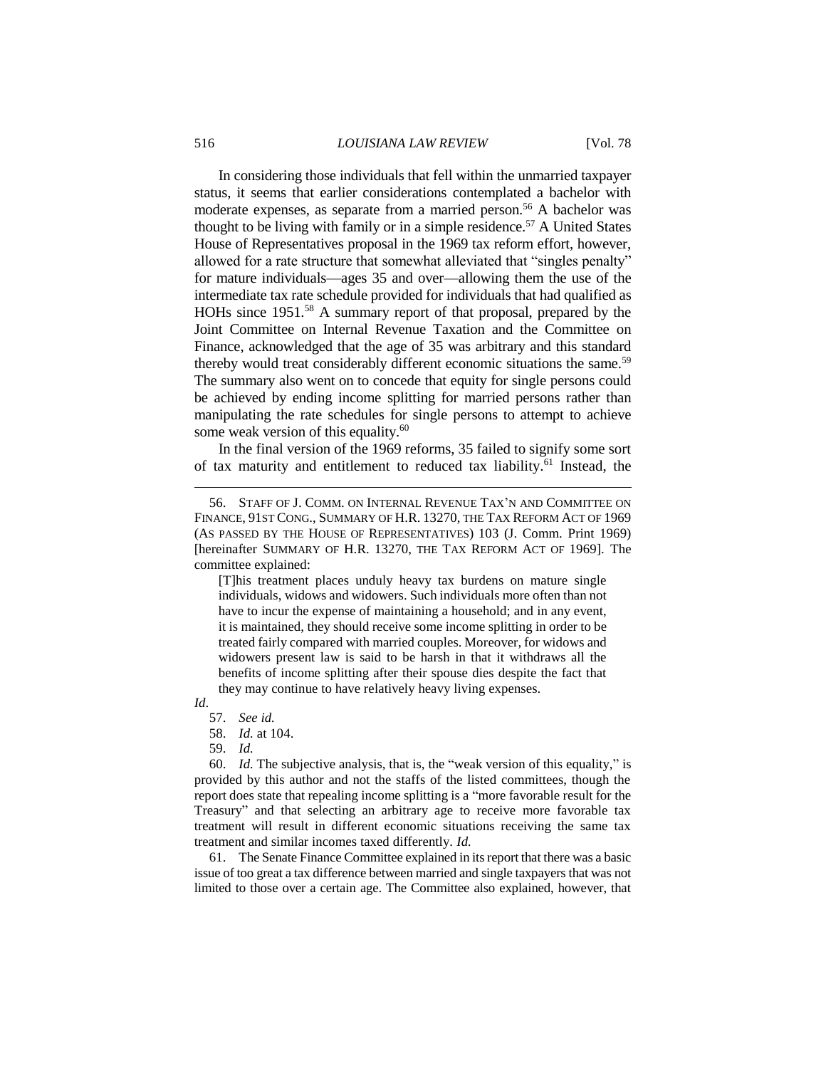In considering those individuals that fell within the unmarried taxpayer status, it seems that earlier considerations contemplated a bachelor with moderate expenses, as separate from a married person.[56] A bachelor was thought to be living with family or in a simple residence.[57] A United States House of Representatives proposal in the 1969 tax reform effort, however, allowed for a rate structure that somewhat alleviated that "singles penalty" for mature individuals—ages 35 and over—allowing them the use of the intermediate tax rate schedule provided for individuals that had qualified as HOHs since 1951.[58] A summary report of that proposal, prepared by the Joint Committee on Internal Revenue Taxation and the Committee on Finance, acknowledged that the age of 35 was arbitrary and this standard thereby would treat considerably different economic situations the same.[59] The summary also went on to concede that equity for single persons could be achieved by ending income splitting for married persons rather than manipulating the rate schedules for single persons to attempt to achieve some weak version of this equality.[60]

In the final version of the 1969 reforms, 35 failed to signify some sort of tax maturity and entitlement to reduced tax liability.[61] Instead, the

---

56. STAFF OF J. COMM. ON INTERNAL REVENUE TAX'N AND COMMITTEE ON FINANCE, 91ST CONG., SUMMARY OF H.R. 13270, THE TAX REFORM ACT OF 1969 (AS PASSED BY THE HOUSE OF REPRESENTATIVES) 103 (J. Comm. Print 1969) [hereinafter SUMMARY OF H.R. 13270, THE TAX REFORM ACT OF 1969]. The committee explained:

> [T]his treatment places unduly heavy tax burdens on mature single individuals, widows and widowers. Such individuals more often than not have to incur the expense of maintaining a household; and in any event, it is maintained, they should receive some income splitting in order to be treated fairly compared with married couples. Moreover, for widows and widowers present law is said to be harsh in that it withdraws all the benefits of income splitting after their spouse dies despite the fact that they may continue to have relatively heavy living expenses.

*Id*.

57. *See id.*

58. *Id.* at 104.

59. *Id.*

60. *Id.* The subjective analysis, that is, the "weak version of this equality," is provided by this author and not the staffs of the listed committees, though the report does state that repealing income splitting is a "more favorable result for the Treasury" and that selecting an arbitrary age to receive more favorable tax treatment will result in different economic situations receiving the same tax treatment and similar incomes taxed differently. *Id.*

61. The Senate Finance Committee explained in its report that there was a basic issue of too great a tax difference between married and single taxpayers that was not limited to those over a certain age. The Committee also explained, however, that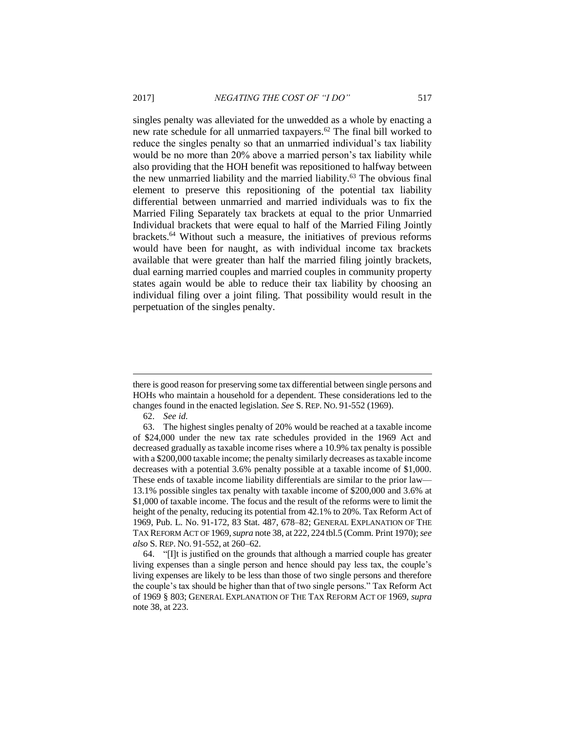singles penalty was alleviated for the unwedded as a whole by enacting a new rate schedule for all unmarried taxpayers.[62] The final bill worked to reduce the singles penalty so that an unmarried individual's tax liability would be no more than 20% above a married person's tax liability while also providing that the HOH benefit was repositioned to halfway between the new unmarried liability and the married liability.[63] The obvious final element to preserve this repositioning of the potential tax liability differential between unmarried and married individuals was to fix the Married Filing Separately tax brackets at equal to the prior Unmarried Individual brackets that were equal to half of the Married Filing Jointly brackets.[64] Without such a measure, the initiatives of previous reforms would have been for naught, as with individual income tax brackets available that were greater than half the married filing jointly brackets, dual earning married couples and married couples in community property states again would be able to reduce their tax liability by choosing an individual filing over a joint filing. That possibility would result in the perpetuation of the singles penalty.

---

there is good reason for preserving some tax differential between single persons and HOHs who maintain a household for a dependent. These considerations led to the changes found in the enacted legislation. *See* S. REP. NO. 91-552 (1969).

62. *See id.*

63. The highest singles penalty of 20% would be reached at a taxable income of $24,000 under the new tax rate schedules provided in the 1969 Act and decreased gradually as taxable income rises where a 10.9% tax penalty is possible with a $200,000 taxable income; the penalty similarly decreases as taxable income decreases with a potential 3.6% penalty possible at a taxable income of $1,000. These ends of taxable income liability differentials are similar to the prior law—13.1% possible singles tax penalty with taxable income of $200,000 and 3.6% at $1,000 of taxable income. The focus and the result of the reforms were to limit the height of the penalty, reducing its potential from 42.1% to 20%. Tax Reform Act of 1969, Pub. L. No. 91-172, 83 Stat. 487, 678–82; GENERAL EXPLANATION OF THE TAX REFORM ACT OF 1969, *supra* note 38, at 222, 224 tbl.5 (Comm. Print 1970); *see also* S. REP. NO. 91-552, at 260–62.

64. "[I]t is justified on the grounds that although a married couple has greater living expenses than a single person and hence should pay less tax, the couple's living expenses are likely to be less than those of two single persons and therefore the couple's tax should be higher than that of two single persons." Tax Reform Act of 1969 § 803; GENERAL EXPLANATION OF THE TAX REFORM ACT OF 1969, *supra* note 38, at 223.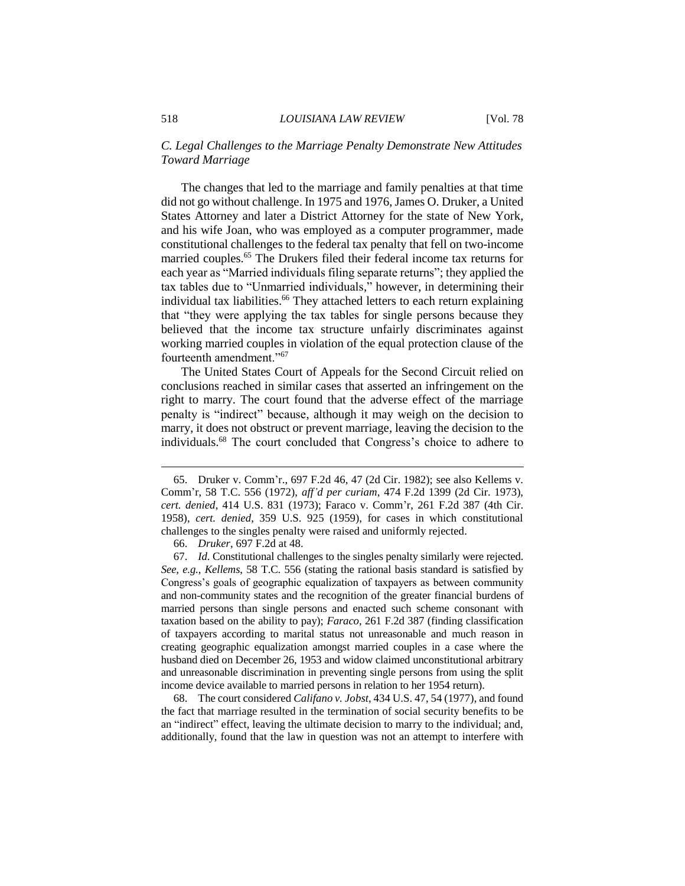### *C. Legal Challenges to the Marriage Penalty Demonstrate New Attitudes Toward Marriage*

The changes that led to the marriage and family penalties at that time did not go without challenge. In 1975 and 1976, James O. Druker, a United States Attorney and later a District Attorney for the state of New York, and his wife Joan, who was employed as a computer programmer, made constitutional challenges to the federal tax penalty that fell on two-income married couples.[65] The Drukers filed their federal income tax returns for each year as "Married individuals filing separate returns"; they applied the tax tables due to "Unmarried individuals," however, in determining their individual tax liabilities.[66] They attached letters to each return explaining that "they were applying the tax tables for single persons because they believed that the income tax structure unfairly discriminates against working married couples in violation of the equal protection clause of the fourteenth amendment."[67]

The United States Court of Appeals for the Second Circuit relied on conclusions reached in similar cases that asserted an infringement on the right to marry. The court found that the adverse effect of the marriage penalty is "indirect" because, although it may weigh on the decision to marry, it does not obstruct or prevent marriage, leaving the decision to the individuals.[68] The court concluded that Congress's choice to adhere to

---

65. Druker v. Comm'r., 697 F.2d 46, 47 (2d Cir. 1982); see also Kellems v. Comm'r, 58 T.C. 556 (1972), *aff'd per curiam*, 474 F.2d 1399 (2d Cir. 1973), *cert. denied*, 414 U.S. 831 (1973); Faraco v. Comm'r, 261 F.2d 387 (4th Cir. 1958), *cert. denied*, 359 U.S. 925 (1959), for cases in which constitutional challenges to the singles penalty were raised and uniformly rejected.

66. *Druker*, 697 F.2d at 48.

67. *Id.* Constitutional challenges to the singles penalty similarly were rejected. *See, e.g.*, *Kellems*, 58 T.C. 556 (stating the rational basis standard is satisfied by Congress's goals of geographic equalization of taxpayers as between community and non-community states and the recognition of the greater financial burdens of married persons than single persons and enacted such scheme consonant with taxation based on the ability to pay); *Faraco*, 261 F.2d 387 (finding classification of taxpayers according to marital status not unreasonable and much reason in creating geographic equalization amongst married couples in a case where the husband died on December 26, 1953 and widow claimed unconstitutional arbitrary and unreasonable discrimination in preventing single persons from using the split income device available to married persons in relation to her 1954 return).

68. The court considered *Califano v. Jobst*, 434 U.S. 47, 54 (1977), and found the fact that marriage resulted in the termination of social security benefits to be an "indirect" effect, leaving the ultimate decision to marry to the individual; and, additionally, found that the law in question was not an attempt to interfere with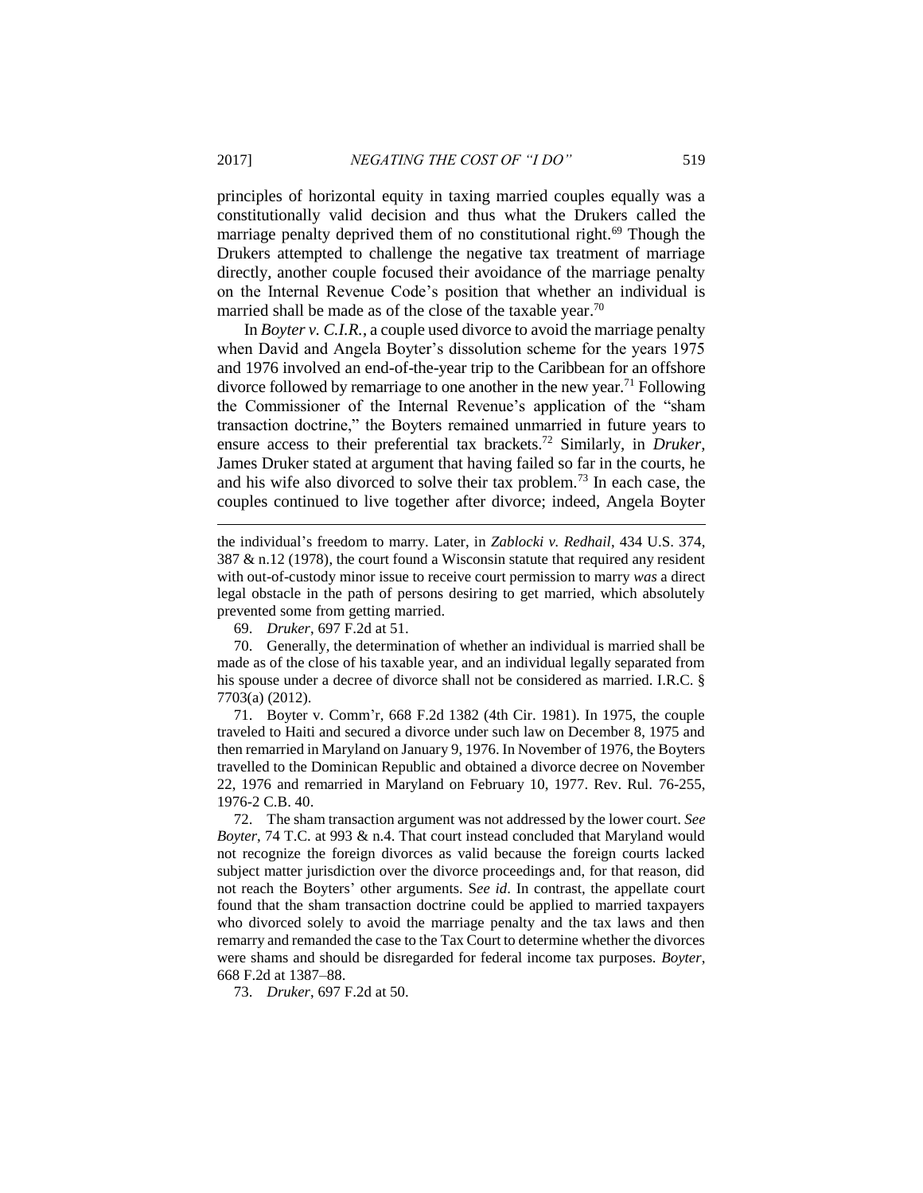principles of horizontal equity in taxing married couples equally was a constitutionally valid decision and thus what the Drukers called the marriage penalty deprived them of no constitutional right.[69] Though the Drukers attempted to challenge the negative tax treatment of marriage directly, another couple focused their avoidance of the marriage penalty on the Internal Revenue Code's position that whether an individual is married shall be made as of the close of the taxable year.[70]

In *Boyter v. C.I.R.*, a couple used divorce to avoid the marriage penalty when David and Angela Boyter's dissolution scheme for the years 1975 and 1976 involved an end-of-the-year trip to the Caribbean for an offshore divorce followed by remarriage to one another in the new year.[71] Following the Commissioner of the Internal Revenue's application of the "sham transaction doctrine," the Boyters remained unmarried in future years to ensure access to their preferential tax brackets.[72] Similarly, in *Druker*, James Druker stated at argument that having failed so far in the courts, he and his wife also divorced to solve their tax problem.[73] In each case, the couples continued to live together after divorce; indeed, Angela Boyter

---

the individual's freedom to marry. Later, in *Zablocki v. Redhail*, 434 U.S. 374, 387 & n.12 (1978), the court found a Wisconsin statute that required any resident with out-of-custody minor issue to receive court permission to marry *was* a direct legal obstacle in the path of persons desiring to get married, which absolutely prevented some from getting married.

69. *Druker*, 697 F.2d at 51.

70. Generally, the determination of whether an individual is married shall be made as of the close of his taxable year, and an individual legally separated from his spouse under a decree of divorce shall not be considered as married. I.R.C. § 7703(a) (2012).

71. Boyter v. Comm'r, 668 F.2d 1382 (4th Cir. 1981). In 1975, the couple traveled to Haiti and secured a divorce under such law on December 8, 1975 and then remarried in Maryland on January 9, 1976. In November of 1976, the Boyters travelled to the Dominican Republic and obtained a divorce decree on November 22, 1976 and remarried in Maryland on February 10, 1977. Rev. Rul. 76-255, 1976-2 C.B. 40.

72. The sham transaction argument was not addressed by the lower court. *See Boyter*, 74 T.C. at 993 & n.4. That court instead concluded that Maryland would not recognize the foreign divorces as valid because the foreign courts lacked subject matter jurisdiction over the divorce proceedings and, for that reason, did not reach the Boyters' other arguments. S*ee id*. In contrast, the appellate court found that the sham transaction doctrine could be applied to married taxpayers who divorced solely to avoid the marriage penalty and the tax laws and then remarry and remanded the case to the Tax Court to determine whether the divorces were shams and should be disregarded for federal income tax purposes. *Boyter*, 668 F.2d at 1387–88.

73. *Druker*, 697 F.2d at 50.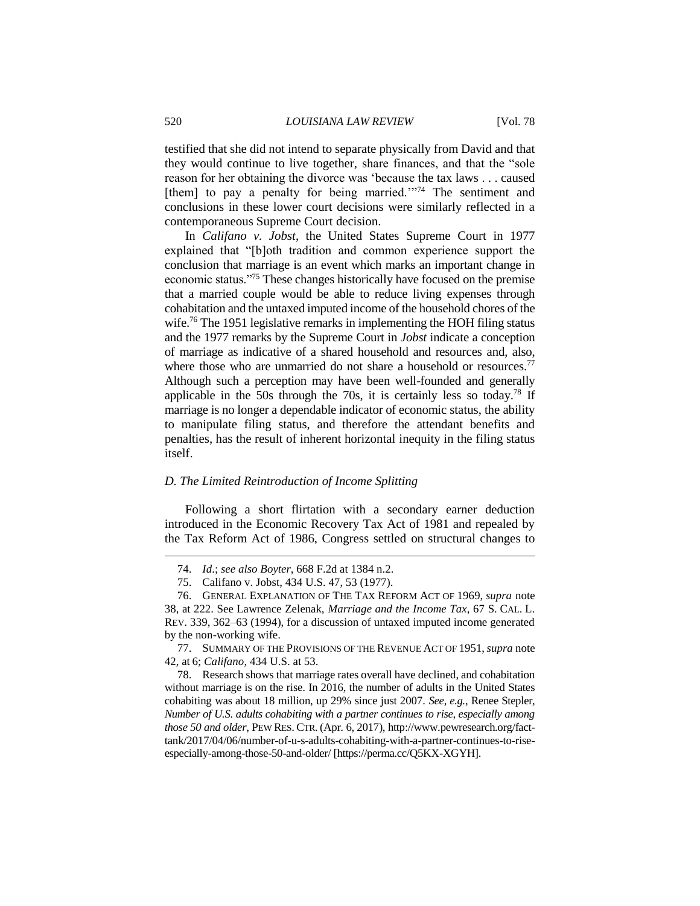testified that she did not intend to separate physically from David and that they would continue to live together, share finances, and that the "sole reason for her obtaining the divorce was 'because the tax laws . . . caused [them] to pay a penalty for being married.'"[74] The sentiment and conclusions in these lower court decisions were similarly reflected in a contemporaneous Supreme Court decision.

In *Califano v. Jobst*, the United States Supreme Court in 1977 explained that "[b]oth tradition and common experience support the conclusion that marriage is an event which marks an important change in economic status."[75] These changes historically have focused on the premise that a married couple would be able to reduce living expenses through cohabitation and the untaxed imputed income of the household chores of the wife.[76] The 1951 legislative remarks in implementing the HOH filing status and the 1977 remarks by the Supreme Court in *Jobst* indicate a conception of marriage as indicative of a shared household and resources and, also, where those who are unmarried do not share a household or resources.[77] Although such a perception may have been well-founded and generally applicable in the 50s through the 70s, it is certainly less so today.[78] If marriage is no longer a dependable indicator of economic status, the ability to manipulate filing status, and therefore the attendant benefits and penalties, has the result of inherent horizontal inequity in the filing status itself.

### *D. The Limited Reintroduction of Income Splitting*

Following a short flirtation with a secondary earner deduction introduced in the Economic Recovery Tax Act of 1981 and repealed by the Tax Reform Act of 1986, Congress settled on structural changes to

---

74. *Id*.; *see also Boyter*, 668 F.2d at 1384 n.2.

75. Califano v. Jobst, 434 U.S. 47, 53 (1977).

76. GENERAL EXPLANATION OF THE TAX REFORM ACT OF 1969, *supra* note 38, at 222. See Lawrence Zelenak, *Marriage and the Income Tax*, 67 S. CAL. L. REV. 339, 362–63 (1994), for a discussion of untaxed imputed income generated by the non-working wife.

77. SUMMARY OF THE PROVISIONS OF THE REVENUE ACT OF 1951, *supra* note 42, at 6; *Califano*, 434 U.S. at 53.

78. Research shows that marriage rates overall have declined, and cohabitation without marriage is on the rise. In 2016, the number of adults in the United States cohabiting was about 18 million, up 29% since just 2007. *See, e.g.*, Renee Stepler, *Number of U.S. adults cohabiting with a partner continues to rise, especially among those 50 and older*, PEW RES. CTR. (Apr. 6, 2017), http://www.pewresearch.org/fact-tank/2017/04/06/number-of-u-s-adults-cohabiting-with-a-partner-continues-to-rise-especially-among-those-50-and-older/ [https://perma.cc/Q5KX-XGYH].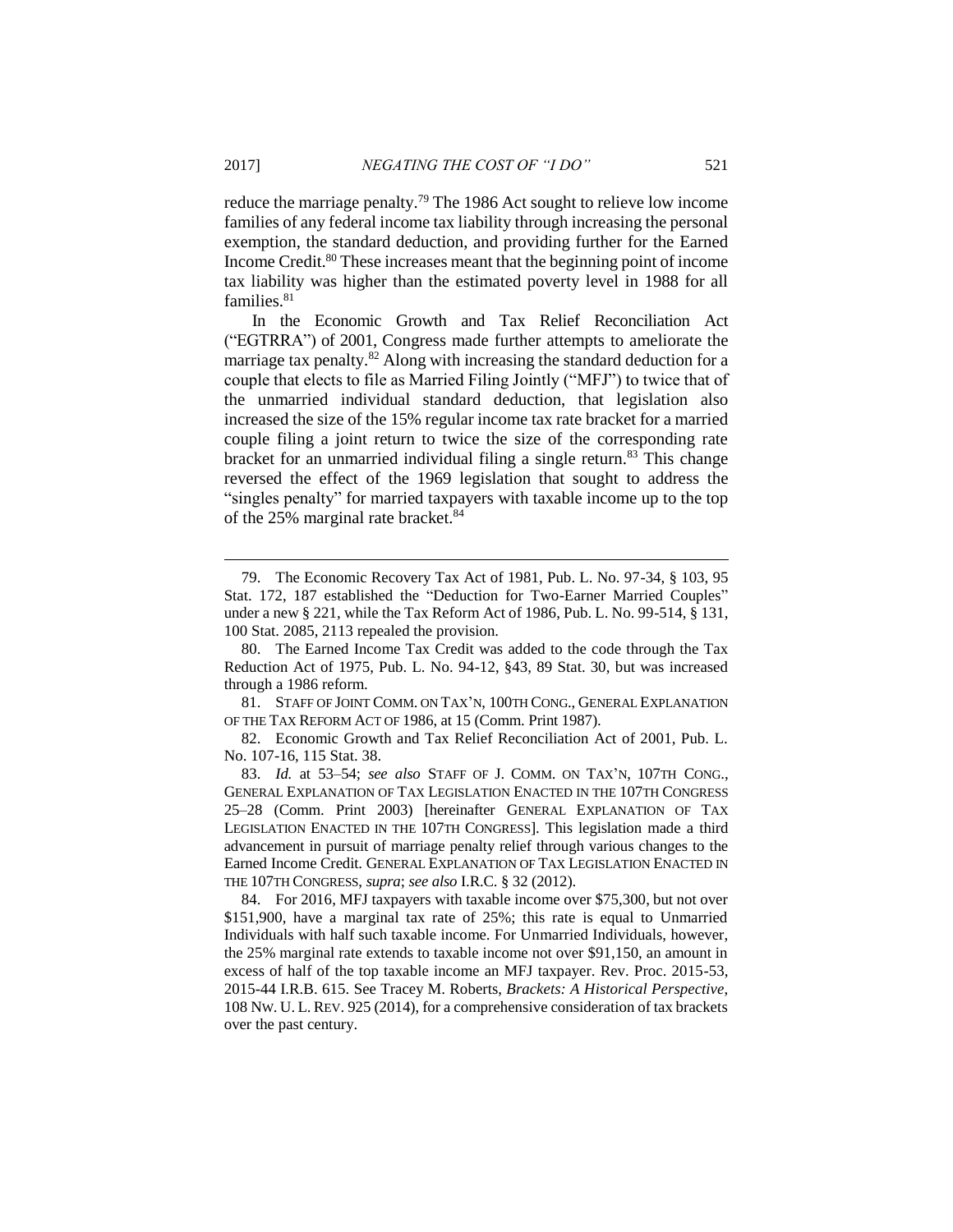reduce the marriage penalty.[79] The 1986 Act sought to relieve low income families of any federal income tax liability through increasing the personal exemption, the standard deduction, and providing further for the Earned Income Credit.[80] These increases meant that the beginning point of income tax liability was higher than the estimated poverty level in 1988 for all families.[81]

In the Economic Growth and Tax Relief Reconciliation Act ("EGTRRA") of 2001, Congress made further attempts to ameliorate the marriage tax penalty.[82] Along with increasing the standard deduction for a couple that elects to file as Married Filing Jointly ("MFJ") to twice that of the unmarried individual standard deduction, that legislation also increased the size of the 15% regular income tax rate bracket for a married couple filing a joint return to twice the size of the corresponding rate bracket for an unmarried individual filing a single return.[83] This change reversed the effect of the 1969 legislation that sought to address the "singles penalty" for married taxpayers with taxable income up to the top of the 25% marginal rate bracket.[84]

---

79. The Economic Recovery Tax Act of 1981, Pub. L. No. 97-34, § 103, 95 Stat. 172, 187 established the "Deduction for Two-Earner Married Couples" under a new § 221, while the Tax Reform Act of 1986, Pub. L. No. 99-514, § 131, 100 Stat. 2085, 2113 repealed the provision.

80. The Earned Income Tax Credit was added to the code through the Tax Reduction Act of 1975, Pub. L. No. 94-12, §43, 89 Stat. 30, but was increased through a 1986 reform.

81. STAFF OF JOINT COMM. ON TAX'N, 100TH CONG., GENERAL EXPLANATION OF THE TAX REFORM ACT OF 1986, at 15 (Comm. Print 1987).

82. Economic Growth and Tax Relief Reconciliation Act of 2001, Pub. L. No. 107-16, 115 Stat. 38.

83. *Id.* at 53–54; *see also* STAFF OF J. COMM. ON TAX'N, 107TH CONG., GENERAL EXPLANATION OF TAX LEGISLATION ENACTED IN THE 107TH CONGRESS 25–28 (Comm. Print 2003) [hereinafter GENERAL EXPLANATION OF TAX LEGISLATION ENACTED IN THE 107TH CONGRESS]. This legislation made a third advancement in pursuit of marriage penalty relief through various changes to the Earned Income Credit. GENERAL EXPLANATION OF TAX LEGISLATION ENACTED IN THE 107TH CONGRESS, *supra*; *see also* I.R.C. § 32 (2012).

84. For 2016, MFJ taxpayers with taxable income over $75,300, but not over $151,900, have a marginal tax rate of 25%; this rate is equal to Unmarried Individuals with half such taxable income. For Unmarried Individuals, however, the 25% marginal rate extends to taxable income not over $91,150, an amount in excess of half of the top taxable income an MFJ taxpayer. Rev. Proc. 2015-53, 2015-44 I.R.B. 615. See Tracey M. Roberts, *Brackets: A Historical Perspective*, 108 NW. U. L. REV. 925 (2014), for a comprehensive consideration of tax brackets over the past century.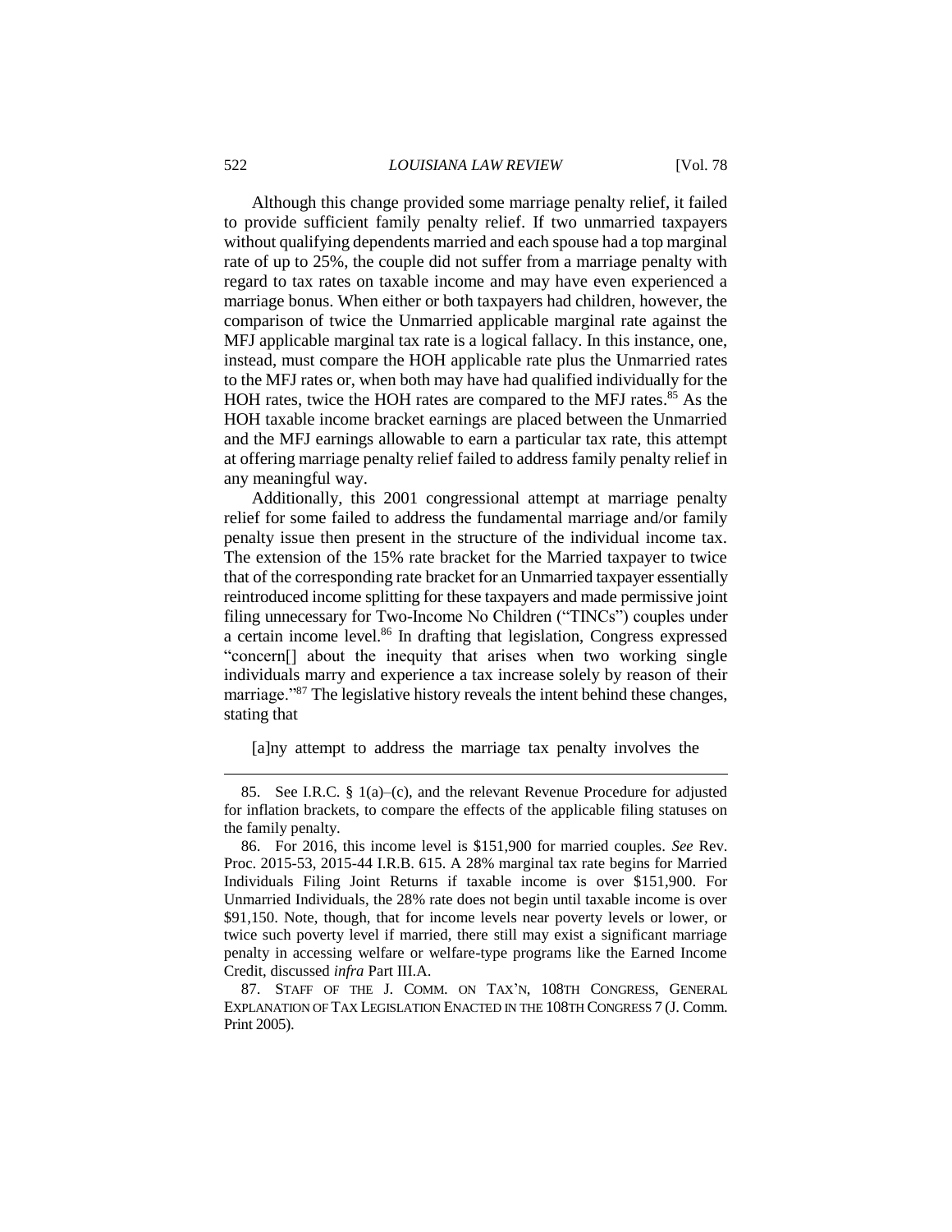Although this change provided some marriage penalty relief, it failed to provide sufficient family penalty relief. If two unmarried taxpayers without qualifying dependents married and each spouse had a top marginal rate of up to 25%, the couple did not suffer from a marriage penalty with regard to tax rates on taxable income and may have even experienced a marriage bonus. When either or both taxpayers had children, however, the comparison of twice the Unmarried applicable marginal rate against the MFJ applicable marginal tax rate is a logical fallacy. In this instance, one, instead, must compare the HOH applicable rate plus the Unmarried rates to the MFJ rates or, when both may have had qualified individually for the HOH rates, twice the HOH rates are compared to the MFJ rates.[85] As the HOH taxable income bracket earnings are placed between the Unmarried and the MFJ earnings allowable to earn a particular tax rate, this attempt at offering marriage penalty relief failed to address family penalty relief in any meaningful way.

Additionally, this 2001 congressional attempt at marriage penalty relief for some failed to address the fundamental marriage and/or family penalty issue then present in the structure of the individual income tax. The extension of the 15% rate bracket for the Married taxpayer to twice that of the corresponding rate bracket for an Unmarried taxpayer essentially reintroduced income splitting for these taxpayers and made permissive joint filing unnecessary for Two-Income No Children ("TINCs") couples under a certain income level.[86] In drafting that legislation, Congress expressed "concern[] about the inequity that arises when two working single individuals marry and experience a tax increase solely by reason of their marriage."[87] The legislative history reveals the intent behind these changes, stating that

> [a]ny attempt to address the marriage tax penalty involves the

---

85. See I.R.C. § 1(a)–(c), and the relevant Revenue Procedure for adjusted for inflation brackets, to compare the effects of the applicable filing statuses on the family penalty.

86. For 2016, this income level is $151,900 for married couples. *See* Rev. Proc. 2015-53, 2015-44 I.R.B. 615. A 28% marginal tax rate begins for Married Individuals Filing Joint Returns if taxable income is over $151,900. For Unmarried Individuals, the 28% rate does not begin until taxable income is over $91,150. Note, though, that for income levels near poverty levels or lower, or twice such poverty level if married, there still may exist a significant marriage penalty in accessing welfare or welfare-type programs like the Earned Income Credit, discussed *infra* Part III.A.

87. STAFF OF THE J. COMM. ON TAX'N, 108TH CONGRESS, GENERAL EXPLANATION OF TAX LEGISLATION ENACTED IN THE 108TH CONGRESS 7 (J. Comm. Print 2005).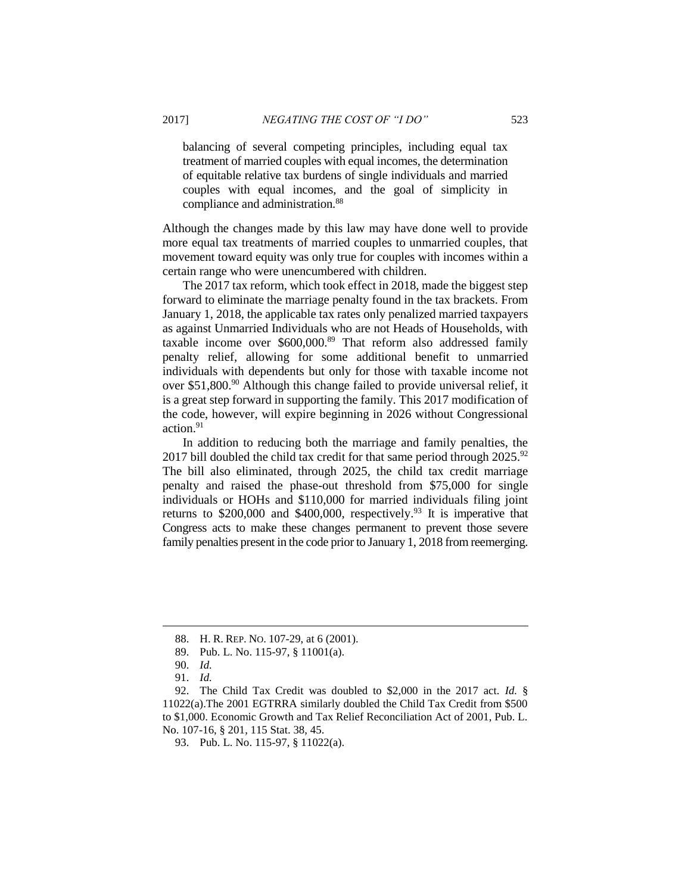> balancing of several competing principles, including equal tax treatment of married couples with equal incomes, the determination of equitable relative tax burdens of single individuals and married couples with equal incomes, and the goal of simplicity in compliance and administration.[88]

Although the changes made by this law may have done well to provide more equal tax treatments of married couples to unmarried couples, that movement toward equity was only true for couples with incomes within a certain range who were unencumbered with children.

The 2017 tax reform, which took effect in 2018, made the biggest step forward to eliminate the marriage penalty found in the tax brackets. From January 1, 2018, the applicable tax rates only penalized married taxpayers as against Unmarried Individuals who are not Heads of Households, with taxable income over $600,000.[89] That reform also addressed family penalty relief, allowing for some additional benefit to unmarried individuals with dependents but only for those with taxable income not over $51,800.[90] Although this change failed to provide universal relief, it is a great step forward in supporting the family. This 2017 modification of the code, however, will expire beginning in 2026 without Congressional action.[91]

In addition to reducing both the marriage and family penalties, the 2017 bill doubled the child tax credit for that same period through 2025.[92] The bill also eliminated, through 2025, the child tax credit marriage penalty and raised the phase-out threshold from $75,000 for single individuals or HOHs and $110,000 for married individuals filing joint returns to $200,000 and $400,000, respectively.[93] It is imperative that Congress acts to make these changes permanent to prevent those severe family penalties present in the code prior to January 1, 2018 from reemerging.

---

88. H. R. REP. NO. 107-29, at 6 (2001).

89. Pub. L. No. 115-97, § 11001(a).

90. *Id.*

91. *Id.*

92. The Child Tax Credit was doubled to $2,000 in the 2017 act. *Id.* § 11022(a).The 2001 EGTRRA similarly doubled the Child Tax Credit from $500 to $1,000. Economic Growth and Tax Relief Reconciliation Act of 2001, Pub. L. No. 107-16, § 201, 115 Stat. 38, 45.

93. Pub. L. No. 115-97, § 11022(a).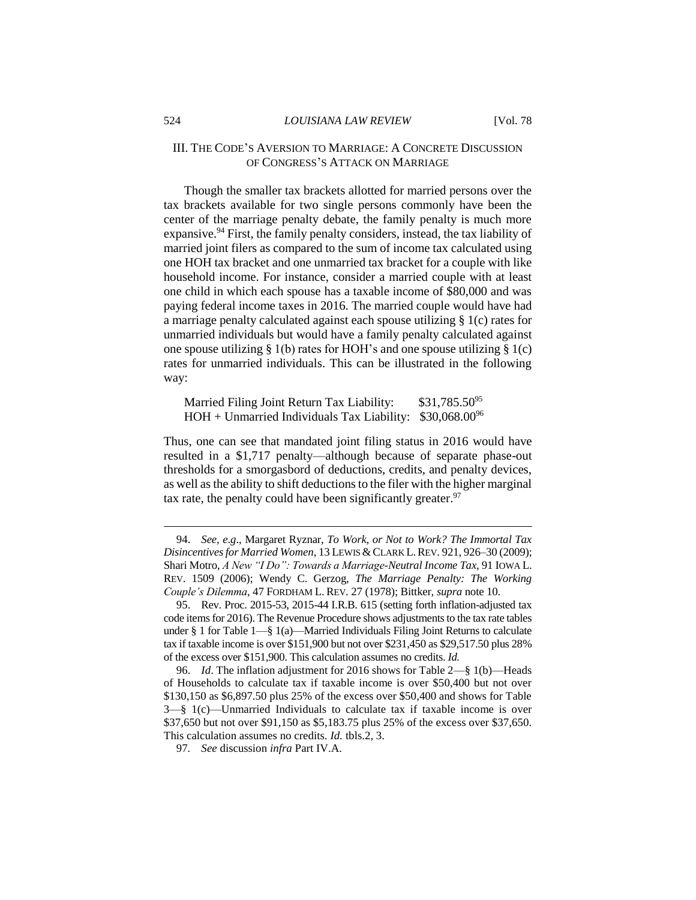## III. THE CODE'S AVERSION TO MARRIAGE: A CONCRETE DISCUSSION OF CONGRESS'S ATTACK ON MARRIAGE

Though the smaller tax brackets allotted for married persons over the tax brackets available for two single persons commonly have been the center of the marriage penalty debate, the family penalty is much more expansive.[94] First, the family penalty considers, instead, the tax liability of married joint filers as compared to the sum of income tax calculated using one HOH tax bracket and one unmarried tax bracket for a couple with like household income. For instance, consider a married couple with at least one child in which each spouse has a taxable income of $80,000 and was paying federal income taxes in 2016. The married couple would have had a marriage penalty calculated against each spouse utilizing § 1(c) rates for unmarried individuals but would have a family penalty calculated against one spouse utilizing § 1(b) rates for HOH's and one spouse utilizing § 1(c) rates for unmarried individuals. This can be illustrated in the following way:

| | |
|---|---|
| Married Filing Joint Return Tax Liability: | $31,785.50[95] |
| HOH + Unmarried Individuals Tax Liability: | $30,068.00[96] |

Thus, one can see that mandated joint filing status in 2016 would have resulted in a $1,717 penalty—although because of separate phase-out thresholds for a smorgasbord of deductions, credits, and penalty devices, as well as the ability to shift deductions to the filer with the higher marginal tax rate, the penalty could have been significantly greater.[97]

---

94. *See, e.g*., Margaret Ryznar, *To Work, or Not to Work? The Immortal Tax Disincentives for Married Women*, 13 LEWIS & CLARK L. REV. 921, 926–30 (2009); Shari Motro, *A New "I Do": Towards a Marriage-Neutral Income Tax*, 91 IOWA L. REV. 1509 (2006); Wendy C. Gerzog, *The Marriage Penalty: The Working Couple's Dilemma*, 47 FORDHAM L. REV. 27 (1978); Bittker, *supra* note 10.

95. Rev. Proc. 2015-53, 2015-44 I.R.B. 615 (setting forth inflation-adjusted tax code items for 2016). The Revenue Procedure shows adjustments to the tax rate tables under § 1 for Table 1—§ 1(a)—Married Individuals Filing Joint Returns to calculate tax if taxable income is over $151,900 but not over $231,450 as $29,517.50 plus 28% of the excess over $151,900. This calculation assumes no credits. *Id.*

96. *Id*. The inflation adjustment for 2016 shows for Table 2—§ 1(b)—Heads of Households to calculate tax if taxable income is over $50,400 but not over $130,150 as $6,897.50 plus 25% of the excess over $50,400 and shows for Table 3—§ 1(c)—Unmarried Individuals to calculate tax if taxable income is over $37,650 but not over $91,150 as $5,183.75 plus 25% of the excess over $37,650. This calculation assumes no credits. *Id.* tbls.2, 3.

97. *See* discussion *infra* Part IV.A.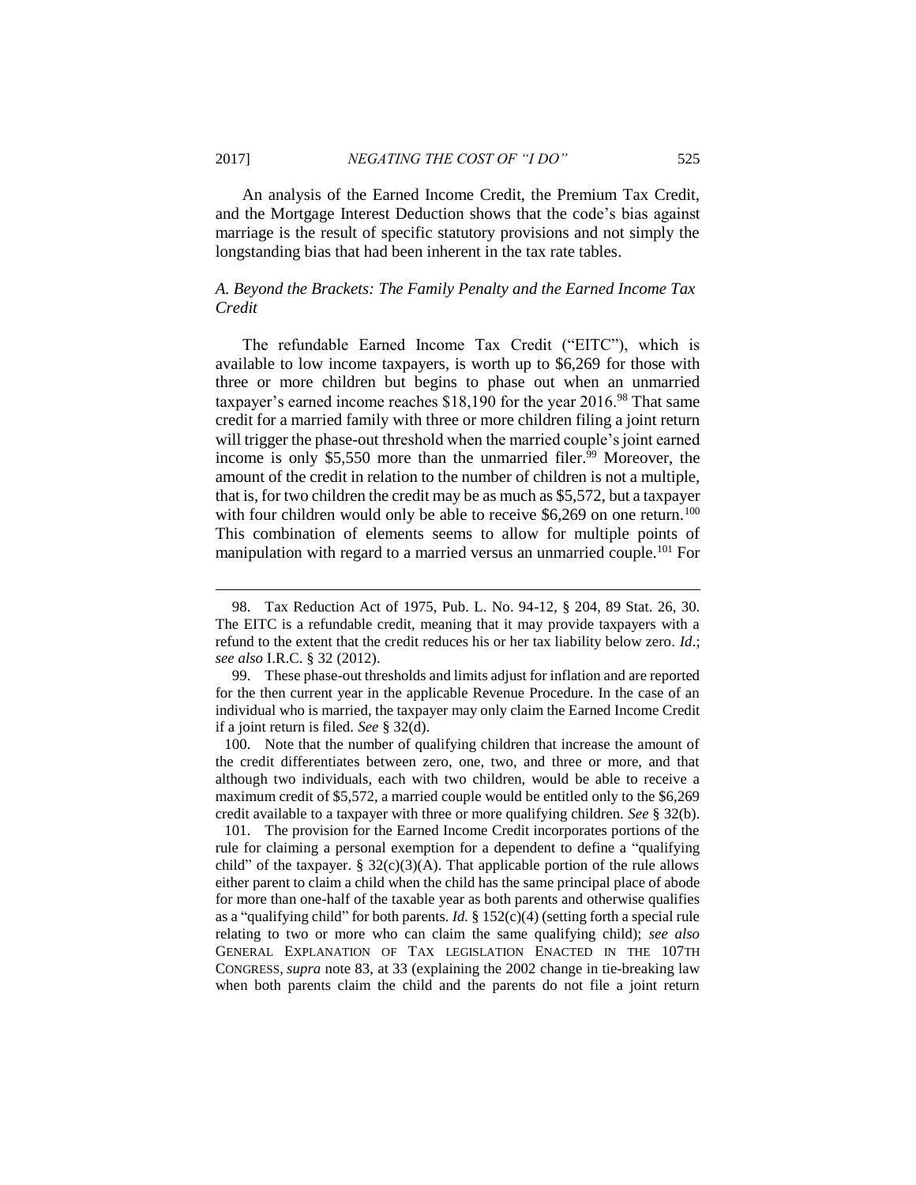An analysis of the Earned Income Credit, the Premium Tax Credit, and the Mortgage Interest Deduction shows that the code's bias against marriage is the result of specific statutory provisions and not simply the longstanding bias that had been inherent in the tax rate tables.

### *A. Beyond the Brackets: The Family Penalty and the Earned Income Tax Credit*

The refundable Earned Income Tax Credit ("EITC"), which is available to low income taxpayers, is worth up to $6,269 for those with three or more children but begins to phase out when an unmarried taxpayer's earned income reaches $18,190 for the year 2016.[98] That same credit for a married family with three or more children filing a joint return will trigger the phase-out threshold when the married couple's joint earned income is only $5,550 more than the unmarried filer.[99] Moreover, the amount of the credit in relation to the number of children is not a multiple, that is, for two children the credit may be as much as $5,572, but a taxpayer with four children would only be able to receive $6,269 on one return.[100] This combination of elements seems to allow for multiple points of manipulation with regard to a married versus an unmarried couple.[101] For

---

98. Tax Reduction Act of 1975, Pub. L. No. 94-12, § 204, 89 Stat. 26, 30. The EITC is a refundable credit, meaning that it may provide taxpayers with a refund to the extent that the credit reduces his or her tax liability below zero. *Id*.; *see also* I.R.C. § 32 (2012).

99. These phase-out thresholds and limits adjust for inflation and are reported for the then current year in the applicable Revenue Procedure. In the case of an individual who is married, the taxpayer may only claim the Earned Income Credit if a joint return is filed. *See* § 32(d).

100. Note that the number of qualifying children that increase the amount of the credit differentiates between zero, one, two, and three or more, and that although two individuals, each with two children, would be able to receive a maximum credit of $5,572, a married couple would be entitled only to the $6,269 credit available to a taxpayer with three or more qualifying children. *See* § 32(b).

101. The provision for the Earned Income Credit incorporates portions of the rule for claiming a personal exemption for a dependent to define a "qualifying child" of the taxpayer. § 32(c)(3)(A). That applicable portion of the rule allows either parent to claim a child when the child has the same principal place of abode for more than one-half of the taxable year as both parents and otherwise qualifies as a "qualifying child" for both parents. *Id.* § 152(c)(4) (setting forth a special rule relating to two or more who can claim the same qualifying child); *see also* GENERAL EXPLANATION OF TAX LEGISLATION ENACTED IN THE 107TH CONGRESS, *supra* note 83, at 33 (explaining the 2002 change in tie-breaking law when both parents claim the child and the parents do not file a joint return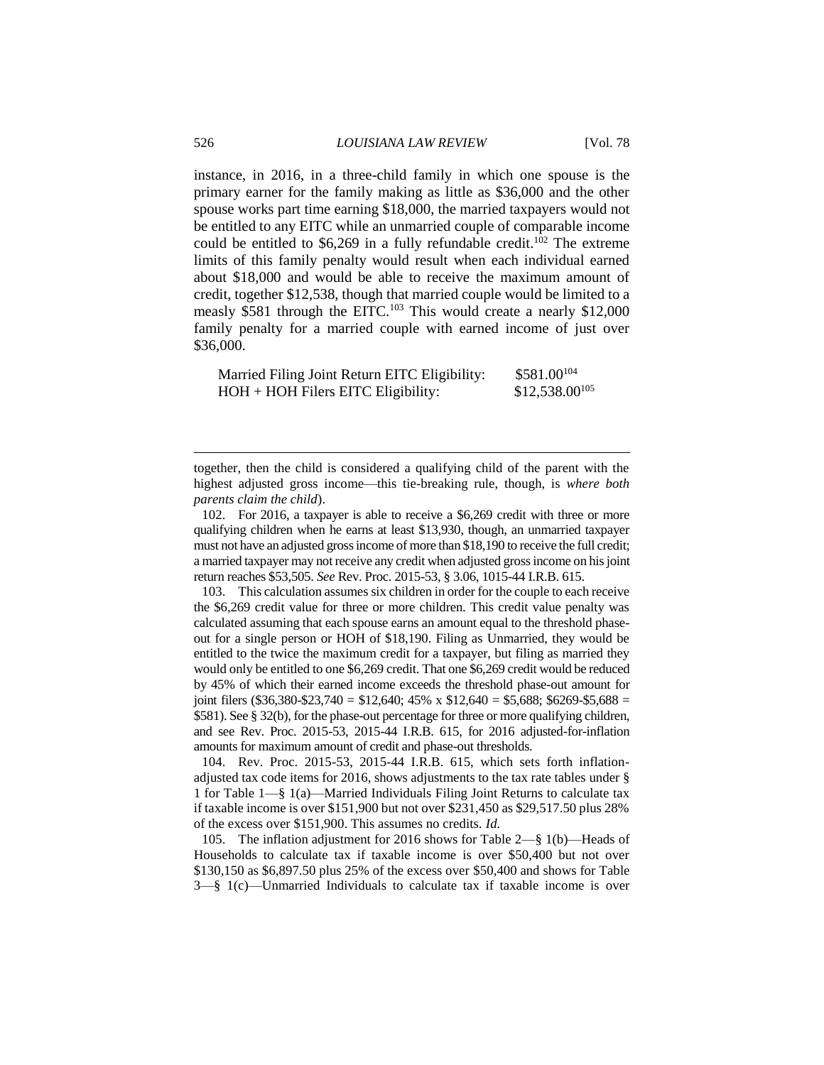instance, in 2016, in a three-child family in which one spouse is the primary earner for the family making as little as \$36,000 and the other spouse works part time earning \$18,000, the married taxpayers would not be entitled to any EITC while an unmarried couple of comparable income could be entitled to \$6,269 in a fully refundable credit.[102] The extreme limits of this family penalty would result when each individual earned about \$18,000 and would be able to receive the maximum amount of credit, together \$12,538, though that married couple would be limited to a measly \$581 through the EITC.[103] This would create a nearly \$12,000 family penalty for a married couple with earned income of just over \$36,000.

| | |
|---|---|
| Married Filing Joint Return EITC Eligibility: | \$581.00[104] |
| HOH + HOH Filers EITC Eligibility: | \$12,538.00[105] |

---

together, then the child is considered a qualifying child of the parent with the highest adjusted gross income—this tie-breaking rule, though, is *where both parents claim the child*).

102. For 2016, a taxpayer is able to receive a \$6,269 credit with three or more qualifying children when he earns at least \$13,930, though, an unmarried taxpayer must not have an adjusted gross income of more than \$18,190 to receive the full credit; a married taxpayer may not receive any credit when adjusted gross income on his joint return reaches \$53,505. *See* Rev. Proc. 2015-53, § 3.06, 1015-44 I.R.B. 615.

103. This calculation assumes six children in order for the couple to each receive the \$6,269 credit value for three or more children. This credit value penalty was calculated assuming that each spouse earns an amount equal to the threshold phase-out for a single person or HOH of \$18,190. Filing as Unmarried, they would be entitled to the twice the maximum credit for a taxpayer, but filing as married they would only be entitled to one \$6,269 credit. That one \$6,269 credit would be reduced by 45% of which their earned income exceeds the threshold phase-out amount for joint filers (\$36,380-\$23,740 = \$12,640; 45% x \$12,640 = \$5,688; \$6269-\$5,688 = \$581). See § 32(b), for the phase-out percentage for three or more qualifying children, and see Rev. Proc. 2015-53, 2015-44 I.R.B. 615, for 2016 adjusted-for-inflation amounts for maximum amount of credit and phase-out thresholds.

104. Rev. Proc. 2015-53, 2015-44 I.R.B. 615, which sets forth inflation-adjusted tax code items for 2016, shows adjustments to the tax rate tables under § 1 for Table 1—§ 1(a)—Married Individuals Filing Joint Returns to calculate tax if taxable income is over \$151,900 but not over \$231,450 as \$29,517.50 plus 28% of the excess over \$151,900. This assumes no credits. *Id.*

105. The inflation adjustment for 2016 shows for Table 2—§ 1(b)—Heads of Households to calculate tax if taxable income is over \$50,400 but not over \$130,150 as \$6,897.50 plus 25% of the excess over \$50,400 and shows for Table 3—§ 1(c)—Unmarried Individuals to calculate tax if taxable income is over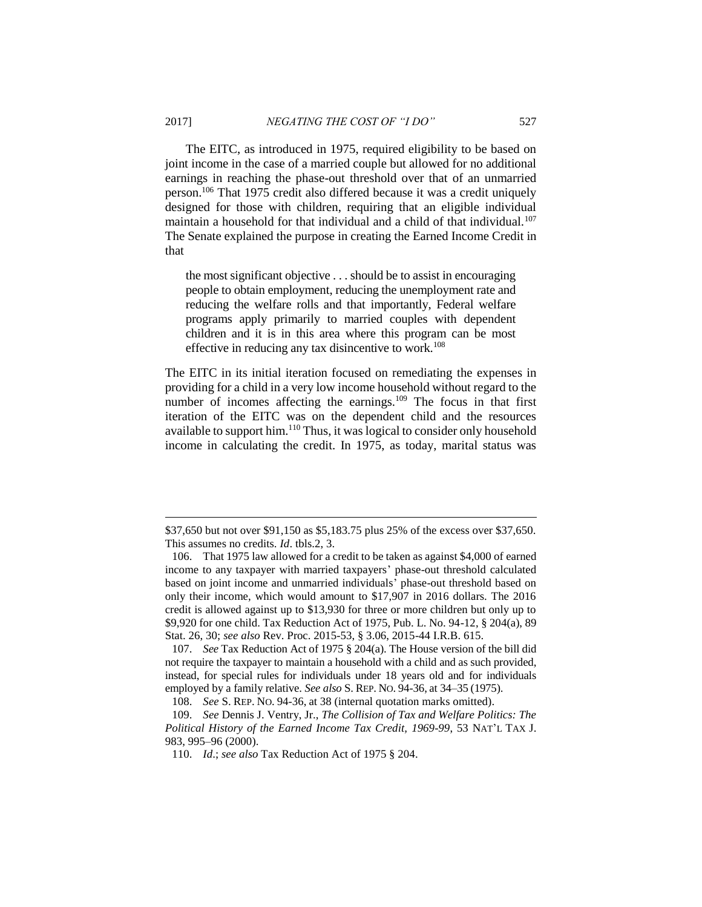The EITC, as introduced in 1975, required eligibility to be based on joint income in the case of a married couple but allowed for no additional earnings in reaching the phase-out threshold over that of an unmarried person.[106] That 1975 credit also differed because it was a credit uniquely designed for those with children, requiring that an eligible individual maintain a household for that individual and a child of that individual.[107] The Senate explained the purpose in creating the Earned Income Credit in that

> the most significant objective . . . should be to assist in encouraging people to obtain employment, reducing the unemployment rate and reducing the welfare rolls and that importantly, Federal welfare programs apply primarily to married couples with dependent children and it is in this area where this program can be most effective in reducing any tax disincentive to work.[108]

The EITC in its initial iteration focused on remediating the expenses in providing for a child in a very low income household without regard to the number of incomes affecting the earnings.[109] The focus in that first iteration of the EITC was on the dependent child and the resources available to support him.[110] Thus, it was logical to consider only household income in calculating the credit. In 1975, as today, marital status was

---

$37,650 but not over $91,150 as $5,183.75 plus 25% of the excess over $37,650. This assumes no credits. *Id*. tbls.2, 3.

106. That 1975 law allowed for a credit to be taken as against $4,000 of earned income to any taxpayer with married taxpayers' phase-out threshold calculated based on joint income and unmarried individuals' phase-out threshold based on only their income, which would amount to $17,907 in 2016 dollars. The 2016 credit is allowed against up to $13,930 for three or more children but only up to $9,920 for one child. Tax Reduction Act of 1975, Pub. L. No. 94-12, § 204(a), 89 Stat. 26, 30; *see also* Rev. Proc. 2015-53, § 3.06, 2015-44 I.R.B. 615.

107. *See* Tax Reduction Act of 1975 § 204(a). The House version of the bill did not require the taxpayer to maintain a household with a child and as such provided, instead, for special rules for individuals under 18 years old and for individuals employed by a family relative. *See also* S. REP. NO. 94-36, at 34–35 (1975).

108. *See* S. REP. NO. 94-36, at 38 (internal quotation marks omitted).

109. *See* Dennis J. Ventry, Jr., *The Collision of Tax and Welfare Politics: The Political History of the Earned Income Tax Credit, 1969-99*, 53 NAT'L TAX J. 983, 995–96 (2000).

110. *Id*.; *see also* Tax Reduction Act of 1975 § 204.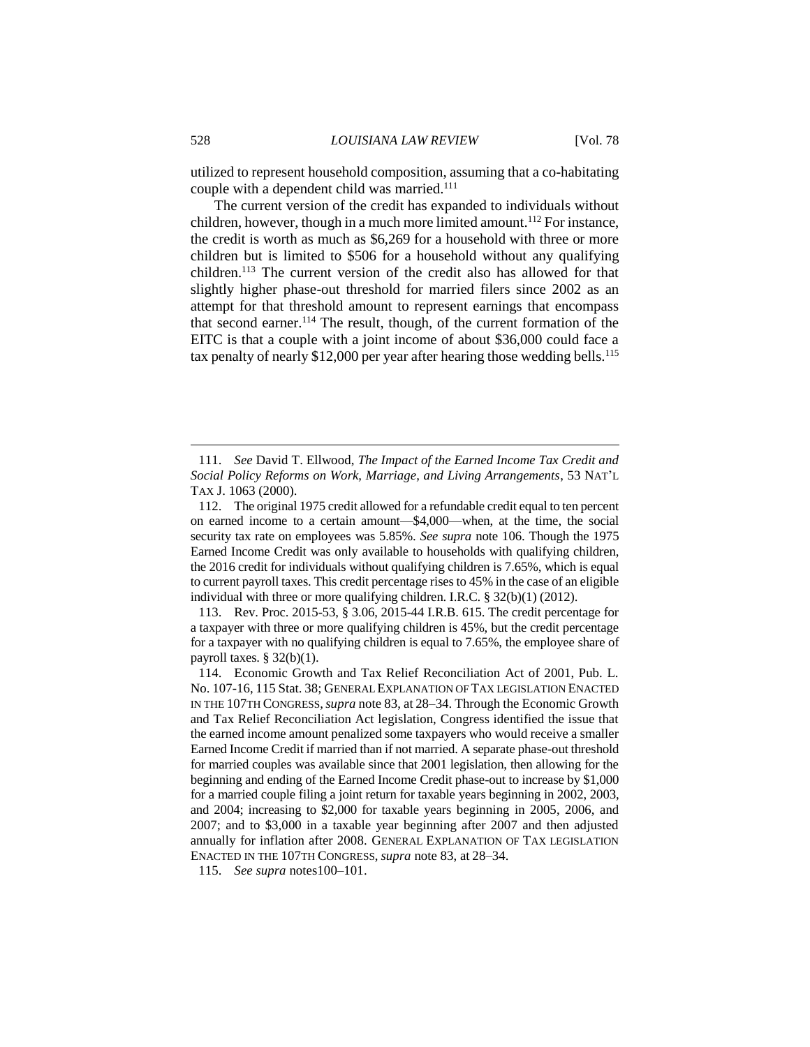utilized to represent household composition, assuming that a co-habitating couple with a dependent child was married.[111]

The current version of the credit has expanded to individuals without children, however, though in a much more limited amount.[112] For instance, the credit is worth as much as $6,269 for a household with three or more children but is limited to $506 for a household without any qualifying children.[113] The current version of the credit also has allowed for that slightly higher phase-out threshold for married filers since 2002 as an attempt for that threshold amount to represent earnings that encompass that second earner.[114] The result, though, of the current formation of the EITC is that a couple with a joint income of about $36,000 could face a tax penalty of nearly $12,000 per year after hearing those wedding bells.[115]

---

111. *See* David T. Ellwood, *The Impact of the Earned Income Tax Credit and Social Policy Reforms on Work, Marriage, and Living Arrangements*, 53 NAT'L TAX J. 1063 (2000).

112. The original 1975 credit allowed for a refundable credit equal to ten percent on earned income to a certain amount—$4,000—when, at the time, the social security tax rate on employees was 5.85%. *See supra* note 106. Though the 1975 Earned Income Credit was only available to households with qualifying children, the 2016 credit for individuals without qualifying children is 7.65%, which is equal to current payroll taxes. This credit percentage rises to 45% in the case of an eligible individual with three or more qualifying children. I.R.C. § 32(b)(1) (2012).

113. Rev. Proc. 2015-53, § 3.06, 2015-44 I.R.B. 615. The credit percentage for a taxpayer with three or more qualifying children is 45%, but the credit percentage for a taxpayer with no qualifying children is equal to 7.65%, the employee share of payroll taxes. § 32(b)(1).

114. Economic Growth and Tax Relief Reconciliation Act of 2001, Pub. L. No. 107-16, 115 Stat. 38; GENERAL EXPLANATION OF TAX LEGISLATION ENACTED IN THE 107TH CONGRESS, *supra* note 83, at 28–34. Through the Economic Growth and Tax Relief Reconciliation Act legislation, Congress identified the issue that the earned income amount penalized some taxpayers who would receive a smaller Earned Income Credit if married than if not married. A separate phase-out threshold for married couples was available since that 2001 legislation, then allowing for the beginning and ending of the Earned Income Credit phase-out to increase by $1,000 for a married couple filing a joint return for taxable years beginning in 2002, 2003, and 2004; increasing to $2,000 for taxable years beginning in 2005, 2006, and 2007; and to $3,000 in a taxable year beginning after 2007 and then adjusted annually for inflation after 2008. GENERAL EXPLANATION OF TAX LEGISLATION ENACTED IN THE 107TH CONGRESS, *supra* note 83, at 28–34.

115. *See supra* notes100–101.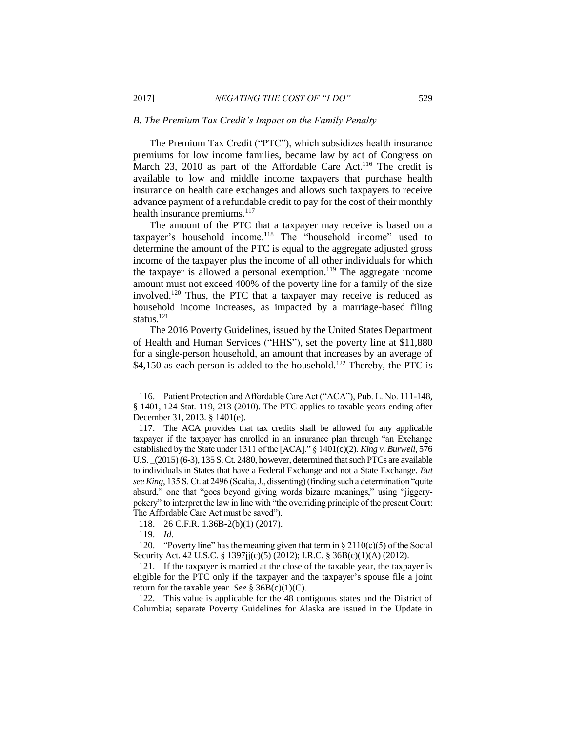### *B. The Premium Tax Credit's Impact on the Family Penalty*

The Premium Tax Credit ("PTC"), which subsidizes health insurance premiums for low income families, became law by act of Congress on March 23, 2010 as part of the Affordable Care Act.[116] The credit is available to low and middle income taxpayers that purchase health insurance on health care exchanges and allows such taxpayers to receive advance payment of a refundable credit to pay for the cost of their monthly health insurance premiums.[117]

The amount of the PTC that a taxpayer may receive is based on a taxpayer's household income.[118] The "household income" used to determine the amount of the PTC is equal to the aggregate adjusted gross income of the taxpayer plus the income of all other individuals for which the taxpayer is allowed a personal exemption.[119] The aggregate income amount must not exceed 400% of the poverty line for a family of the size involved.[120] Thus, the PTC that a taxpayer may receive is reduced as household income increases, as impacted by a marriage-based filing status.[121]

The 2016 Poverty Guidelines, issued by the United States Department of Health and Human Services ("HHS"), set the poverty line at $11,880 for a single-person household, an amount that increases by an average of $4,150 as each person is added to the household.[122] Thereby, the PTC is

---

116. Patient Protection and Affordable Care Act ("ACA"), Pub. L. No. 111-148, § 1401, 124 Stat. 119, 213 (2010). The PTC applies to taxable years ending after December 31, 2013. § 1401(e).

117. The ACA provides that tax credits shall be allowed for any applicable taxpayer if the taxpayer has enrolled in an insurance plan through "an Exchange established by the State under 1311 of the [ACA]." § 1401(c)(2). *King v. Burwell*, 576 U.S. _(2015) (6-3), 135 S. Ct. 2480, however, determined that such PTCs are available to individuals in States that have a Federal Exchange and not a State Exchange. *But see King*, 135 S. Ct. at 2496 (Scalia, J., dissenting) (finding such a determination "quite absurd," one that "goes beyond giving words bizarre meanings," using "jiggery-pokery" to interpret the law in line with "the overriding principle of the present Court: The Affordable Care Act must be saved").

118. 26 C.F.R. 1.36B-2(b)(1) (2017).

119. *Id.*

120. "Poverty line" has the meaning given that term in § 2110(c)(5) of the Social Security Act. 42 U.S.C. § 1397jj(c)(5) (2012); I.R.C. § 36B(c)(1)(A) (2012).

121. If the taxpayer is married at the close of the taxable year, the taxpayer is eligible for the PTC only if the taxpayer and the taxpayer's spouse file a joint return for the taxable year. *See* § 36B(c)(1)(C).

122. This value is applicable for the 48 contiguous states and the District of Columbia; separate Poverty Guidelines for Alaska are issued in the Update in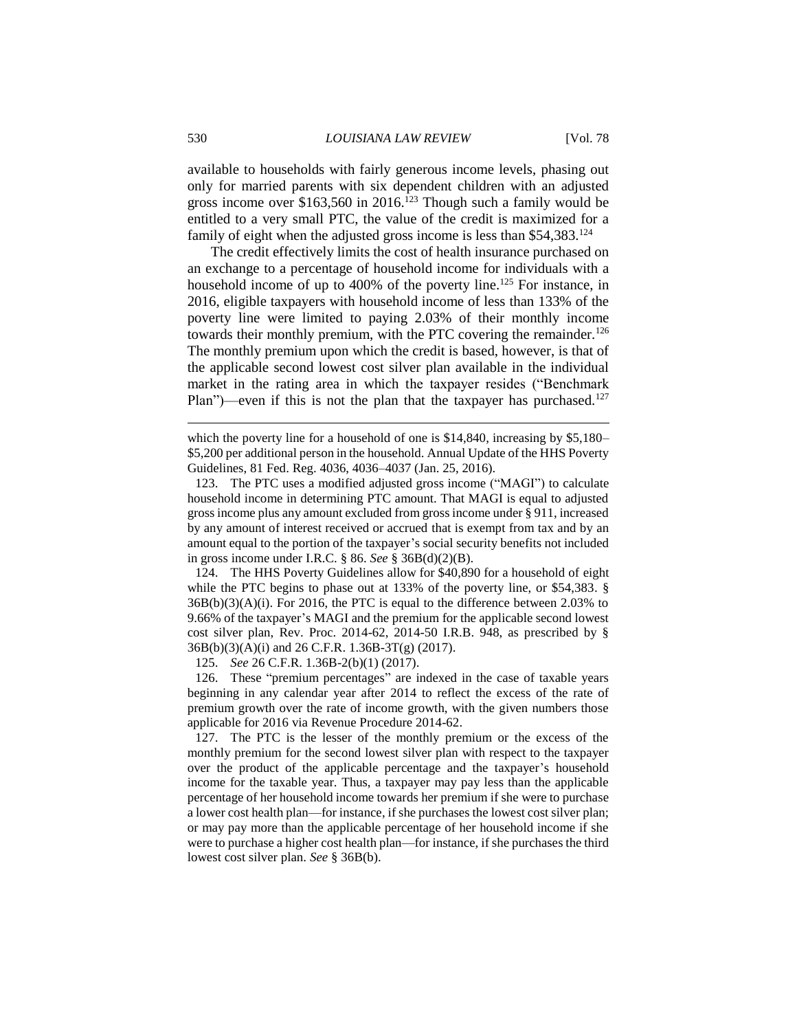available to households with fairly generous income levels, phasing out only for married parents with six dependent children with an adjusted gross income over $163,560 in 2016.[123] Though such a family would be entitled to a very small PTC, the value of the credit is maximized for a family of eight when the adjusted gross income is less than $54,383.[124]

The credit effectively limits the cost of health insurance purchased on an exchange to a percentage of household income for individuals with a household income of up to 400% of the poverty line.[125] For instance, in 2016, eligible taxpayers with household income of less than 133% of the poverty line were limited to paying 2.03% of their monthly income towards their monthly premium, with the PTC covering the remainder.[126] The monthly premium upon which the credit is based, however, is that of the applicable second lowest cost silver plan available in the individual market in the rating area in which the taxpayer resides ("Benchmark Plan")—even if this is not the plan that the taxpayer has purchased.[127]

---

which the poverty line for a household of one is $14,840, increasing by $5,180–$5,200 per additional person in the household. Annual Update of the HHS Poverty Guidelines, 81 Fed. Reg. 4036, 4036–4037 (Jan. 25, 2016).

123. The PTC uses a modified adjusted gross income ("MAGI") to calculate household income in determining PTC amount. That MAGI is equal to adjusted gross income plus any amount excluded from gross income under § 911, increased by any amount of interest received or accrued that is exempt from tax and by an amount equal to the portion of the taxpayer's social security benefits not included in gross income under I.R.C. § 86. *See* § 36B(d)(2)(B).

124. The HHS Poverty Guidelines allow for $40,890 for a household of eight while the PTC begins to phase out at 133% of the poverty line, or $54,383. § 36B(b)(3)(A)(i). For 2016, the PTC is equal to the difference between 2.03% to 9.66% of the taxpayer's MAGI and the premium for the applicable second lowest cost silver plan, Rev. Proc. 2014-62, 2014-50 I.R.B. 948, as prescribed by § 36B(b)(3)(A)(i) and 26 C.F.R. 1.36B-3T(g) (2017).

125. *See* 26 C.F.R. 1.36B-2(b)(1) (2017).

126. These "premium percentages" are indexed in the case of taxable years beginning in any calendar year after 2014 to reflect the excess of the rate of premium growth over the rate of income growth, with the given numbers those applicable for 2016 via Revenue Procedure 2014-62.

127. The PTC is the lesser of the monthly premium or the excess of the monthly premium for the second lowest silver plan with respect to the taxpayer over the product of the applicable percentage and the taxpayer's household income for the taxable year. Thus, a taxpayer may pay less than the applicable percentage of her household income towards her premium if she were to purchase a lower cost health plan—for instance, if she purchases the lowest cost silver plan; or may pay more than the applicable percentage of her household income if she were to purchase a higher cost health plan—for instance, if she purchases the third lowest cost silver plan. *See* § 36B(b).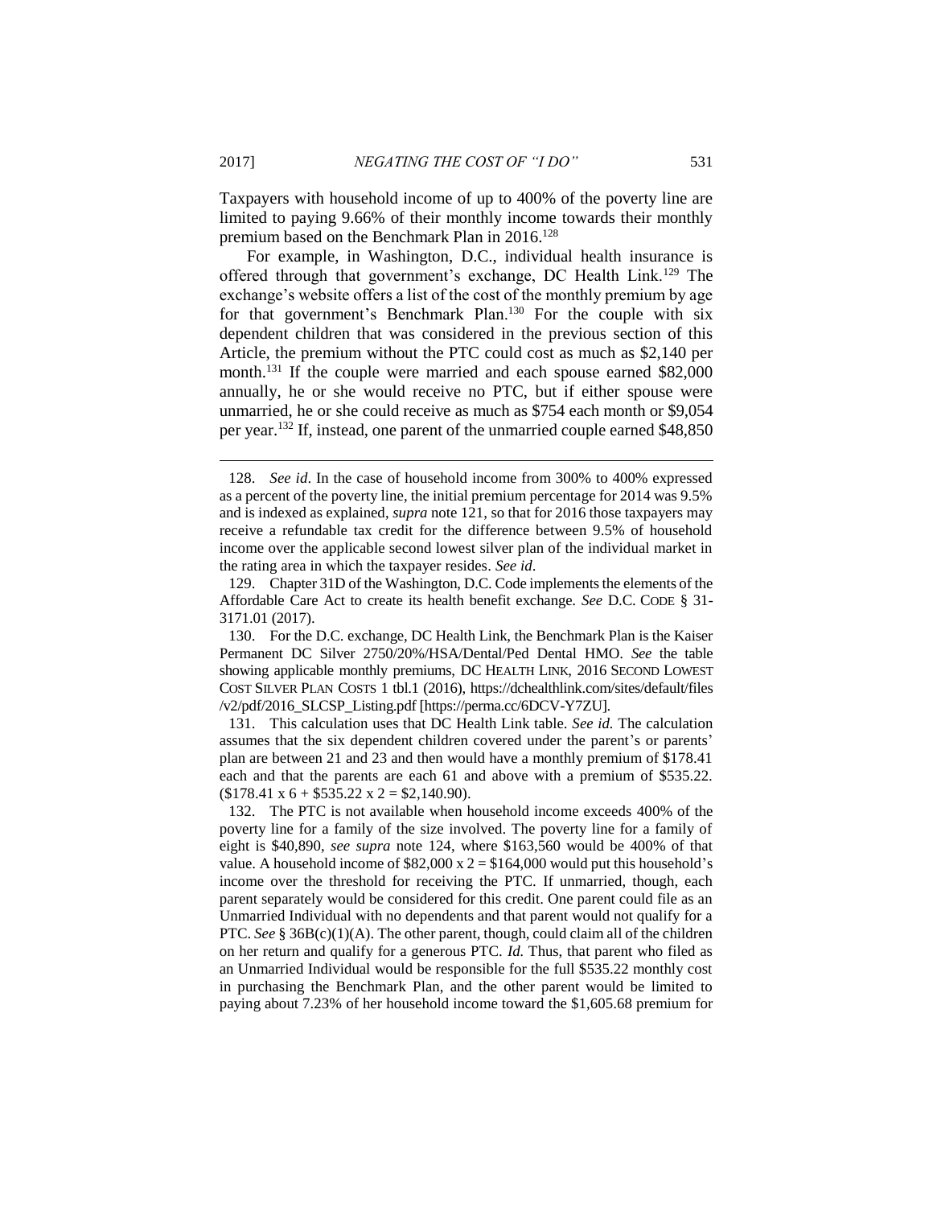Taxpayers with household income of up to 400% of the poverty line are limited to paying 9.66% of their monthly income towards their monthly premium based on the Benchmark Plan in 2016.[128]

For example, in Washington, D.C., individual health insurance is offered through that government's exchange, DC Health Link.[129] The exchange's website offers a list of the cost of the monthly premium by age for that government's Benchmark Plan.[130] For the couple with six dependent children that was considered in the previous section of this Article, the premium without the PTC could cost as much as $2,140 per month.[131] If the couple were married and each spouse earned $82,000 annually, he or she would receive no PTC, but if either spouse were unmarried, he or she could receive as much as $754 each month or $9,054 per year.[132] If, instead, one parent of the unmarried couple earned $48,850

---

128. *See id*. In the case of household income from 300% to 400% expressed as a percent of the poverty line, the initial premium percentage for 2014 was 9.5% and is indexed as explained, *supra* note 121, so that for 2016 those taxpayers may receive a refundable tax credit for the difference between 9.5% of household income over the applicable second lowest silver plan of the individual market in the rating area in which the taxpayer resides. *See id*.

129. Chapter 31D of the Washington, D.C. Code implements the elements of the Affordable Care Act to create its health benefit exchange. *See* D.C. CODE § 31-3171.01 (2017).

130. For the D.C. exchange, DC Health Link, the Benchmark Plan is the Kaiser Permanent DC Silver 2750/20%/HSA/Dental/Ped Dental HMO. *See* the table showing applicable monthly premiums, DC HEALTH LINK, 2016 SECOND LOWEST COST SILVER PLAN COSTS 1 tbl.1 (2016), https://dchealthlink.com/sites/default/files/v2/pdf/2016_SLCSP_Listing.pdf [https://perma.cc/6DCV-Y7ZU].

131. This calculation uses that DC Health Link table. *See id.* The calculation assumes that the six dependent children covered under the parent's or parents' plan are between 21 and 23 and then would have a monthly premium of $178.41 each and that the parents are each 61 and above with a premium of $535.22. ($178.41 x 6 + $535.22 x 2 = $2,140.90).

132. The PTC is not available when household income exceeds 400% of the poverty line for a family of the size involved. The poverty line for a family of eight is $40,890, *see supra* note 124, where $163,560 would be 400% of that value. A household income of $82,000 x 2 = $164,000 would put this household's income over the threshold for receiving the PTC. If unmarried, though, each parent separately would be considered for this credit. One parent could file as an Unmarried Individual with no dependents and that parent would not qualify for a PTC. *See* § 36B(c)(1)(A). The other parent, though, could claim all of the children on her return and qualify for a generous PTC. *Id.* Thus, that parent who filed as an Unmarried Individual would be responsible for the full $535.22 monthly cost in purchasing the Benchmark Plan, and the other parent would be limited to paying about 7.23% of her household income toward the $1,605.68 premium for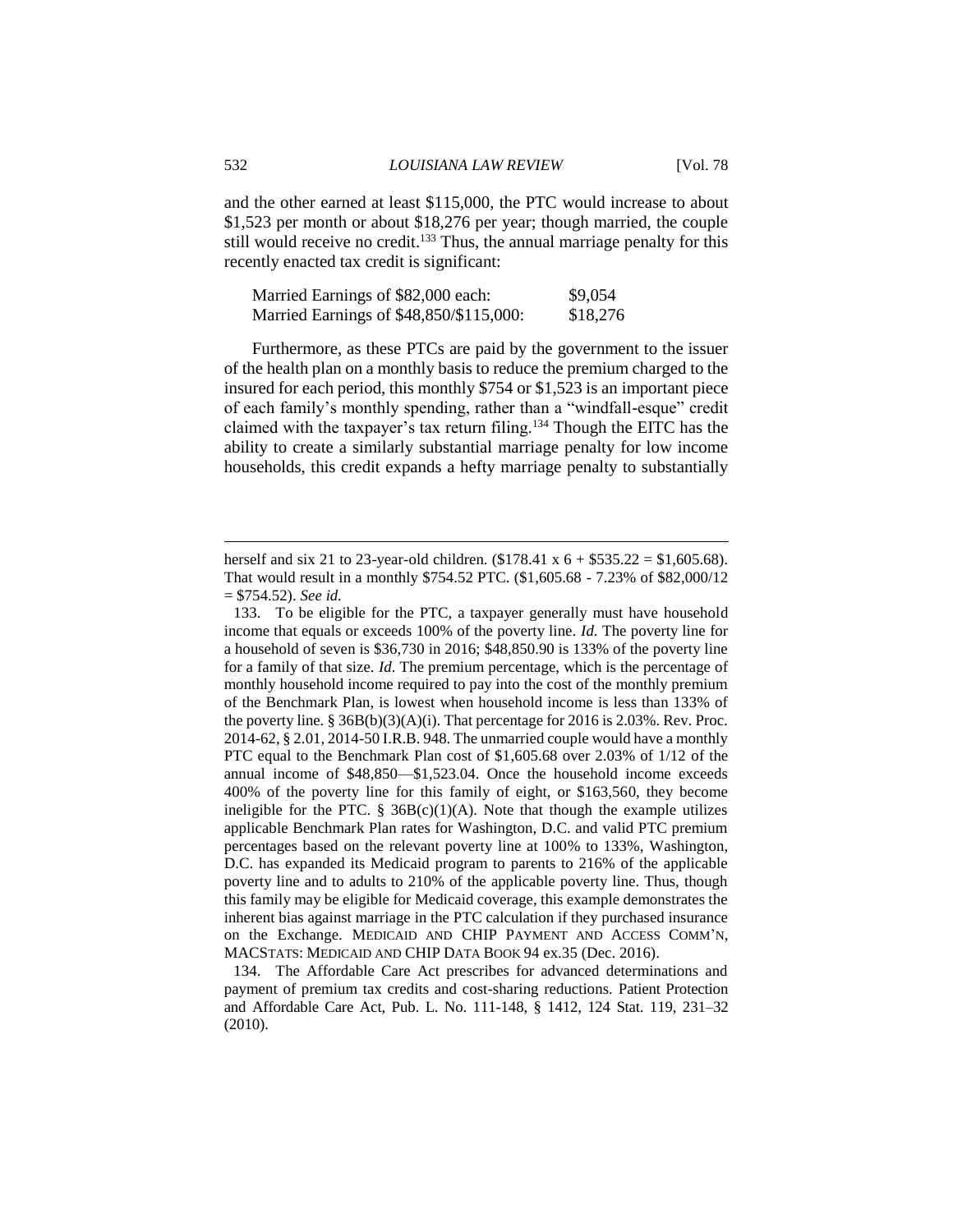and the other earned at least \$115,000, the PTC would increase to about \$1,523 per month or about \$18,276 per year; though married, the couple still would receive no credit.[133] Thus, the annual marriage penalty for this recently enacted tax credit is significant:

| | |
|---|---|
| Married Earnings of \$82,000 each: | \$9,054 |
| Married Earnings of \$48,850/\$115,000: | \$18,276 |

Furthermore, as these PTCs are paid by the government to the issuer of the health plan on a monthly basis to reduce the premium charged to the insured for each period, this monthly \$754 or \$1,523 is an important piece of each family's monthly spending, rather than a "windfall-esque" credit claimed with the taxpayer's tax return filing.[134] Though the EITC has the ability to create a similarly substantial marriage penalty for low income households, this credit expands a hefty marriage penalty to substantially

---

herself and six 21 to 23-year-old children. (\$178.41 x 6 + \$535.22 = \$1,605.68). That would result in a monthly \$754.52 PTC. (\$1,605.68 - 7.23% of \$82,000/12 = \$754.52). *See id.*

133. To be eligible for the PTC, a taxpayer generally must have household income that equals or exceeds 100% of the poverty line. *Id.* The poverty line for a household of seven is \$36,730 in 2016; \$48,850.90 is 133% of the poverty line for a family of that size. *Id*. The premium percentage, which is the percentage of monthly household income required to pay into the cost of the monthly premium of the Benchmark Plan, is lowest when household income is less than 133% of the poverty line. § 36B(b)(3)(A)(i). That percentage for 2016 is 2.03%. Rev. Proc. 2014-62, § 2.01, 2014-50 I.R.B. 948. The unmarried couple would have a monthly PTC equal to the Benchmark Plan cost of \$1,605.68 over 2.03% of 1/12 of the annual income of \$48,850—\$1,523.04. Once the household income exceeds 400% of the poverty line for this family of eight, or \$163,560, they become ineligible for the PTC. § 36B(c)(1)(A). Note that though the example utilizes applicable Benchmark Plan rates for Washington, D.C. and valid PTC premium percentages based on the relevant poverty line at 100% to 133%, Washington, D.C. has expanded its Medicaid program to parents to 216% of the applicable poverty line and to adults to 210% of the applicable poverty line. Thus, though this family may be eligible for Medicaid coverage, this example demonstrates the inherent bias against marriage in the PTC calculation if they purchased insurance on the Exchange. MEDICAID AND CHIP PAYMENT AND ACCESS COMM'N, MACSTATS: MEDICAID AND CHIP DATA BOOK 94 ex.35 (Dec. 2016).

134. The Affordable Care Act prescribes for advanced determinations and payment of premium tax credits and cost-sharing reductions. Patient Protection and Affordable Care Act, Pub. L. No. 111-148, § 1412, 124 Stat. 119, 231–32 (2010).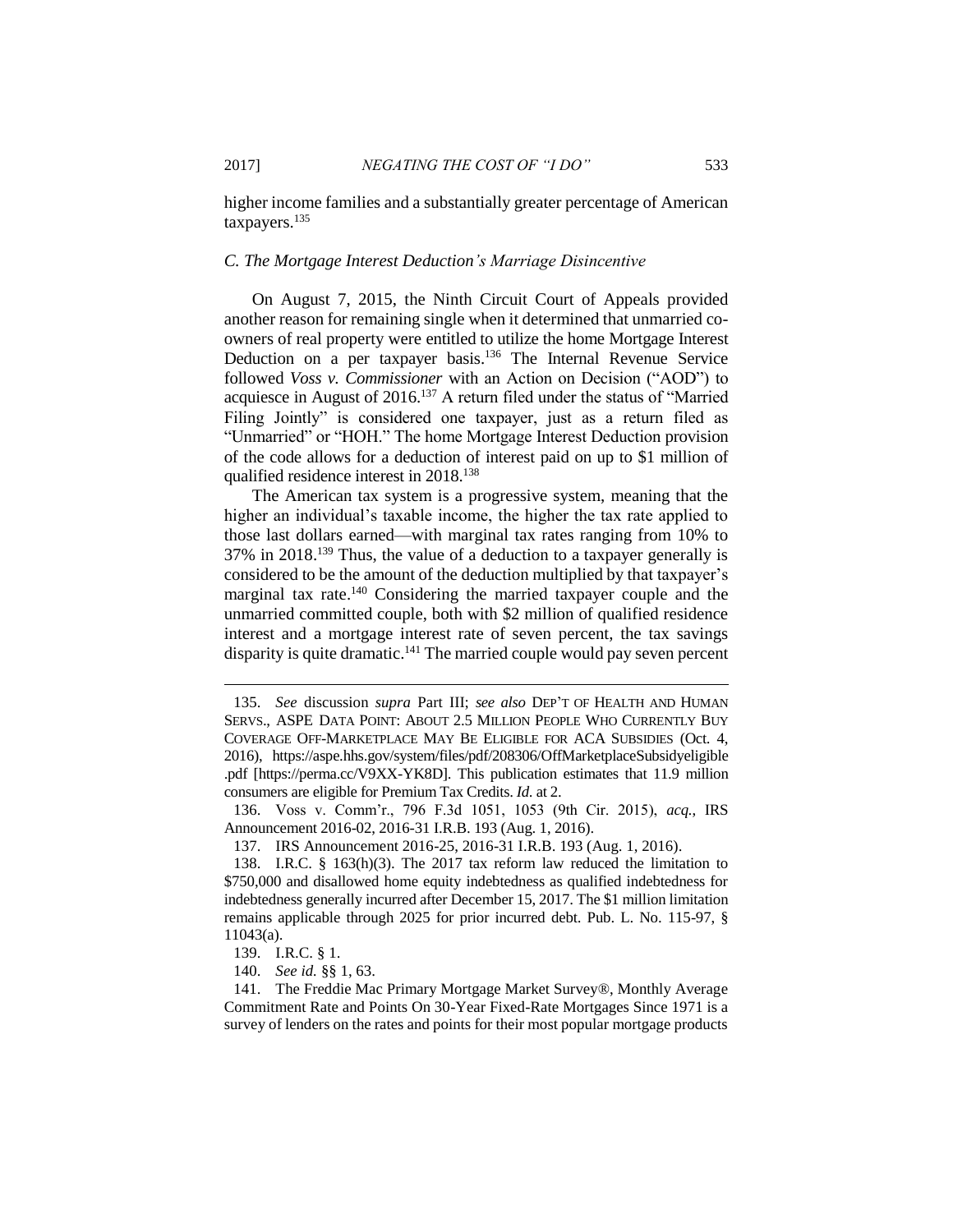higher income families and a substantially greater percentage of American taxpayers.[135]

### *C. The Mortgage Interest Deduction's Marriage Disincentive*

On August 7, 2015, the Ninth Circuit Court of Appeals provided another reason for remaining single when it determined that unmarried co-owners of real property were entitled to utilize the home Mortgage Interest Deduction on a per taxpayer basis.[136] The Internal Revenue Service followed *Voss v. Commissioner* with an Action on Decision ("AOD") to acquiesce in August of 2016.[137] A return filed under the status of "Married Filing Jointly" is considered one taxpayer, just as a return filed as "Unmarried" or "HOH." The home Mortgage Interest Deduction provision of the code allows for a deduction of interest paid on up to $1 million of qualified residence interest in 2018.[138]

The American tax system is a progressive system, meaning that the higher an individual's taxable income, the higher the tax rate applied to those last dollars earned—with marginal tax rates ranging from 10% to 37% in 2018.[139] Thus, the value of a deduction to a taxpayer generally is considered to be the amount of the deduction multiplied by that taxpayer's marginal tax rate.[140] Considering the married taxpayer couple and the unmarried committed couple, both with $2 million of qualified residence interest and a mortgage interest rate of seven percent, the tax savings disparity is quite dramatic.[141] The married couple would pay seven percent

---

135. *See* discussion *supra* Part III; *see also* DEP'T OF HEALTH AND HUMAN SERVS., ASPE DATA POINT: ABOUT 2.5 MILLION PEOPLE WHO CURRENTLY BUY COVERAGE OFF-MARKETPLACE MAY BE ELIGIBLE FOR ACA SUBSIDIES (Oct. 4, 2016), https://aspe.hhs.gov/system/files/pdf/208306/OffMarketplaceSubsidyeligible.pdf [https://perma.cc/V9XX-YK8D]. This publication estimates that 11.9 million consumers are eligible for Premium Tax Credits. *Id.* at 2.

136. Voss v. Comm'r., 796 F.3d 1051, 1053 (9th Cir. 2015), *acq.*, IRS Announcement 2016-02, 2016-31 I.R.B. 193 (Aug. 1, 2016).

137. IRS Announcement 2016-25, 2016-31 I.R.B. 193 (Aug. 1, 2016).

138. I.R.C. § 163(h)(3). The 2017 tax reform law reduced the limitation to $750,000 and disallowed home equity indebtedness as qualified indebtedness for indebtedness generally incurred after December 15, 2017. The $1 million limitation remains applicable through 2025 for prior incurred debt. Pub. L. No. 115-97, § 11043(a).

139. I.R.C. § 1.

140. *See id.* §§ 1, 63.

141. The Freddie Mac Primary Mortgage Market Survey®, Monthly Average Commitment Rate and Points On 30-Year Fixed-Rate Mortgages Since 1971 is a survey of lenders on the rates and points for their most popular mortgage products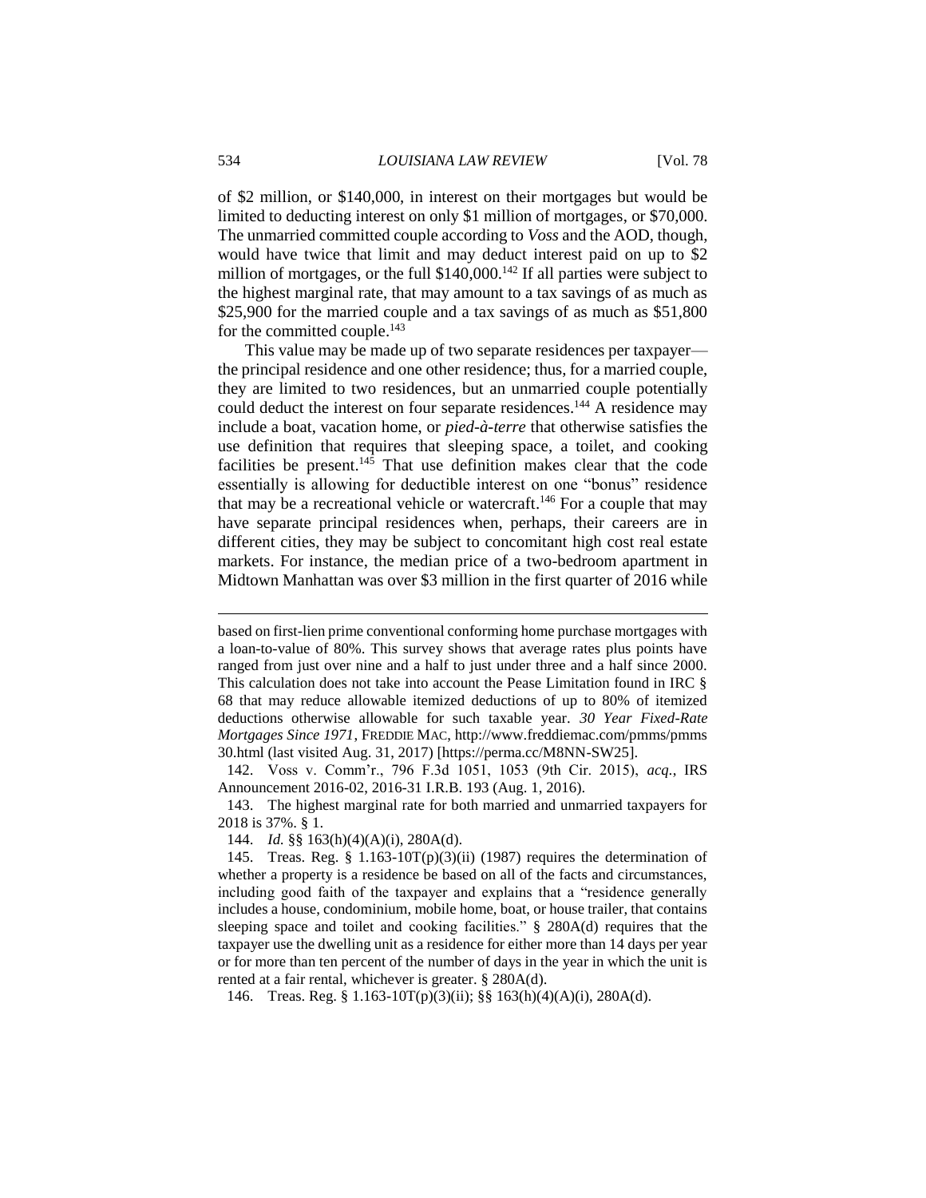of \$2 million, or \$140,000, in interest on their mortgages but would be limited to deducting interest on only \$1 million of mortgages, or \$70,000. The unmarried committed couple according to *Voss* and the AOD, though, would have twice that limit and may deduct interest paid on up to \$2 million of mortgages, or the full \$140,000.[142] If all parties were subject to the highest marginal rate, that may amount to a tax savings of as much as \$25,900 for the married couple and a tax savings of as much as \$51,800 for the committed couple.[143]

This value may be made up of two separate residences per taxpayer—the principal residence and one other residence; thus, for a married couple, they are limited to two residences, but an unmarried couple potentially could deduct the interest on four separate residences.[144] A residence may include a boat, vacation home, or *pied-à-terre* that otherwise satisfies the use definition that requires that sleeping space, a toilet, and cooking facilities be present.[145] That use definition makes clear that the code essentially is allowing for deductible interest on one "bonus" residence that may be a recreational vehicle or watercraft.[146] For a couple that may have separate principal residences when, perhaps, their careers are in different cities, they may be subject to concomitant high cost real estate markets. For instance, the median price of a two-bedroom apartment in Midtown Manhattan was over \$3 million in the first quarter of 2016 while

---

based on first-lien prime conventional conforming home purchase mortgages with a loan-to-value of 80%. This survey shows that average rates plus points have ranged from just over nine and a half to just under three and a half since 2000. This calculation does not take into account the Pease Limitation found in IRC § 68 that may reduce allowable itemized deductions of up to 80% of itemized deductions otherwise allowable for such taxable year. *30 Year Fixed-Rate Mortgages Since 1971*, FREDDIE MAC, http://www.freddiemac.com/pmms/pmms30.html (last visited Aug. 31, 2017) [https://perma.cc/M8NN-SW25].

142. Voss v. Comm'r., 796 F.3d 1051, 1053 (9th Cir. 2015), *acq.*, IRS Announcement 2016-02, 2016-31 I.R.B. 193 (Aug. 1, 2016).

143. The highest marginal rate for both married and unmarried taxpayers for 2018 is 37%. § 1.

144. *Id.* §§ 163(h)(4)(A)(i), 280A(d).

145. Treas. Reg. § 1.163-10T(p)(3)(ii) (1987) requires the determination of whether a property is a residence be based on all of the facts and circumstances, including good faith of the taxpayer and explains that a "residence generally includes a house, condominium, mobile home, boat, or house trailer, that contains sleeping space and toilet and cooking facilities." § 280A(d) requires that the taxpayer use the dwelling unit as a residence for either more than 14 days per year or for more than ten percent of the number of days in the year in which the unit is rented at a fair rental, whichever is greater. § 280A(d).

146. Treas. Reg. § 1.163-10T(p)(3)(ii); §§ 163(h)(4)(A)(i), 280A(d).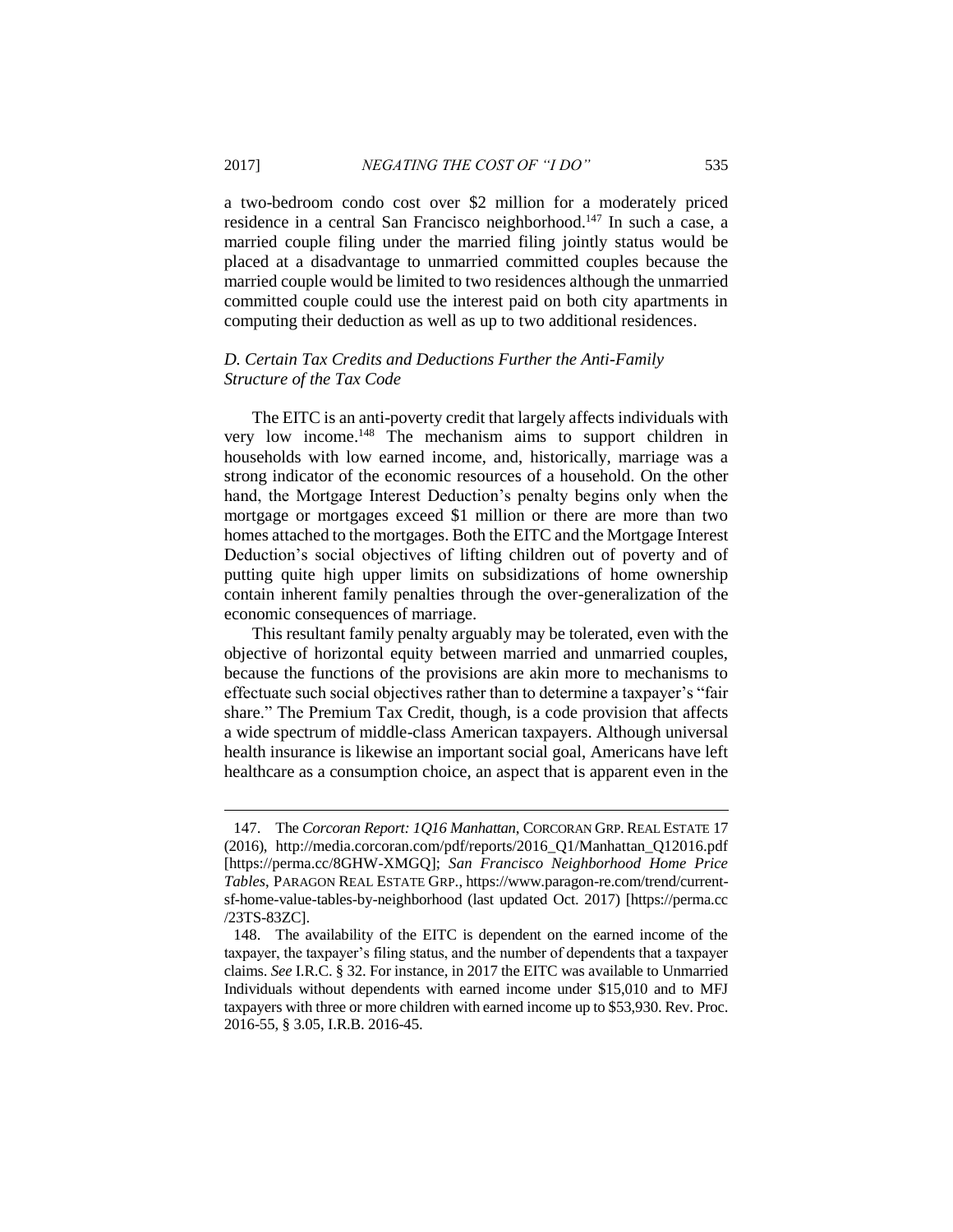a two-bedroom condo cost over $2 million for a moderately priced residence in a central San Francisco neighborhood.[147] In such a case, a married couple filing under the married filing jointly status would be placed at a disadvantage to unmarried committed couples because the married couple would be limited to two residences although the unmarried committed couple could use the interest paid on both city apartments in computing their deduction as well as up to two additional residences.

### *D. Certain Tax Credits and Deductions Further the Anti-Family Structure of the Tax Code*

The EITC is an anti-poverty credit that largely affects individuals with very low income.[148] The mechanism aims to support children in households with low earned income, and, historically, marriage was a strong indicator of the economic resources of a household. On the other hand, the Mortgage Interest Deduction's penalty begins only when the mortgage or mortgages exceed $1 million or there are more than two homes attached to the mortgages. Both the EITC and the Mortgage Interest Deduction's social objectives of lifting children out of poverty and of putting quite high upper limits on subsidizations of home ownership contain inherent family penalties through the over-generalization of the economic consequences of marriage.

This resultant family penalty arguably may be tolerated, even with the objective of horizontal equity between married and unmarried couples, because the functions of the provisions are akin more to mechanisms to effectuate such social objectives rather than to determine a taxpayer's "fair share." The Premium Tax Credit, though, is a code provision that affects a wide spectrum of middle-class American taxpayers. Although universal health insurance is likewise an important social goal, Americans have left healthcare as a consumption choice, an aspect that is apparent even in the

---

147. The *Corcoran Report: 1Q16 Manhattan*, CORCORAN GRP. REAL ESTATE 17 (2016), http://media.corcoran.com/pdf/reports/2016_Q1/Manhattan_Q12016.pdf [https://perma.cc/8GHW-XMGQ]; *San Francisco Neighborhood Home Price Tables*, PARAGON REAL ESTATE GRP., https://www.paragon-re.com/trend/current-sf-home-value-tables-by-neighborhood (last updated Oct. 2017) [https://perma.cc/23TS-83ZC].

148. The availability of the EITC is dependent on the earned income of the taxpayer, the taxpayer's filing status, and the number of dependents that a taxpayer claims. *See* I.R.C. § 32. For instance, in 2017 the EITC was available to Unmarried Individuals without dependents with earned income under $15,010 and to MFJ taxpayers with three or more children with earned income up to $53,930. Rev. Proc. 2016-55, § 3.05, I.R.B. 2016-45.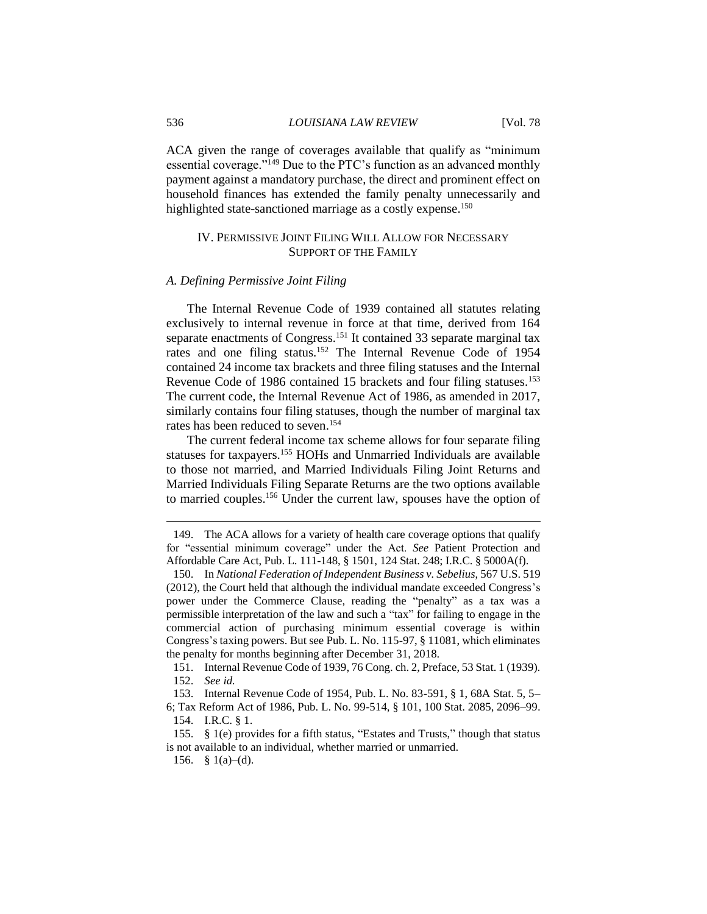ACA given the range of coverages available that qualify as "minimum essential coverage."[149] Due to the PTC's function as an advanced monthly payment against a mandatory purchase, the direct and prominent effect on household finances has extended the family penalty unnecessarily and highlighted state-sanctioned marriage as a costly expense.[150]

## IV. Permissive Joint Filing Will Allow for Necessary Support of the Family

### *A. Defining Permissive Joint Filing*

The Internal Revenue Code of 1939 contained all statutes relating exclusively to internal revenue in force at that time, derived from 164 separate enactments of Congress.[151] It contained 33 separate marginal tax rates and one filing status.[152] The Internal Revenue Code of 1954 contained 24 income tax brackets and three filing statuses and the Internal Revenue Code of 1986 contained 15 brackets and four filing statuses.[153] The current code, the Internal Revenue Act of 1986, as amended in 2017, similarly contains four filing statuses, though the number of marginal tax rates has been reduced to seven.[154]

The current federal income tax scheme allows for four separate filing statuses for taxpayers.[155] HOHs and Unmarried Individuals are available to those not married, and Married Individuals Filing Joint Returns and Married Individuals Filing Separate Returns are the two options available to married couples.[156] Under the current law, spouses have the option of

---

149. The ACA allows for a variety of health care coverage options that qualify for "essential minimum coverage" under the Act. *See* Patient Protection and Affordable Care Act, Pub. L. 111-148, § 1501, 124 Stat. 248; I.R.C. § 5000A(f).

150. In *National Federation of Independent Business v. Sebelius*, 567 U.S. 519 (2012), the Court held that although the individual mandate exceeded Congress's power under the Commerce Clause, reading the "penalty" as a tax was a permissible interpretation of the law and such a "tax" for failing to engage in the commercial action of purchasing minimum essential coverage is within Congress's taxing powers. But see Pub. L. No. 115-97, § 11081, which eliminates the penalty for months beginning after December 31, 2018.

151. Internal Revenue Code of 1939, 76 Cong. ch. 2, Preface, 53 Stat. 1 (1939).

152. *See id.*

153. Internal Revenue Code of 1954, Pub. L. No. 83-591, § 1, 68A Stat. 5, 5–6; Tax Reform Act of 1986, Pub. L. No. 99-514, § 101, 100 Stat. 2085, 2096–99.

154. I.R.C. § 1.

155. § 1(e) provides for a fifth status, "Estates and Trusts," though that status is not available to an individual, whether married or unmarried.

156. § 1(a)–(d).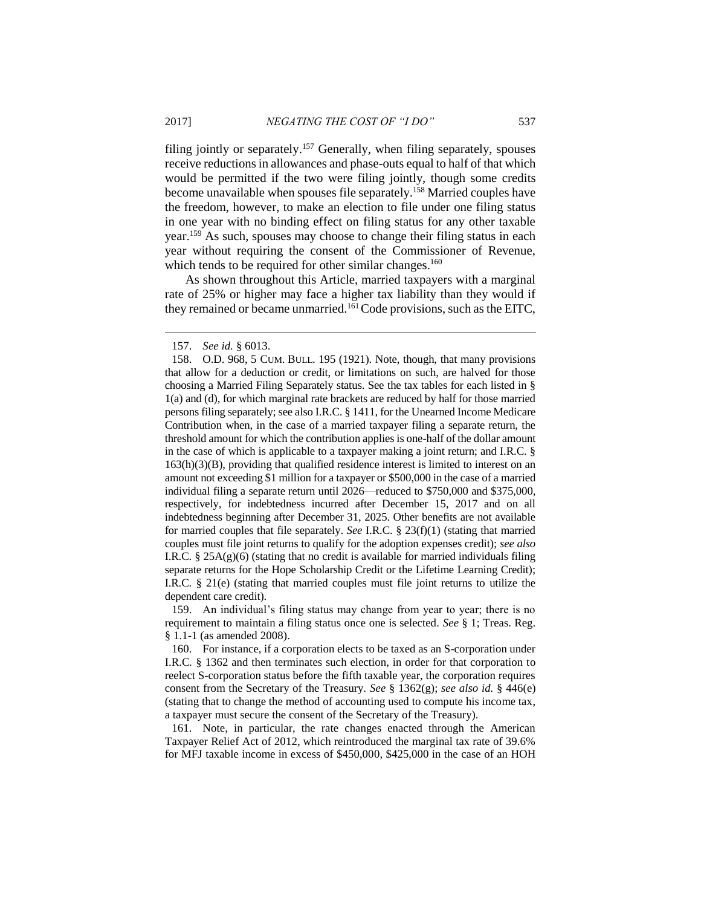filing jointly or separately.[157] Generally, when filing separately, spouses receive reductions in allowances and phase-outs equal to half of that which would be permitted if the two were filing jointly, though some credits become unavailable when spouses file separately.[158] Married couples have the freedom, however, to make an election to file under one filing status in one year with no binding effect on filing status for any other taxable year.[159] As such, spouses may choose to change their filing status in each year without requiring the consent of the Commissioner of Revenue, which tends to be required for other similar changes.[160]

As shown throughout this Article, married taxpayers with a marginal rate of 25% or higher may face a higher tax liability than they would if they remained or became unmarried.[161] Code provisions, such as the EITC,

---

157. *See id.* § 6013.

158. O.D. 968, 5 CUM. BULL. 195 (1921). Note, though, that many provisions that allow for a deduction or credit, or limitations on such, are halved for those choosing a Married Filing Separately status. See the tax tables for each listed in § 1(a) and (d), for which marginal rate brackets are reduced by half for those married persons filing separately; see also I.R.C. § 1411, for the Unearned Income Medicare Contribution when, in the case of a married taxpayer filing a separate return, the threshold amount for which the contribution applies is one-half of the dollar amount in the case of which is applicable to a taxpayer making a joint return; and I.R.C. § 163(h)(3)(B), providing that qualified residence interest is limited to interest on an amount not exceeding $1 million for a taxpayer or $500,000 in the case of a married individual filing a separate return until 2026—reduced to $750,000 and $375,000, respectively, for indebtedness incurred after December 15, 2017 and on all indebtedness beginning after December 31, 2025. Other benefits are not available for married couples that file separately. *See* I.R.C. § 23(f)(1) (stating that married couples must file joint returns to qualify for the adoption expenses credit); *see also* I.R.C. § 25A(g)(6) (stating that no credit is available for married individuals filing separate returns for the Hope Scholarship Credit or the Lifetime Learning Credit); I.R.C. § 21(e) (stating that married couples must file joint returns to utilize the dependent care credit).

159. An individual's filing status may change from year to year; there is no requirement to maintain a filing status once one is selected. *See* § 1; Treas. Reg. § 1.1-1 (as amended 2008).

160. For instance, if a corporation elects to be taxed as an S-corporation under I.R.C. § 1362 and then terminates such election, in order for that corporation to reelect S-corporation status before the fifth taxable year, the corporation requires consent from the Secretary of the Treasury. *See* § 1362(g); *see also id.* § 446(e) (stating that to change the method of accounting used to compute his income tax, a taxpayer must secure the consent of the Secretary of the Treasury).

161. Note, in particular, the rate changes enacted through the American Taxpayer Relief Act of 2012, which reintroduced the marginal tax rate of 39.6% for MFJ taxable income in excess of $450,000, $425,000 in the case of an HOH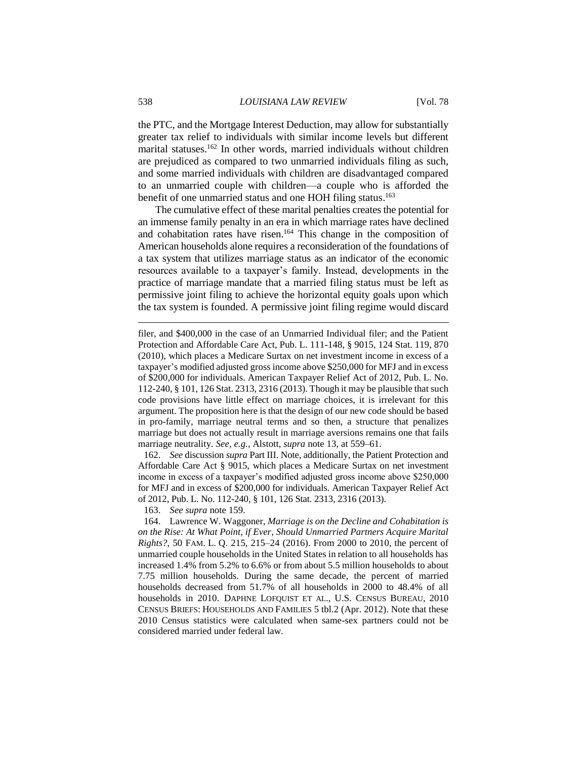the PTC, and the Mortgage Interest Deduction, may allow for substantially greater tax relief to individuals with similar income levels but different marital statuses.[162] In other words, married individuals without children are prejudiced as compared to two unmarried individuals filing as such, and some married individuals with children are disadvantaged compared to an unmarried couple with children—a couple who is afforded the benefit of one unmarried status and one HOH filing status.[163]

The cumulative effect of these marital penalties creates the potential for an immense family penalty in an era in which marriage rates have declined and cohabitation rates have risen.[164] This change in the composition of American households alone requires a reconsideration of the foundations of a tax system that utilizes marriage status as an indicator of the economic resources available to a taxpayer's family. Instead, developments in the practice of marriage mandate that a married filing status must be left as permissive joint filing to achieve the horizontal equity goals upon which the tax system is founded. A permissive joint filing regime would discard

---

filer, and \$400,000 in the case of an Unmarried Individual filer; and the Patient Protection and Affordable Care Act, Pub. L. 111-148, § 9015, 124 Stat. 119, 870 (2010), which places a Medicare Surtax on net investment income in excess of a taxpayer's modified adjusted gross income above \$250,000 for MFJ and in excess of \$200,000 for individuals. American Taxpayer Relief Act of 2012, Pub. L. No. 112-240, § 101, 126 Stat. 2313, 2316 (2013). Though it may be plausible that such code provisions have little effect on marriage choices, it is irrelevant for this argument. The proposition here is that the design of our new code should be based in pro-family, marriage neutral terms and so then, a structure that penalizes marriage but does not actually result in marriage aversions remains one that fails marriage neutrality. *See, e.g.*, Alstott, *supra* note 13, at 559–61.

162. *See* discussion *supra* Part III. Note, additionally, the Patient Protection and Affordable Care Act § 9015, which places a Medicare Surtax on net investment income in excess of a taxpayer's modified adjusted gross income above \$250,000 for MFJ and in excess of \$200,000 for individuals. American Taxpayer Relief Act of 2012, Pub. L. No. 112-240, § 101, 126 Stat. 2313, 2316 (2013).

163. *See supra* note 159.

164. Lawrence W. Waggoner, *Marriage is on the Decline and Cohabitation is on the Rise: At What Point, if Ever, Should Unmarried Partners Acquire Marital Rights?*, 50 FAM. L. Q. 215, 215–24 (2016). From 2000 to 2010, the percent of unmarried couple households in the United States in relation to all households has increased 1.4% from 5.2% to 6.6% or from about 5.5 million households to about 7.75 million households. During the same decade, the percent of married households decreased from 51.7% of all households in 2000 to 48.4% of all households in 2010. DAPHNE LOFQUIST ET AL., U.S. CENSUS BUREAU, 2010 CENSUS BRIEFS: HOUSEHOLDS AND FAMILIES 5 tbl.2 (Apr. 2012). Note that these 2010 Census statistics were calculated when same-sex partners could not be considered married under federal law.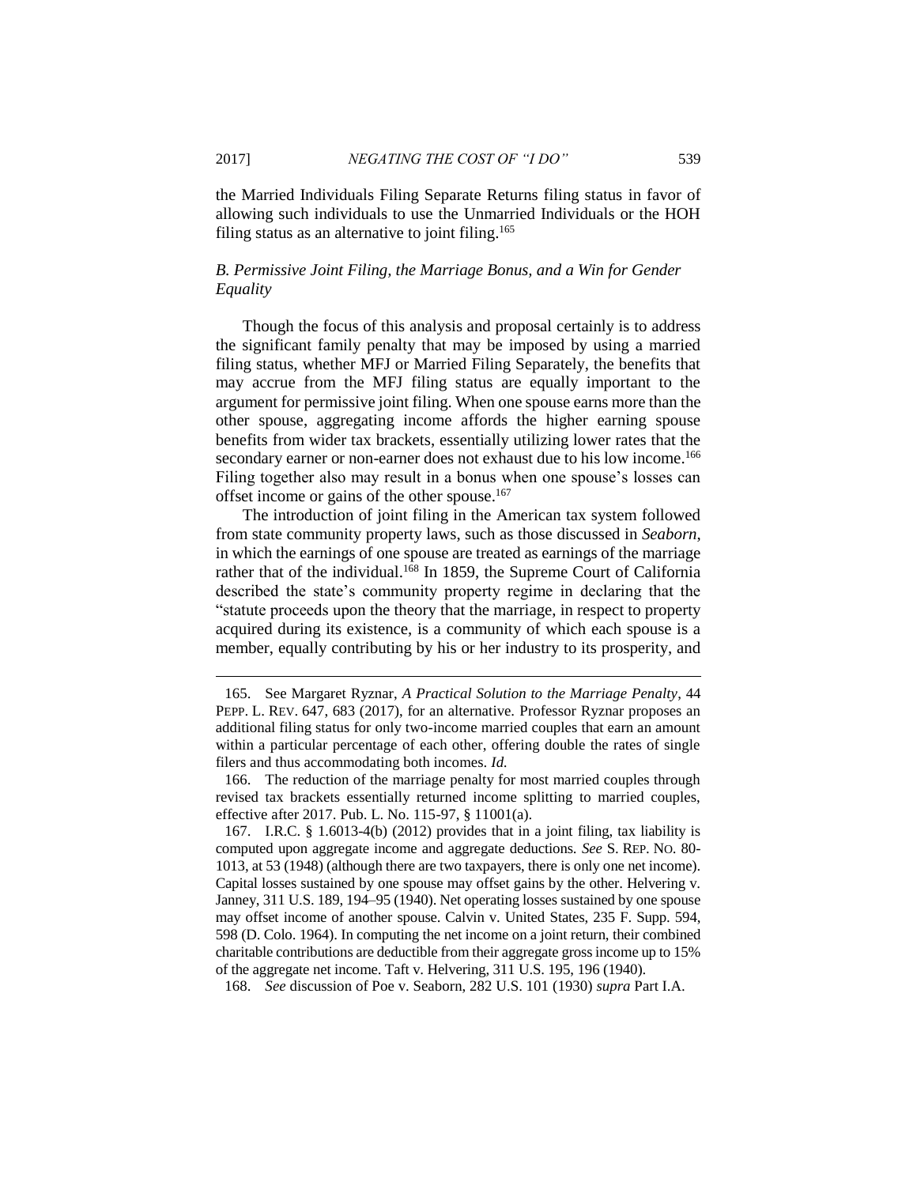the Married Individuals Filing Separate Returns filing status in favor of allowing such individuals to use the Unmarried Individuals or the HOH filing status as an alternative to joint filing.[165]

### *B. Permissive Joint Filing, the Marriage Bonus, and a Win for Gender Equality*

Though the focus of this analysis and proposal certainly is to address the significant family penalty that may be imposed by using a married filing status, whether MFJ or Married Filing Separately, the benefits that may accrue from the MFJ filing status are equally important to the argument for permissive joint filing. When one spouse earns more than the other spouse, aggregating income affords the higher earning spouse benefits from wider tax brackets, essentially utilizing lower rates that the secondary earner or non-earner does not exhaust due to his low income.[166] Filing together also may result in a bonus when one spouse's losses can offset income or gains of the other spouse.[167]

The introduction of joint filing in the American tax system followed from state community property laws, such as those discussed in *Seaborn*, in which the earnings of one spouse are treated as earnings of the marriage rather that of the individual.[168] In 1859, the Supreme Court of California described the state's community property regime in declaring that the "statute proceeds upon the theory that the marriage, in respect to property acquired during its existence, is a community of which each spouse is a member, equally contributing by his or her industry to its prosperity, and

---

165. See Margaret Ryznar, *A Practical Solution to the Marriage Penalty*, 44 PEPP. L. REV. 647, 683 (2017), for an alternative. Professor Ryznar proposes an additional filing status for only two-income married couples that earn an amount within a particular percentage of each other, offering double the rates of single filers and thus accommodating both incomes. *Id.*

166. The reduction of the marriage penalty for most married couples through revised tax brackets essentially returned income splitting to married couples, effective after 2017. Pub. L. No. 115-97, § 11001(a).

167. I.R.C. § 1.6013-4(b) (2012) provides that in a joint filing, tax liability is computed upon aggregate income and aggregate deductions. *See* S. REP. NO. 80-1013, at 53 (1948) (although there are two taxpayers, there is only one net income). Capital losses sustained by one spouse may offset gains by the other. Helvering v. Janney, 311 U.S. 189, 194–95 (1940). Net operating losses sustained by one spouse may offset income of another spouse. Calvin v. United States, 235 F. Supp. 594, 598 (D. Colo. 1964). In computing the net income on a joint return, their combined charitable contributions are deductible from their aggregate gross income up to 15% of the aggregate net income. Taft v. Helvering, 311 U.S. 195, 196 (1940).

168. *See* discussion of Poe v. Seaborn, 282 U.S. 101 (1930) *supra* Part I.A.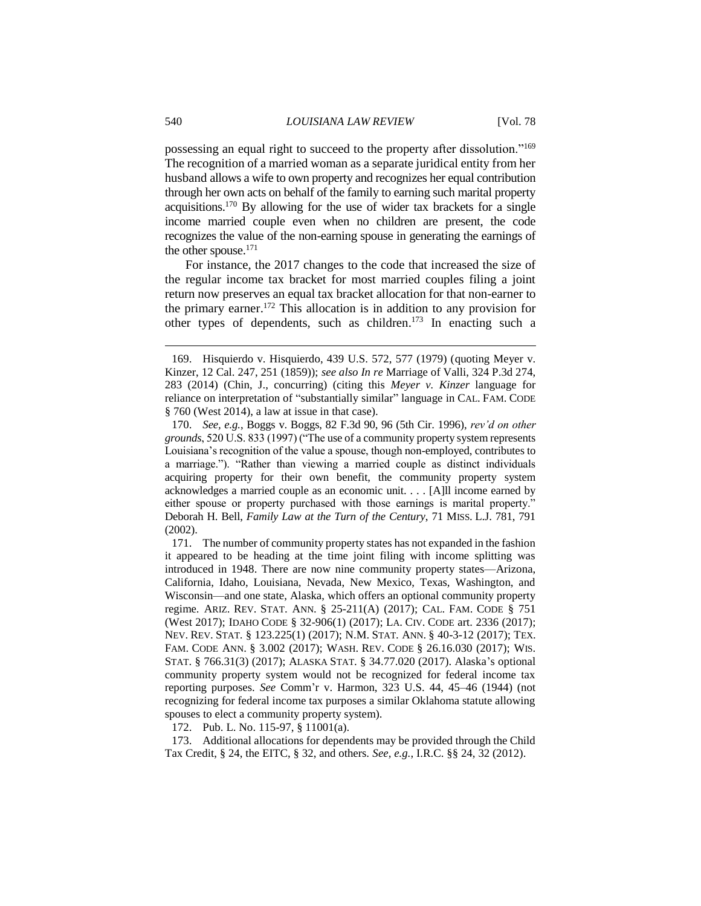possessing an equal right to succeed to the property after dissolution."[169] The recognition of a married woman as a separate juridical entity from her husband allows a wife to own property and recognizes her equal contribution through her own acts on behalf of the family to earning such marital property acquisitions.[170] By allowing for the use of wider tax brackets for a single income married couple even when no children are present, the code recognizes the value of the non-earning spouse in generating the earnings of the other spouse.[171]

For instance, the 2017 changes to the code that increased the size of the regular income tax bracket for most married couples filing a joint return now preserves an equal tax bracket allocation for that non-earner to the primary earner.[172] This allocation is in addition to any provision for other types of dependents, such as children.[173] In enacting such a

---

169. Hisquierdo v. Hisquierdo, 439 U.S. 572, 577 (1979) (quoting Meyer v. Kinzer, 12 Cal. 247, 251 (1859)); *see also In re* Marriage of Valli, 324 P.3d 274, 283 (2014) (Chin, J., concurring) (citing this *Meyer v. Kinzer* language for reliance on interpretation of "substantially similar" language in CAL. FAM. CODE § 760 (West 2014), a law at issue in that case).

170. *See, e.g.*, Boggs v. Boggs, 82 F.3d 90, 96 (5th Cir. 1996), *rev'd on other grounds*, 520 U.S. 833 (1997) ("The use of a community property system represents Louisiana's recognition of the value a spouse, though non-employed, contributes to a marriage."). "Rather than viewing a married couple as distinct individuals acquiring property for their own benefit, the community property system acknowledges a married couple as an economic unit. . . . [A]ll income earned by either spouse or property purchased with those earnings is marital property." Deborah H. Bell, *Family Law at the Turn of the Century*, 71 MISS. L.J. 781, 791 (2002).

171. The number of community property states has not expanded in the fashion it appeared to be heading at the time joint filing with income splitting was introduced in 1948. There are now nine community property states—Arizona, California, Idaho, Louisiana, Nevada, New Mexico, Texas, Washington, and Wisconsin—and one state, Alaska, which offers an optional community property regime. ARIZ. REV. STAT. ANN. § 25-211(A) (2017); CAL. FAM. CODE § 751 (West 2017); IDAHO CODE § 32-906(1) (2017); LA. CIV. CODE art. 2336 (2017); NEV. REV. STAT. § 123.225(1) (2017); N.M. STAT. ANN. § 40-3-12 (2017); TEX. FAM. CODE ANN. § 3.002 (2017); WASH. REV. CODE § 26.16.030 (2017); WIS. STAT. § 766.31(3) (2017); ALASKA STAT. § 34.77.020 (2017). Alaska's optional community property system would not be recognized for federal income tax reporting purposes. *See* Comm'r v. Harmon, 323 U.S. 44, 45–46 (1944) (not recognizing for federal income tax purposes a similar Oklahoma statute allowing spouses to elect a community property system).

172. Pub. L. No. 115-97, § 11001(a).

173. Additional allocations for dependents may be provided through the Child Tax Credit, § 24, the EITC, § 32, and others. *See, e.g.*, I.R.C. §§ 24, 32 (2012).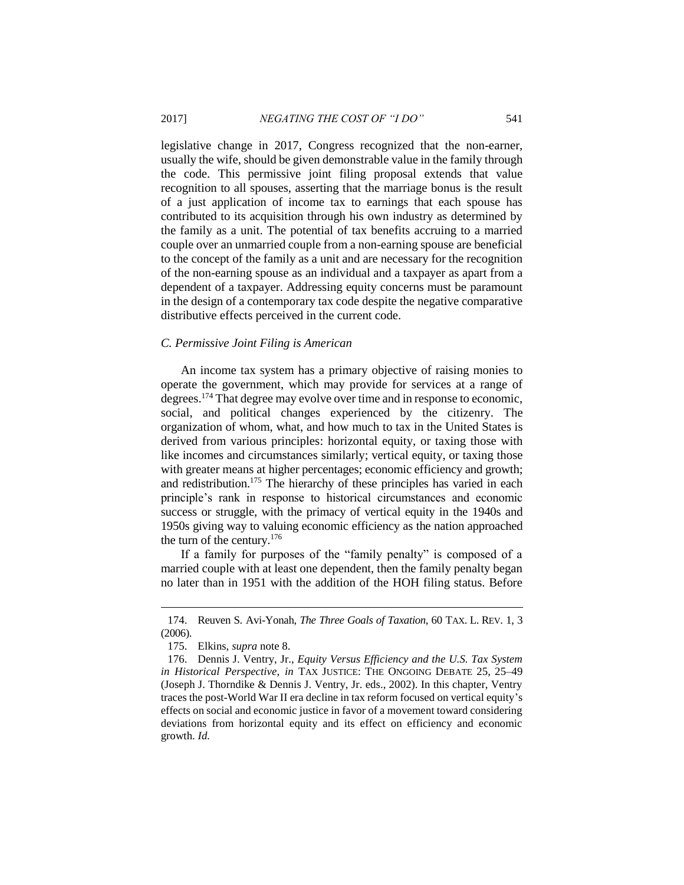legislative change in 2017, Congress recognized that the non-earner, usually the wife, should be given demonstrable value in the family through the code. This permissive joint filing proposal extends that value recognition to all spouses, asserting that the marriage bonus is the result of a just application of income tax to earnings that each spouse has contributed to its acquisition through his own industry as determined by the family as a unit. The potential of tax benefits accruing to a married couple over an unmarried couple from a non-earning spouse are beneficial to the concept of the family as a unit and are necessary for the recognition of the non-earning spouse as an individual and a taxpayer as apart from a dependent of a taxpayer. Addressing equity concerns must be paramount in the design of a contemporary tax code despite the negative comparative distributive effects perceived in the current code.

### *C. Permissive Joint Filing is American*

An income tax system has a primary objective of raising monies to operate the government, which may provide for services at a range of degrees.[174] That degree may evolve over time and in response to economic, social, and political changes experienced by the citizenry. The organization of whom, what, and how much to tax in the United States is derived from various principles: horizontal equity, or taxing those with like incomes and circumstances similarly; vertical equity, or taxing those with greater means at higher percentages; economic efficiency and growth; and redistribution.[175] The hierarchy of these principles has varied in each principle's rank in response to historical circumstances and economic success or struggle, with the primacy of vertical equity in the 1940s and 1950s giving way to valuing economic efficiency as the nation approached the turn of the century.[176]

If a family for purposes of the "family penalty" is composed of a married couple with at least one dependent, then the family penalty began no later than in 1951 with the addition of the HOH filing status. Before

---

174. Reuven S. Avi-Yonah, *The Three Goals of Taxation*, 60 TAX. L. REV. 1, 3 (2006).

175. Elkins, *supra* note 8.

176. Dennis J. Ventry, Jr., *Equity Versus Efficiency and the U.S. Tax System in Historical Perspective*, *in* TAX JUSTICE: THE ONGOING DEBATE 25, 25–49 (Joseph J. Thorndike & Dennis J. Ventry, Jr. eds., 2002). In this chapter, Ventry traces the post-World War II era decline in tax reform focused on vertical equity's effects on social and economic justice in favor of a movement toward considering deviations from horizontal equity and its effect on efficiency and economic growth. *Id.*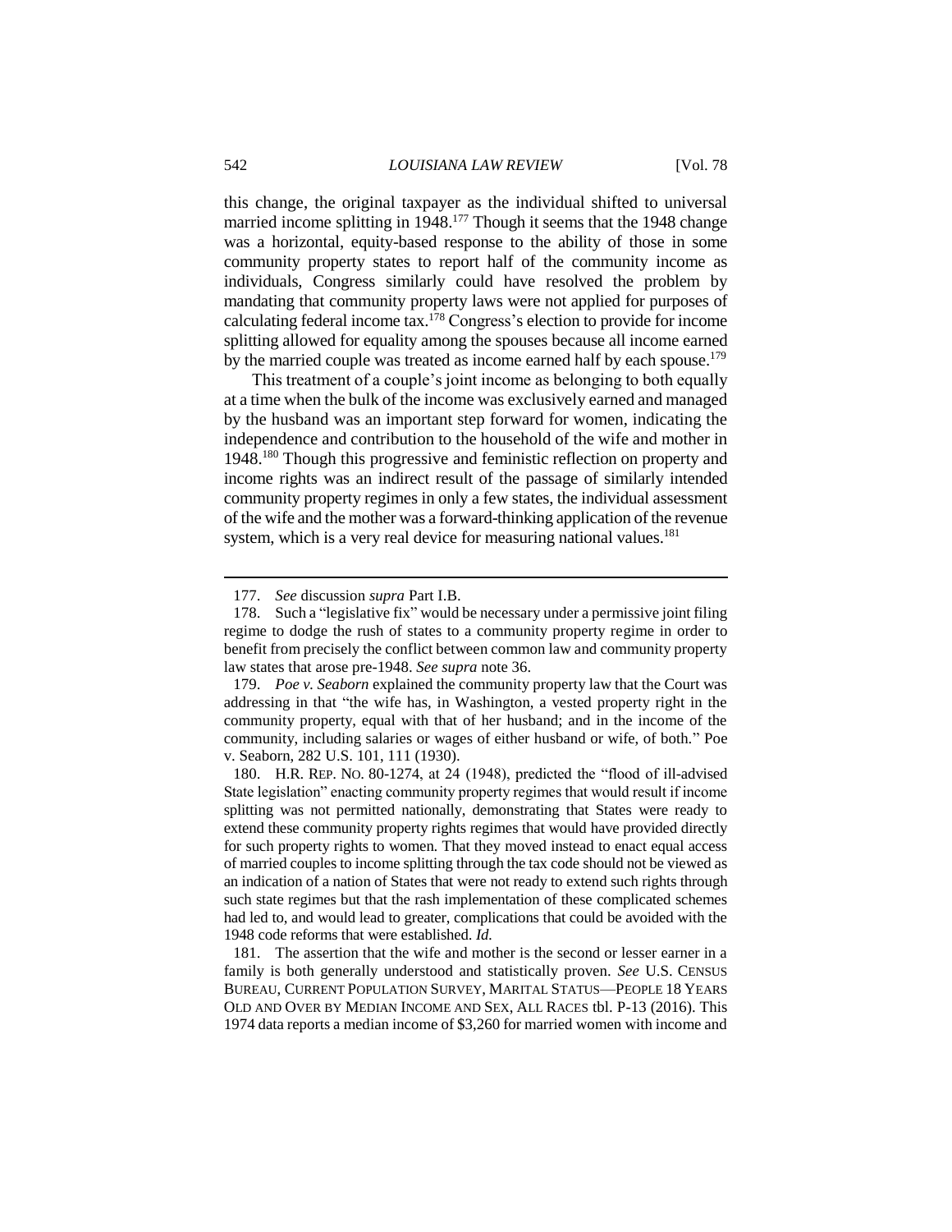this change, the original taxpayer as the individual shifted to universal married income splitting in 1948.[177] Though it seems that the 1948 change was a horizontal, equity-based response to the ability of those in some community property states to report half of the community income as individuals, Congress similarly could have resolved the problem by mandating that community property laws were not applied for purposes of calculating federal income tax.[178] Congress's election to provide for income splitting allowed for equality among the spouses because all income earned by the married couple was treated as income earned half by each spouse.[179]

This treatment of a couple's joint income as belonging to both equally at a time when the bulk of the income was exclusively earned and managed by the husband was an important step forward for women, indicating the independence and contribution to the household of the wife and mother in 1948.[180] Though this progressive and feministic reflection on property and income rights was an indirect result of the passage of similarly intended community property regimes in only a few states, the individual assessment of the wife and the mother was a forward-thinking application of the revenue system, which is a very real device for measuring national values.[181]

---

177. *See* discussion *supra* Part I.B.

178. Such a "legislative fix" would be necessary under a permissive joint filing regime to dodge the rush of states to a community property regime in order to benefit from precisely the conflict between common law and community property law states that arose pre-1948. *See supra* note 36.

179. *Poe v. Seaborn* explained the community property law that the Court was addressing in that "the wife has, in Washington, a vested property right in the community property, equal with that of her husband; and in the income of the community, including salaries or wages of either husband or wife, of both." Poe v. Seaborn, 282 U.S. 101, 111 (1930).

180. H.R. REP. NO. 80-1274, at 24 (1948), predicted the "flood of ill-advised State legislation" enacting community property regimes that would result if income splitting was not permitted nationally, demonstrating that States were ready to extend these community property rights regimes that would have provided directly for such property rights to women. That they moved instead to enact equal access of married couples to income splitting through the tax code should not be viewed as an indication of a nation of States that were not ready to extend such rights through such state regimes but that the rash implementation of these complicated schemes had led to, and would lead to greater, complications that could be avoided with the 1948 code reforms that were established. *Id.*

181. The assertion that the wife and mother is the second or lesser earner in a family is both generally understood and statistically proven. *See* U.S. CENSUS BUREAU, CURRENT POPULATION SURVEY, MARITAL STATUS—PEOPLE 18 YEARS OLD AND OVER BY MEDIAN INCOME AND SEX, ALL RACES tbl. P-13 (2016). This 1974 data reports a median income of $3,260 for married women with income and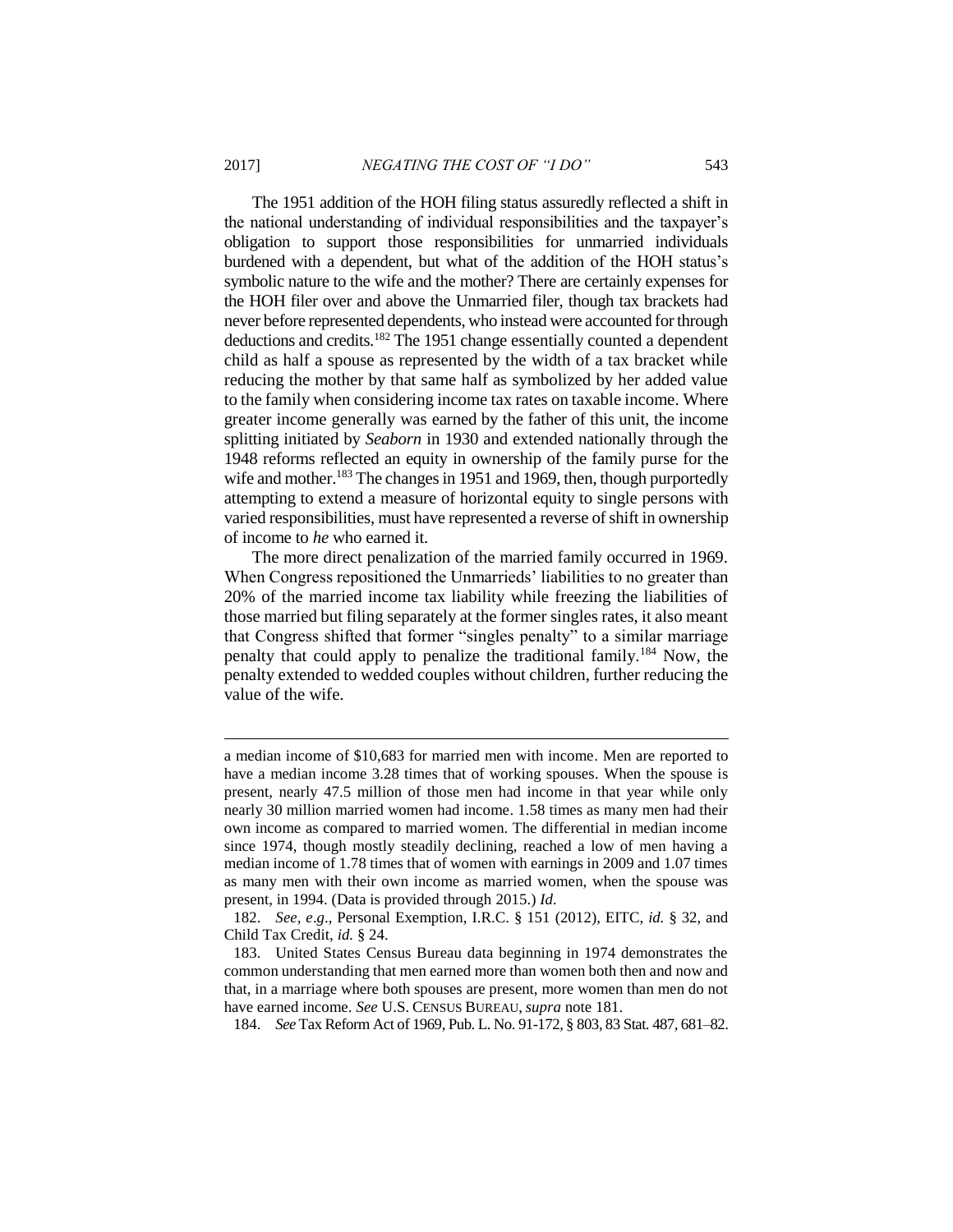The 1951 addition of the HOH filing status assuredly reflected a shift in the national understanding of individual responsibilities and the taxpayer's obligation to support those responsibilities for unmarried individuals burdened with a dependent, but what of the addition of the HOH status's symbolic nature to the wife and the mother? There are certainly expenses for the HOH filer over and above the Unmarried filer, though tax brackets had never before represented dependents, who instead were accounted for through deductions and credits.[182] The 1951 change essentially counted a dependent child as half a spouse as represented by the width of a tax bracket while reducing the mother by that same half as symbolized by her added value to the family when considering income tax rates on taxable income. Where greater income generally was earned by the father of this unit, the income splitting initiated by *Seaborn* in 1930 and extended nationally through the 1948 reforms reflected an equity in ownership of the family purse for the wife and mother.[183] The changes in 1951 and 1969, then, though purportedly attempting to extend a measure of horizontal equity to single persons with varied responsibilities, must have represented a reverse of shift in ownership of income to *he* who earned it.

The more direct penalization of the married family occurred in 1969. When Congress repositioned the Unmarrieds' liabilities to no greater than 20% of the married income tax liability while freezing the liabilities of those married but filing separately at the former singles rates, it also meant that Congress shifted that former "singles penalty" to a similar marriage penalty that could apply to penalize the traditional family.[184] Now, the penalty extended to wedded couples without children, further reducing the value of the wife.

---

a median income of $10,683 for married men with income. Men are reported to have a median income 3.28 times that of working spouses. When the spouse is present, nearly 47.5 million of those men had income in that year while only nearly 30 million married women had income. 1.58 times as many men had their own income as compared to married women. The differential in median income since 1974, though mostly steadily declining, reached a low of men having a median income of 1.78 times that of women with earnings in 2009 and 1.07 times as many men with their own income as married women, when the spouse was present, in 1994. (Data is provided through 2015.) *Id.*

182. *See, e.g.*, Personal Exemption, I.R.C. § 151 (2012), EITC, *id.* § 32, and Child Tax Credit, *id.* § 24.

183. United States Census Bureau data beginning in 1974 demonstrates the common understanding that men earned more than women both then and now and that, in a marriage where both spouses are present, more women than men do not have earned income. *See* U.S. CENSUS BUREAU, *supra* note 181.

184. *See* Tax Reform Act of 1969, Pub. L. No. 91-172, § 803, 83 Stat. 487, 681–82.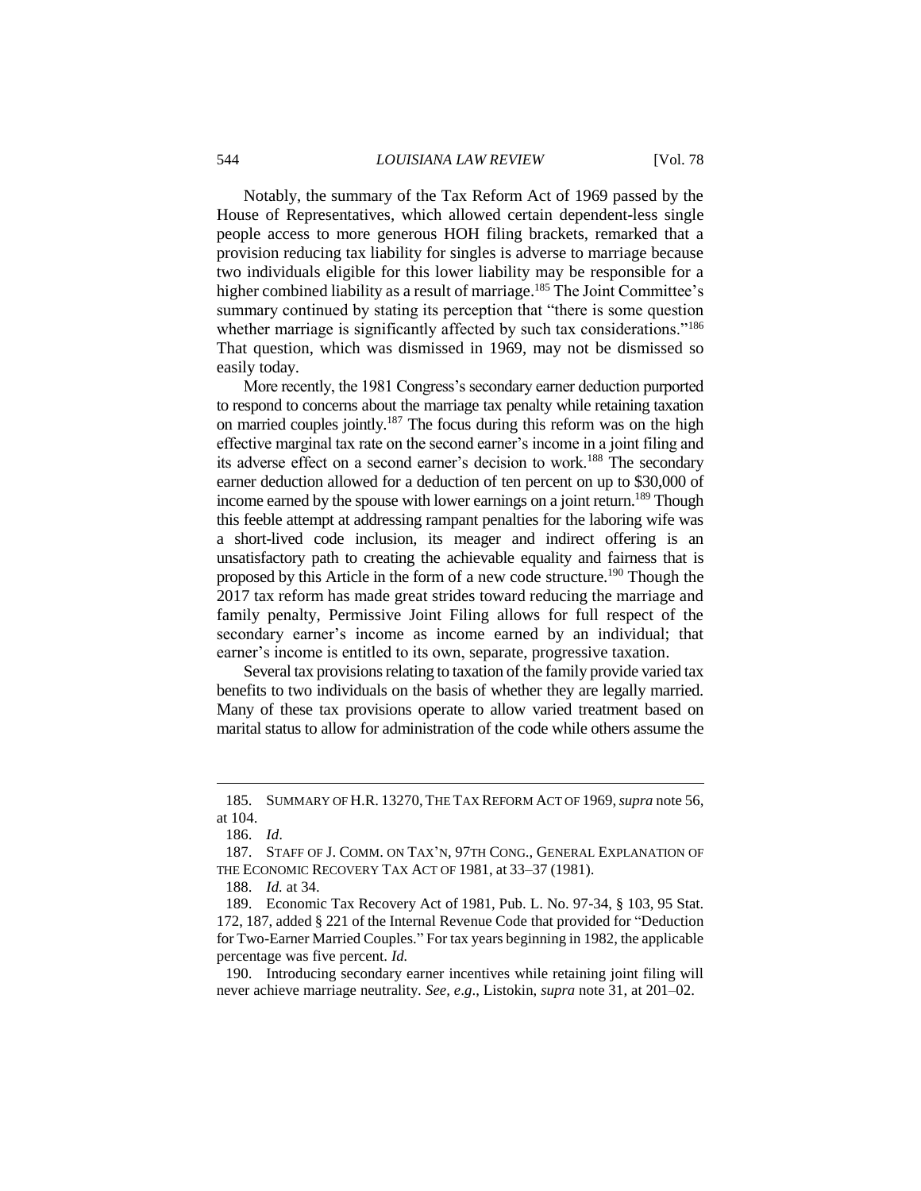Notably, the summary of the Tax Reform Act of 1969 passed by the House of Representatives, which allowed certain dependent-less single people access to more generous HOH filing brackets, remarked that a provision reducing tax liability for singles is adverse to marriage because two individuals eligible for this lower liability may be responsible for a higher combined liability as a result of marriage.[185] The Joint Committee's summary continued by stating its perception that "there is some question whether marriage is significantly affected by such tax considerations."[186] That question, which was dismissed in 1969, may not be dismissed so easily today.

More recently, the 1981 Congress's secondary earner deduction purported to respond to concerns about the marriage tax penalty while retaining taxation on married couples jointly.[187] The focus during this reform was on the high effective marginal tax rate on the second earner's income in a joint filing and its adverse effect on a second earner's decision to work.[188] The secondary earner deduction allowed for a deduction of ten percent on up to $30,000 of income earned by the spouse with lower earnings on a joint return.[189] Though this feeble attempt at addressing rampant penalties for the laboring wife was a short-lived code inclusion, its meager and indirect offering is an unsatisfactory path to creating the achievable equality and fairness that is proposed by this Article in the form of a new code structure.[190] Though the 2017 tax reform has made great strides toward reducing the marriage and family penalty, Permissive Joint Filing allows for full respect of the secondary earner's income as income earned by an individual; that earner's income is entitled to its own, separate, progressive taxation.

Several tax provisions relating to taxation of the family provide varied tax benefits to two individuals on the basis of whether they are legally married. Many of these tax provisions operate to allow varied treatment based on marital status to allow for administration of the code while others assume the

---

185. SUMMARY OF H.R. 13270, THE TAX REFORM ACT OF 1969, *supra* note 56, at 104.

186. *Id*.

187. STAFF OF J. COMM. ON TAX'N, 97TH CONG., GENERAL EXPLANATION OF THE ECONOMIC RECOVERY TAX ACT OF 1981, at 33–37 (1981).

188. *Id.* at 34.

189. Economic Tax Recovery Act of 1981, Pub. L. No. 97-34, § 103, 95 Stat. 172, 187, added § 221 of the Internal Revenue Code that provided for "Deduction for Two-Earner Married Couples." For tax years beginning in 1982, the applicable percentage was five percent. *Id.*

190. Introducing secondary earner incentives while retaining joint filing will never achieve marriage neutrality. *See, e.g*., Listokin, *supra* note 31, at 201–02.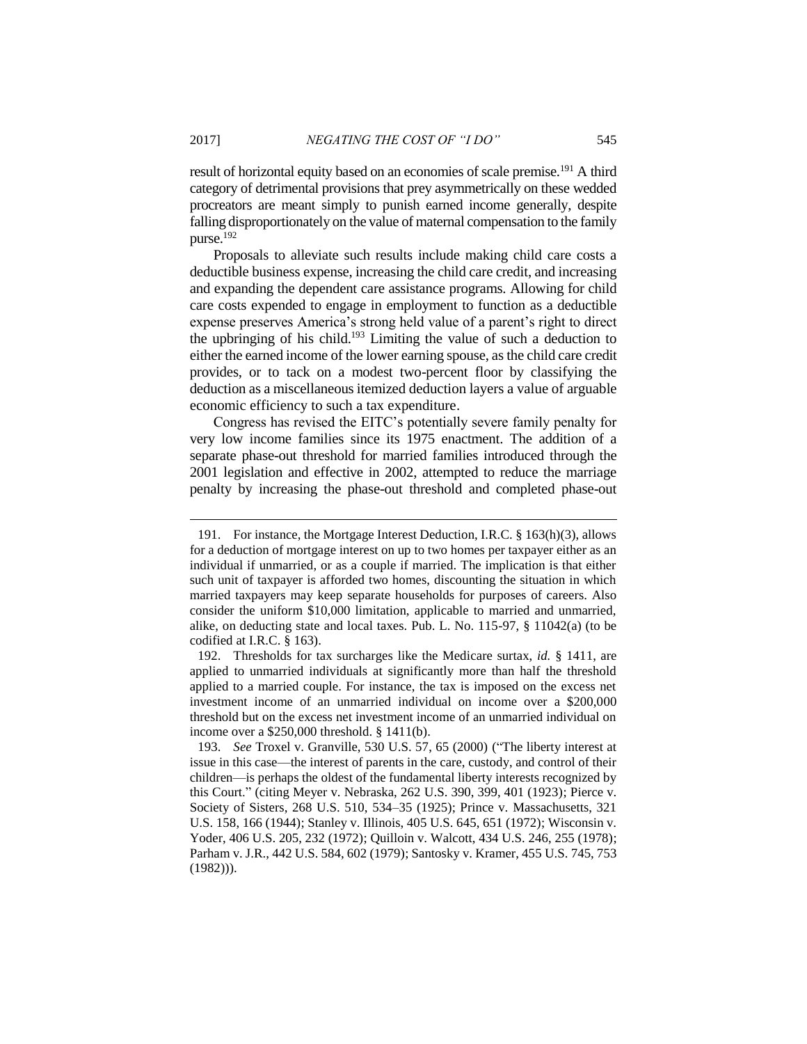result of horizontal equity based on an economies of scale premise.[191] A third category of detrimental provisions that prey asymmetrically on these wedded procreators are meant simply to punish earned income generally, despite falling disproportionately on the value of maternal compensation to the family purse.[192]

Proposals to alleviate such results include making child care costs a deductible business expense, increasing the child care credit, and increasing and expanding the dependent care assistance programs. Allowing for child care costs expended to engage in employment to function as a deductible expense preserves America's strong held value of a parent's right to direct the upbringing of his child.[193] Limiting the value of such a deduction to either the earned income of the lower earning spouse, as the child care credit provides, or to tack on a modest two-percent floor by classifying the deduction as a miscellaneous itemized deduction layers a value of arguable economic efficiency to such a tax expenditure.

Congress has revised the EITC's potentially severe family penalty for very low income families since its 1975 enactment. The addition of a separate phase-out threshold for married families introduced through the 2001 legislation and effective in 2002, attempted to reduce the marriage penalty by increasing the phase-out threshold and completed phase-out

---

191. For instance, the Mortgage Interest Deduction, I.R.C. § 163(h)(3), allows for a deduction of mortgage interest on up to two homes per taxpayer either as an individual if unmarried, or as a couple if married. The implication is that either such unit of taxpayer is afforded two homes, discounting the situation in which married taxpayers may keep separate households for purposes of careers. Also consider the uniform $10,000 limitation, applicable to married and unmarried, alike, on deducting state and local taxes. Pub. L. No. 115-97, § 11042(a) (to be codified at I.R.C. § 163).

192. Thresholds for tax surcharges like the Medicare surtax, *id.* § 1411, are applied to unmarried individuals at significantly more than half the threshold applied to a married couple. For instance, the tax is imposed on the excess net investment income of an unmarried individual on income over a $200,000 threshold but on the excess net investment income of an unmarried individual on income over a $250,000 threshold. § 1411(b).

193. *See* Troxel v. Granville, 530 U.S. 57, 65 (2000) ("The liberty interest at issue in this case—the interest of parents in the care, custody, and control of their children—is perhaps the oldest of the fundamental liberty interests recognized by this Court." (citing Meyer v. Nebraska, 262 U.S. 390, 399, 401 (1923); Pierce v. Society of Sisters, 268 U.S. 510, 534–35 (1925); Prince v. Massachusetts, 321 U.S. 158, 166 (1944); Stanley v. Illinois, 405 U.S. 645, 651 (1972); Wisconsin v. Yoder, 406 U.S. 205, 232 (1972); Quilloin v. Walcott, 434 U.S. 246, 255 (1978); Parham v. J.R., 442 U.S. 584, 602 (1979); Santosky v. Kramer, 455 U.S. 745, 753 (1982))).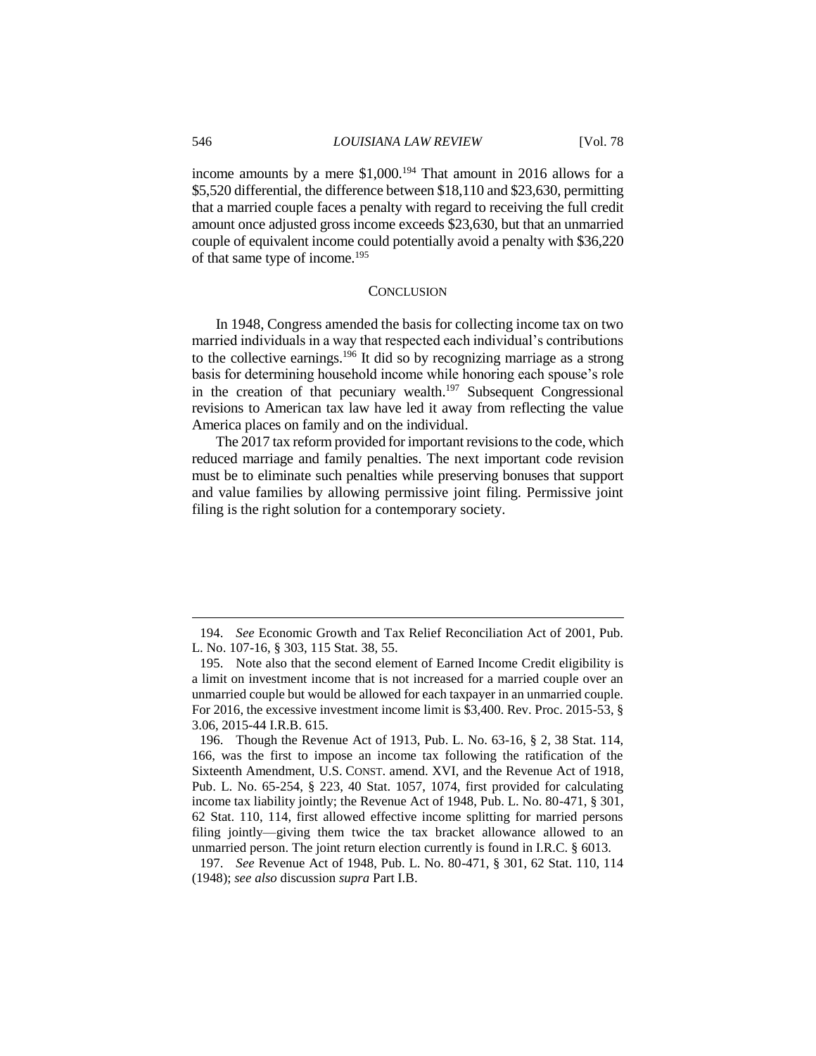income amounts by a mere $1,000.[194] That amount in 2016 allows for a $5,520 differential, the difference between $18,110 and $23,630, permitting that a married couple faces a penalty with regard to receiving the full credit amount once adjusted gross income exceeds $23,630, but that an unmarried couple of equivalent income could potentially avoid a penalty with $36,220 of that same type of income.[195]

## CONCLUSION

In 1948, Congress amended the basis for collecting income tax on two married individuals in a way that respected each individual's contributions to the collective earnings.[196] It did so by recognizing marriage as a strong basis for determining household income while honoring each spouse's role in the creation of that pecuniary wealth.[197] Subsequent Congressional revisions to American tax law have led it away from reflecting the value America places on family and on the individual.

The 2017 tax reform provided for important revisions to the code, which reduced marriage and family penalties. The next important code revision must be to eliminate such penalties while preserving bonuses that support and value families by allowing permissive joint filing. Permissive joint filing is the right solution for a contemporary society.

---

194. *See* Economic Growth and Tax Relief Reconciliation Act of 2001, Pub. L. No. 107-16, § 303, 115 Stat. 38, 55.

195. Note also that the second element of Earned Income Credit eligibility is a limit on investment income that is not increased for a married couple over an unmarried couple but would be allowed for each taxpayer in an unmarried couple. For 2016, the excessive investment income limit is $3,400. Rev. Proc. 2015-53, § 3.06, 2015-44 I.R.B. 615.

196. Though the Revenue Act of 1913, Pub. L. No. 63-16, § 2, 38 Stat. 114, 166, was the first to impose an income tax following the ratification of the Sixteenth Amendment, U.S. CONST. amend. XVI, and the Revenue Act of 1918, Pub. L. No. 65-254, § 223, 40 Stat. 1057, 1074, first provided for calculating income tax liability jointly; the Revenue Act of 1948, Pub. L. No. 80-471, § 301, 62 Stat. 110, 114, first allowed effective income splitting for married persons filing jointly—giving them twice the tax bracket allowance allowed to an unmarried person. The joint return election currently is found in I.R.C. § 6013.

197. *See* Revenue Act of 1948, Pub. L. No. 80-471, § 301, 62 Stat. 110, 114 (1948); *see also* discussion *supra* Part I.B.